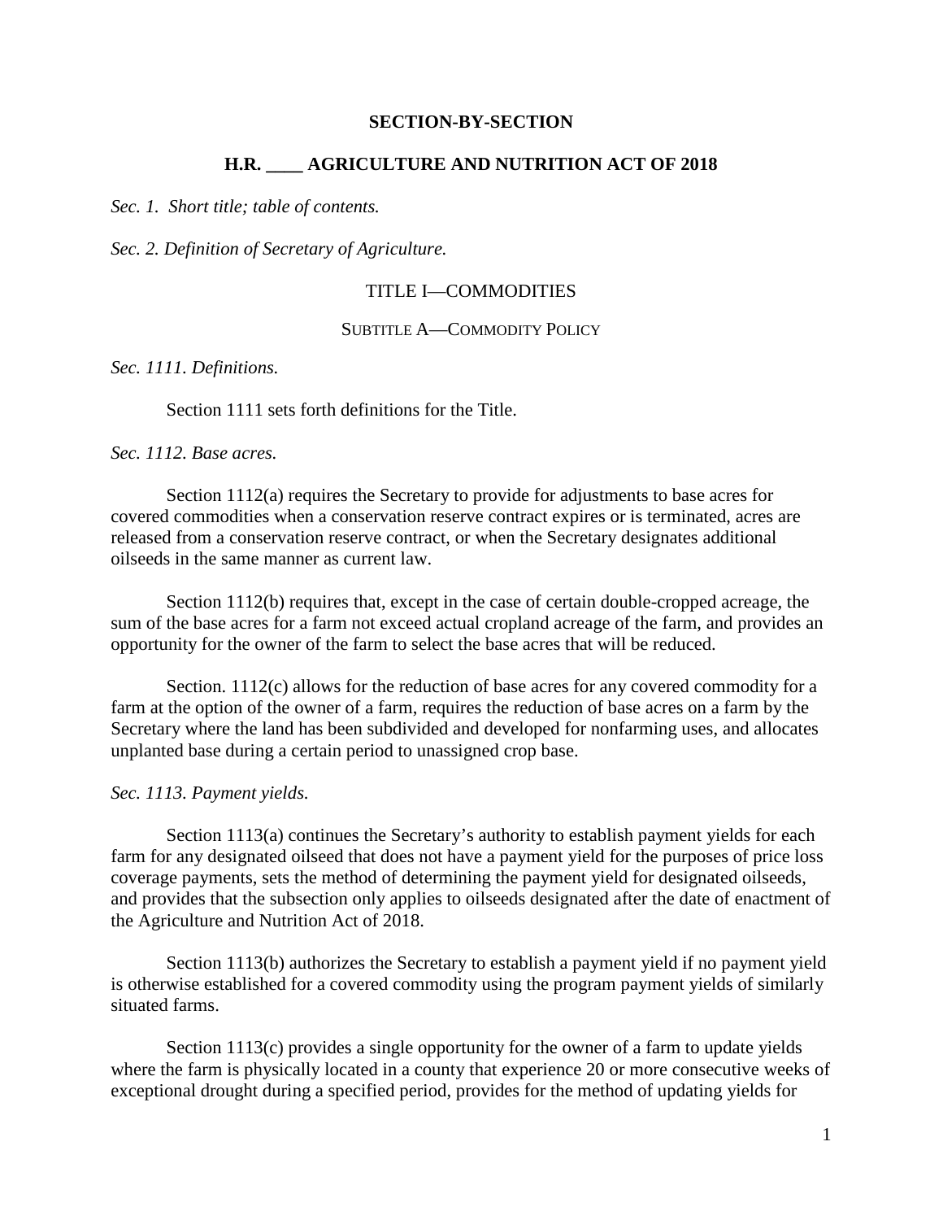# SECTION-BY-SECTION

## H.R. ____ AGRICULTURE AND NUTRITION ACT OF 2018

*Sec. 1. Short title; table of contents.*

*Sec. 2. Definition of Secretary of Agriculture.*

## TITLE I—COMMODITIES

### SUBTITLE A—COMMODITY POLICY

*Sec. 1111. Definitions.*

Section 1111 sets forth definitions for the Title.

*Sec. 1112. Base acres.*

Section 1112(a) requires the Secretary to provide for adjustments to base acres for covered commodities when a conservation reserve contract expires or is terminated, acres are released from a conservation reserve contract, or when the Secretary designates additional oilseeds in the same manner as current law.

Section 1112(b) requires that, except in the case of certain double-cropped acreage, the sum of the base acres for a farm not exceed actual cropland acreage of the farm, and provides an opportunity for the owner of the farm to select the base acres that will be reduced.

Section. 1112(c) allows for the reduction of base acres for any covered commodity for a farm at the option of the owner of a farm, requires the reduction of base acres on a farm by the Secretary where the land has been subdivided and developed for nonfarming uses, and allocates unplanted base during a certain period to unassigned crop base.

*Sec. 1113. Payment yields.*

Section 1113(a) continues the Secretary's authority to establish payment yields for each farm for any designated oilseed that does not have a payment yield for the purposes of price loss coverage payments, sets the method of determining the payment yield for designated oilseeds, and provides that the subsection only applies to oilseeds designated after the date of enactment of the Agriculture and Nutrition Act of 2018.

Section 1113(b) authorizes the Secretary to establish a payment yield if no payment yield is otherwise established for a covered commodity using the program payment yields of similarly situated farms.

Section 1113(c) provides a single opportunity for the owner of a farm to update yields where the farm is physically located in a county that experience 20 or more consecutive weeks of exceptional drought during a specified period, provides for the method of updating yields for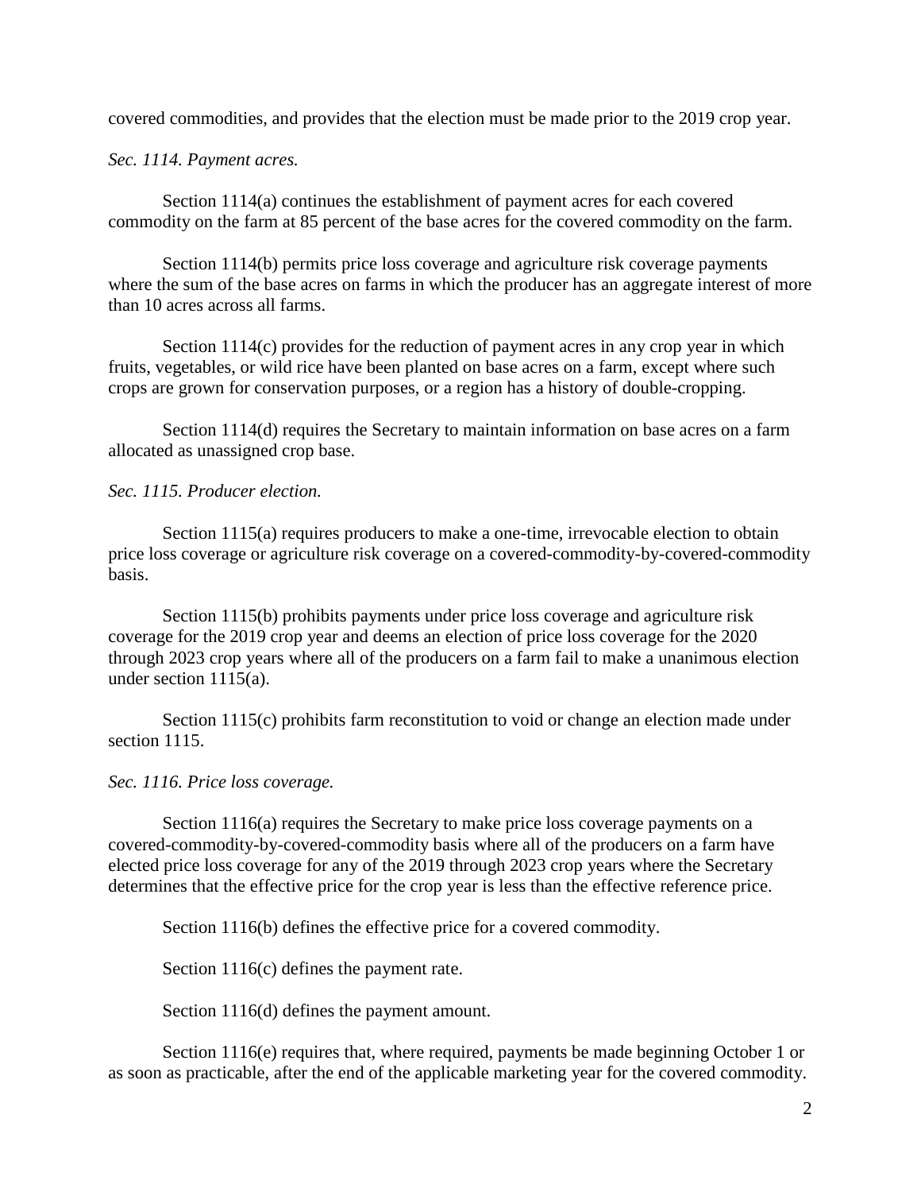covered commodities, and provides that the election must be made prior to the 2019 crop year.

*Sec. 1114. Payment acres.*

Section 1114(a) continues the establishment of payment acres for each covered commodity on the farm at 85 percent of the base acres for the covered commodity on the farm.

Section 1114(b) permits price loss coverage and agriculture risk coverage payments where the sum of the base acres on farms in which the producer has an aggregate interest of more than 10 acres across all farms.

Section 1114(c) provides for the reduction of payment acres in any crop year in which fruits, vegetables, or wild rice have been planted on base acres on a farm, except where such crops are grown for conservation purposes, or a region has a history of double-cropping.

Section 1114(d) requires the Secretary to maintain information on base acres on a farm allocated as unassigned crop base.

*Sec. 1115. Producer election.*

Section 1115(a) requires producers to make a one-time, irrevocable election to obtain price loss coverage or agriculture risk coverage on a covered-commodity-by-covered-commodity basis.

Section 1115(b) prohibits payments under price loss coverage and agriculture risk coverage for the 2019 crop year and deems an election of price loss coverage for the 2020 through 2023 crop years where all of the producers on a farm fail to make a unanimous election under section 1115(a).

Section 1115(c) prohibits farm reconstitution to void or change an election made under section 1115.

*Sec. 1116. Price loss coverage.*

Section 1116(a) requires the Secretary to make price loss coverage payments on a covered-commodity-by-covered-commodity basis where all of the producers on a farm have elected price loss coverage for any of the 2019 through 2023 crop years where the Secretary determines that the effective price for the crop year is less than the effective reference price.

Section 1116(b) defines the effective price for a covered commodity.

Section 1116(c) defines the payment rate.

Section 1116(d) defines the payment amount.

Section 1116(e) requires that, where required, payments be made beginning October 1 or as soon as practicable, after the end of the applicable marketing year for the covered commodity.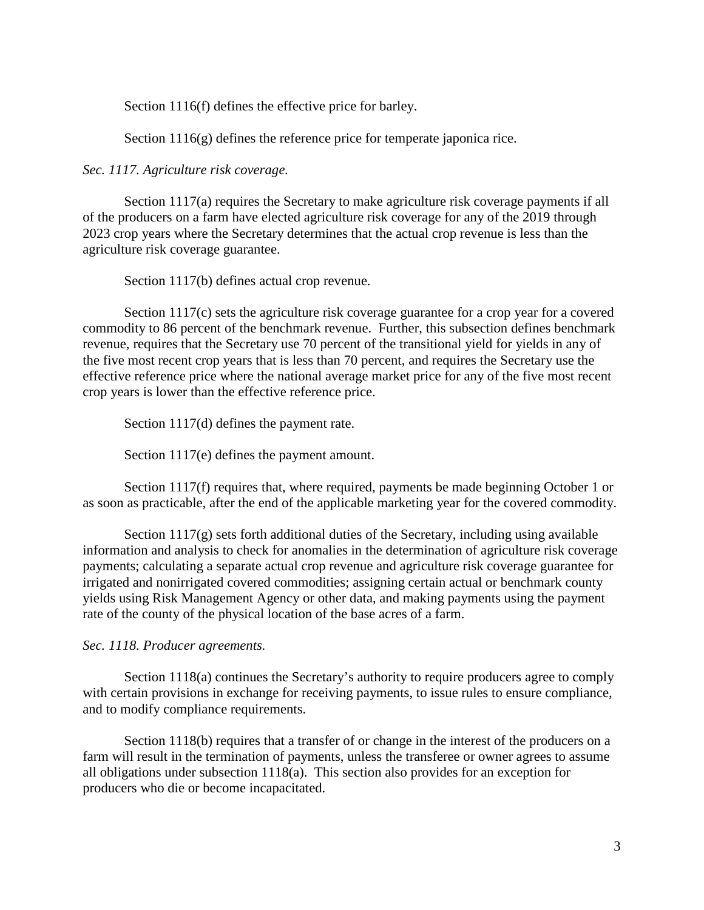Section 1116(f) defines the effective price for barley.

Section 1116(g) defines the reference price for temperate japonica rice.

*Sec. 1117. Agriculture risk coverage.*

Section 1117(a) requires the Secretary to make agriculture risk coverage payments if all of the producers on a farm have elected agriculture risk coverage for any of the 2019 through 2023 crop years where the Secretary determines that the actual crop revenue is less than the agriculture risk coverage guarantee.

Section 1117(b) defines actual crop revenue.

Section 1117(c) sets the agriculture risk coverage guarantee for a crop year for a covered commodity to 86 percent of the benchmark revenue. Further, this subsection defines benchmark revenue, requires that the Secretary use 70 percent of the transitional yield for yields in any of the five most recent crop years that is less than 70 percent, and requires the Secretary use the effective reference price where the national average market price for any of the five most recent crop years is lower than the effective reference price.

Section 1117(d) defines the payment rate.

Section 1117(e) defines the payment amount.

Section 1117(f) requires that, where required, payments be made beginning October 1 or as soon as practicable, after the end of the applicable marketing year for the covered commodity.

Section 1117(g) sets forth additional duties of the Secretary, including using available information and analysis to check for anomalies in the determination of agriculture risk coverage payments; calculating a separate actual crop revenue and agriculture risk coverage guarantee for irrigated and nonirrigated covered commodities; assigning certain actual or benchmark county yields using Risk Management Agency or other data, and making payments using the payment rate of the county of the physical location of the base acres of a farm.

*Sec. 1118. Producer agreements.*

Section 1118(a) continues the Secretary's authority to require producers agree to comply with certain provisions in exchange for receiving payments, to issue rules to ensure compliance, and to modify compliance requirements.

Section 1118(b) requires that a transfer of or change in the interest of the producers on a farm will result in the termination of payments, unless the transferee or owner agrees to assume all obligations under subsection 1118(a). This section also provides for an exception for producers who die or become incapacitated.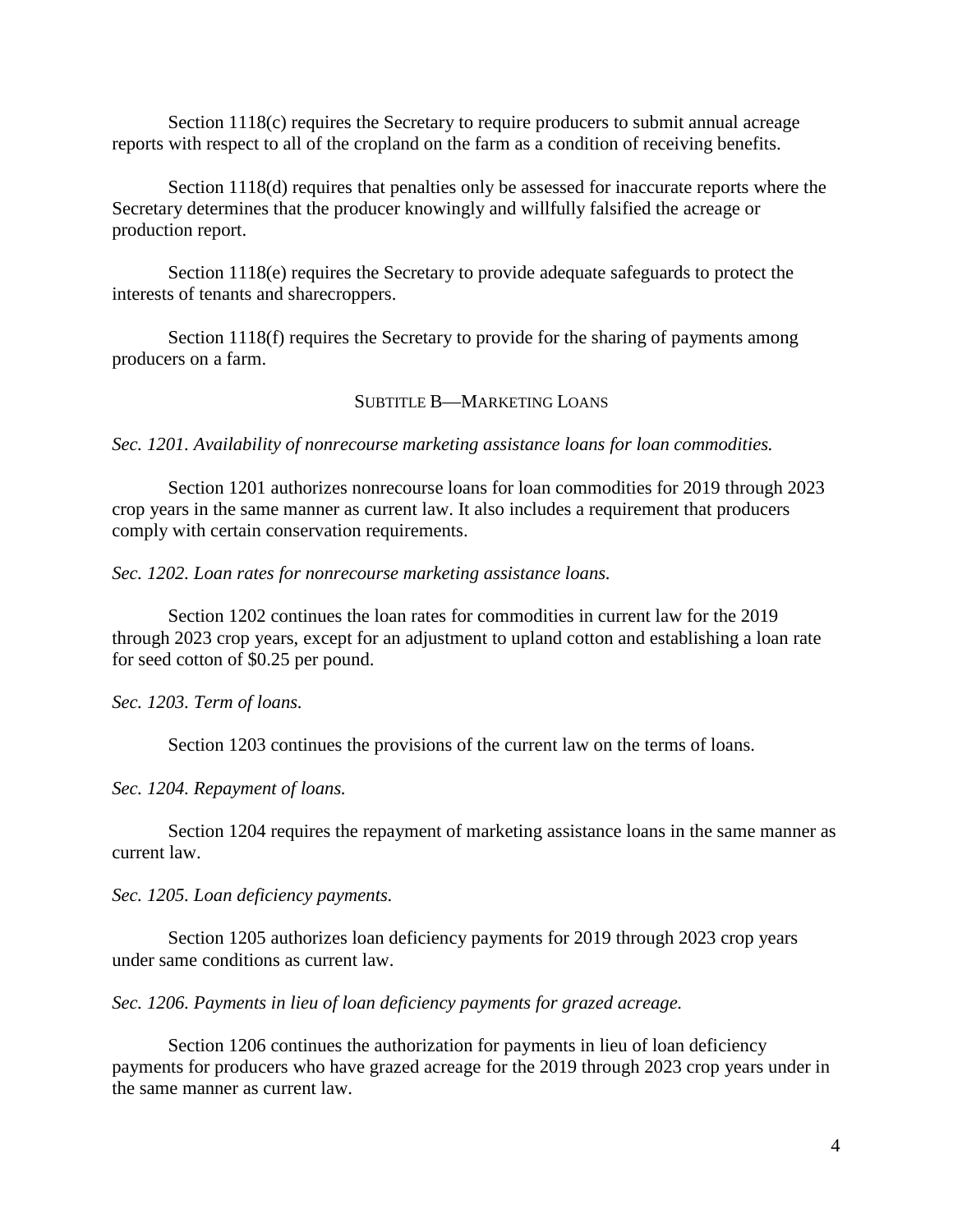Section 1118(c) requires the Secretary to require producers to submit annual acreage reports with respect to all of the cropland on the farm as a condition of receiving benefits.

Section 1118(d) requires that penalties only be assessed for inaccurate reports where the Secretary determines that the producer knowingly and willfully falsified the acreage or production report.

Section 1118(e) requires the Secretary to provide adequate safeguards to protect the interests of tenants and sharecroppers.

Section 1118(f) requires the Secretary to provide for the sharing of payments among producers on a farm.

## SUBTITLE B—MARKETING LOANS

*Sec. 1201. Availability of nonrecourse marketing assistance loans for loan commodities.*

Section 1201 authorizes nonrecourse loans for loan commodities for 2019 through 2023 crop years in the same manner as current law. It also includes a requirement that producers comply with certain conservation requirements.

*Sec. 1202. Loan rates for nonrecourse marketing assistance loans.*

Section 1202 continues the loan rates for commodities in current law for the 2019 through 2023 crop years, except for an adjustment to upland cotton and establishing a loan rate for seed cotton of $0.25 per pound.

*Sec. 1203. Term of loans.*

Section 1203 continues the provisions of the current law on the terms of loans.

*Sec. 1204. Repayment of loans.*

Section 1204 requires the repayment of marketing assistance loans in the same manner as current law.

*Sec. 1205. Loan deficiency payments.*

Section 1205 authorizes loan deficiency payments for 2019 through 2023 crop years under same conditions as current law.

*Sec. 1206. Payments in lieu of loan deficiency payments for grazed acreage.*

Section 1206 continues the authorization for payments in lieu of loan deficiency payments for producers who have grazed acreage for the 2019 through 2023 crop years under in the same manner as current law.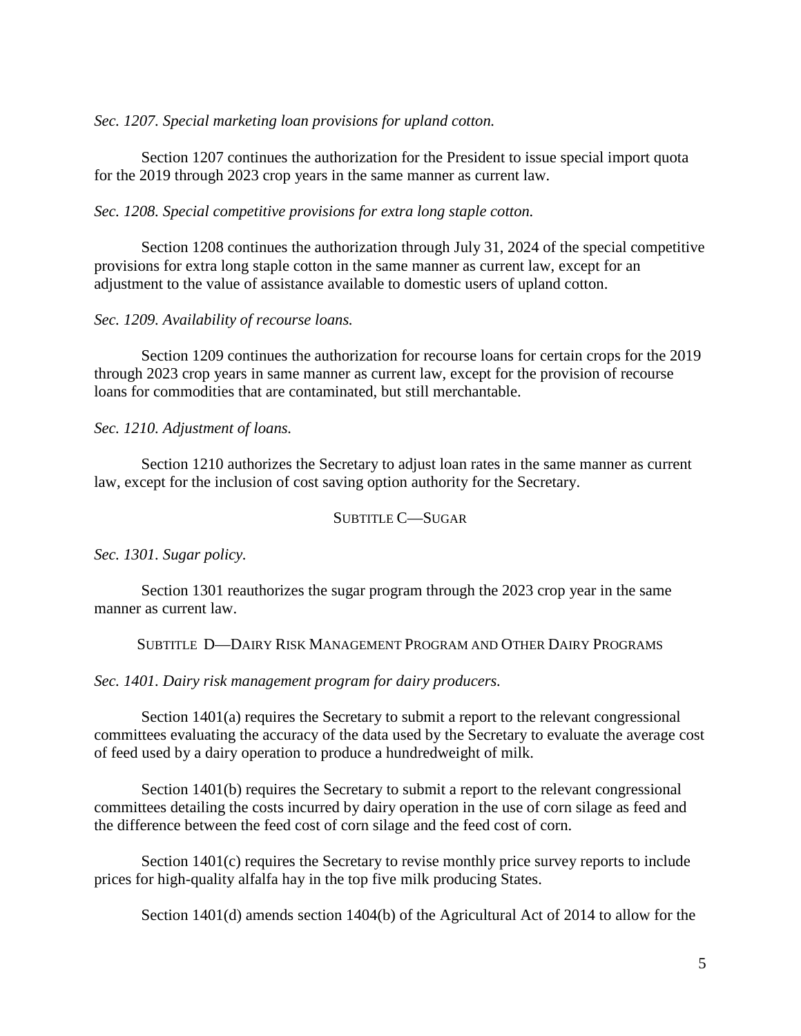*Sec. 1207. Special marketing loan provisions for upland cotton.*

Section 1207 continues the authorization for the President to issue special import quota for the 2019 through 2023 crop years in the same manner as current law.

*Sec. 1208. Special competitive provisions for extra long staple cotton.*

Section 1208 continues the authorization through July 31, 2024 of the special competitive provisions for extra long staple cotton in the same manner as current law, except for an adjustment to the value of assistance available to domestic users of upland cotton.

*Sec. 1209. Availability of recourse loans.*

Section 1209 continues the authorization for recourse loans for certain crops for the 2019 through 2023 crop years in same manner as current law, except for the provision of recourse loans for commodities that are contaminated, but still merchantable.

*Sec. 1210. Adjustment of loans.*

Section 1210 authorizes the Secretary to adjust loan rates in the same manner as current law, except for the inclusion of cost saving option authority for the Secretary.

## SUBTITLE C—SUGAR

*Sec. 1301. Sugar policy.*

Section 1301 reauthorizes the sugar program through the 2023 crop year in the same manner as current law.

## SUBTITLE D—DAIRY RISK MANAGEMENT PROGRAM AND OTHER DAIRY PROGRAMS

*Sec. 1401. Dairy risk management program for dairy producers.*

Section 1401(a) requires the Secretary to submit a report to the relevant congressional committees evaluating the accuracy of the data used by the Secretary to evaluate the average cost of feed used by a dairy operation to produce a hundredweight of milk.

Section 1401(b) requires the Secretary to submit a report to the relevant congressional committees detailing the costs incurred by dairy operation in the use of corn silage as feed and the difference between the feed cost of corn silage and the feed cost of corn.

Section 1401(c) requires the Secretary to revise monthly price survey reports to include prices for high-quality alfalfa hay in the top five milk producing States.

Section 1401(d) amends section 1404(b) of the Agricultural Act of 2014 to allow for the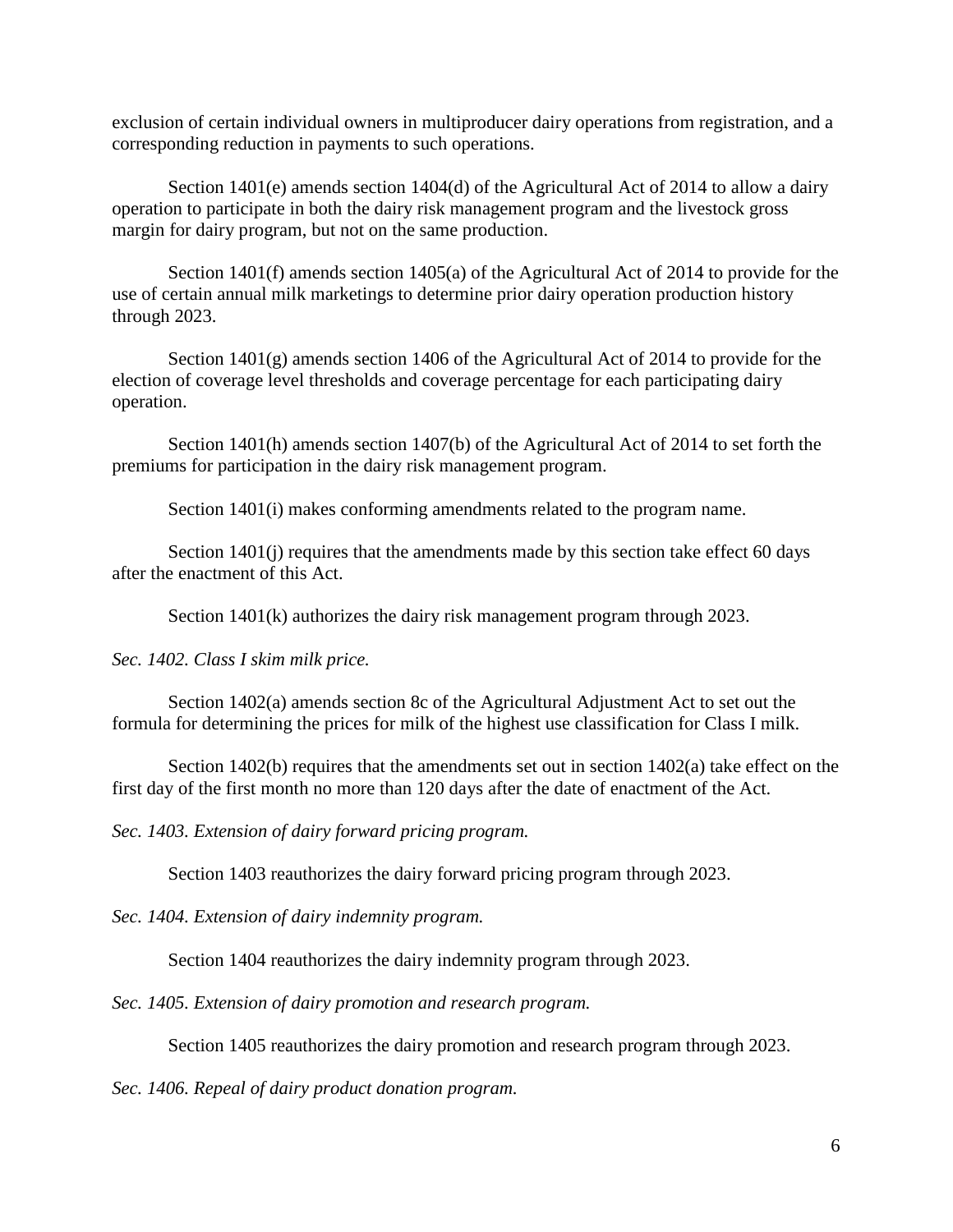exclusion of certain individual owners in multiproducer dairy operations from registration, and a corresponding reduction in payments to such operations.

Section 1401(e) amends section 1404(d) of the Agricultural Act of 2014 to allow a dairy operation to participate in both the dairy risk management program and the livestock gross margin for dairy program, but not on the same production.

Section 1401(f) amends section 1405(a) of the Agricultural Act of 2014 to provide for the use of certain annual milk marketings to determine prior dairy operation production history through 2023.

Section 1401(g) amends section 1406 of the Agricultural Act of 2014 to provide for the election of coverage level thresholds and coverage percentage for each participating dairy operation.

Section 1401(h) amends section 1407(b) of the Agricultural Act of 2014 to set forth the premiums for participation in the dairy risk management program.

Section 1401(i) makes conforming amendments related to the program name.

Section 1401(j) requires that the amendments made by this section take effect 60 days after the enactment of this Act.

Section 1401(k) authorizes the dairy risk management program through 2023.

*Sec. 1402. Class I skim milk price.*

Section 1402(a) amends section 8c of the Agricultural Adjustment Act to set out the formula for determining the prices for milk of the highest use classification for Class I milk.

Section 1402(b) requires that the amendments set out in section 1402(a) take effect on the first day of the first month no more than 120 days after the date of enactment of the Act.

*Sec. 1403. Extension of dairy forward pricing program.*

Section 1403 reauthorizes the dairy forward pricing program through 2023.

*Sec. 1404. Extension of dairy indemnity program.*

Section 1404 reauthorizes the dairy indemnity program through 2023.

*Sec. 1405. Extension of dairy promotion and research program.*

Section 1405 reauthorizes the dairy promotion and research program through 2023.

*Sec. 1406. Repeal of dairy product donation program.*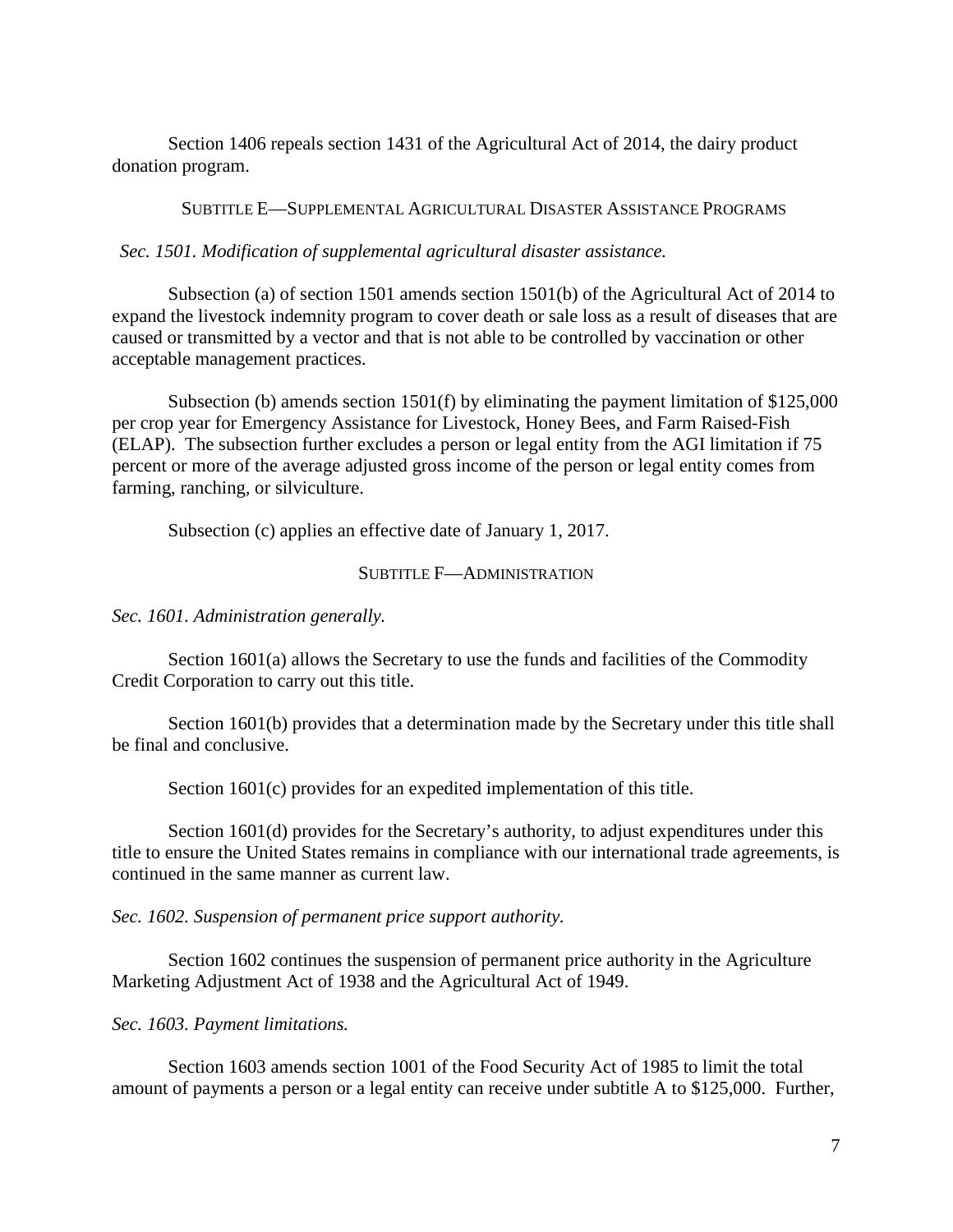Section 1406 repeals section 1431 of the Agricultural Act of 2014, the dairy product donation program.

## SUBTITLE E—SUPPLEMENTAL AGRICULTURAL DISASTER ASSISTANCE PROGRAMS

*Sec. 1501. Modification of supplemental agricultural disaster assistance.*

Subsection (a) of section 1501 amends section 1501(b) of the Agricultural Act of 2014 to expand the livestock indemnity program to cover death or sale loss as a result of diseases that are caused or transmitted by a vector and that is not able to be controlled by vaccination or other acceptable management practices.

Subsection (b) amends section 1501(f) by eliminating the payment limitation of $125,000 per crop year for Emergency Assistance for Livestock, Honey Bees, and Farm Raised-Fish (ELAP). The subsection further excludes a person or legal entity from the AGI limitation if 75 percent or more of the average adjusted gross income of the person or legal entity comes from farming, ranching, or silviculture.

Subsection (c) applies an effective date of January 1, 2017.

## SUBTITLE F—ADMINISTRATION

*Sec. 1601. Administration generally.*

Section 1601(a) allows the Secretary to use the funds and facilities of the Commodity Credit Corporation to carry out this title.

Section 1601(b) provides that a determination made by the Secretary under this title shall be final and conclusive.

Section 1601(c) provides for an expedited implementation of this title.

Section 1601(d) provides for the Secretary's authority, to adjust expenditures under this title to ensure the United States remains in compliance with our international trade agreements, is continued in the same manner as current law.

*Sec. 1602. Suspension of permanent price support authority.*

Section 1602 continues the suspension of permanent price authority in the Agriculture Marketing Adjustment Act of 1938 and the Agricultural Act of 1949.

*Sec. 1603. Payment limitations.*

Section 1603 amends section 1001 of the Food Security Act of 1985 to limit the total amount of payments a person or a legal entity can receive under subtitle A to $125,000. Further,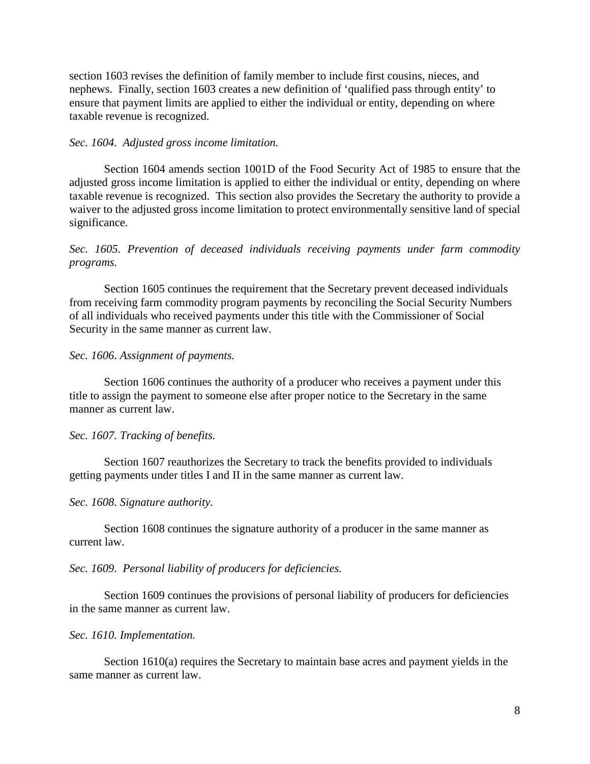section 1603 revises the definition of family member to include first cousins, nieces, and nephews. Finally, section 1603 creates a new definition of 'qualified pass through entity' to ensure that payment limits are applied to either the individual or entity, depending on where taxable revenue is recognized.

*Sec. 1604. Adjusted gross income limitation.*

Section 1604 amends section 1001D of the Food Security Act of 1985 to ensure that the adjusted gross income limitation is applied to either the individual or entity, depending on where taxable revenue is recognized. This section also provides the Secretary the authority to provide a waiver to the adjusted gross income limitation to protect environmentally sensitive land of special significance.

*Sec. 1605. Prevention of deceased individuals receiving payments under farm commodity programs.*

Section 1605 continues the requirement that the Secretary prevent deceased individuals from receiving farm commodity program payments by reconciling the Social Security Numbers of all individuals who received payments under this title with the Commissioner of Social Security in the same manner as current law.

*Sec. 1606. Assignment of payments.*

Section 1606 continues the authority of a producer who receives a payment under this title to assign the payment to someone else after proper notice to the Secretary in the same manner as current law.

*Sec. 1607. Tracking of benefits.*

Section 1607 reauthorizes the Secretary to track the benefits provided to individuals getting payments under titles I and II in the same manner as current law.

*Sec. 1608. Signature authority.*

Section 1608 continues the signature authority of a producer in the same manner as current law.

*Sec. 1609. Personal liability of producers for deficiencies.*

Section 1609 continues the provisions of personal liability of producers for deficiencies in the same manner as current law.

*Sec. 1610. Implementation.*

Section 1610(a) requires the Secretary to maintain base acres and payment yields in the same manner as current law.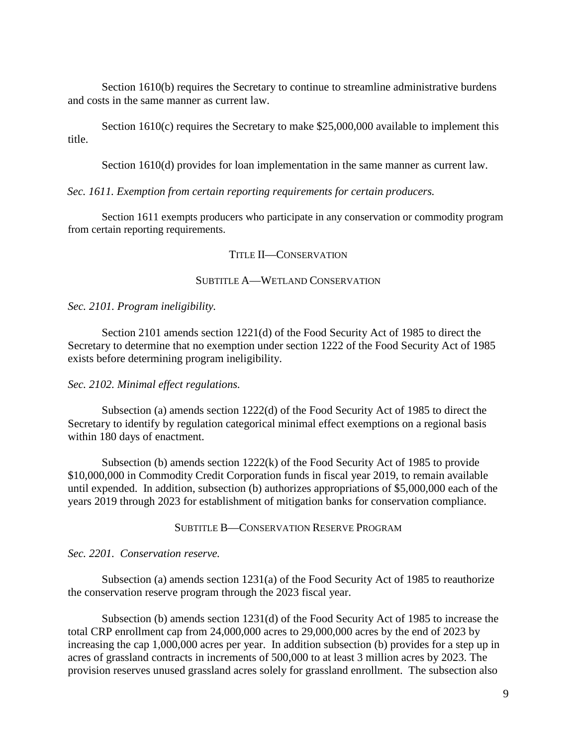Section 1610(b) requires the Secretary to continue to streamline administrative burdens and costs in the same manner as current law.

Section 1610(c) requires the Secretary to make $25,000,000 available to implement this title.

Section 1610(d) provides for loan implementation in the same manner as current law.

*Sec. 1611. Exemption from certain reporting requirements for certain producers.*

Section 1611 exempts producers who participate in any conservation or commodity program from certain reporting requirements.

## TITLE II—CONSERVATION

### SUBTITLE A—WETLAND CONSERVATION

*Sec. 2101. Program ineligibility.*

Section 2101 amends section 1221(d) of the Food Security Act of 1985 to direct the Secretary to determine that no exemption under section 1222 of the Food Security Act of 1985 exists before determining program ineligibility.

*Sec. 2102. Minimal effect regulations.*

Subsection (a) amends section 1222(d) of the Food Security Act of 1985 to direct the Secretary to identify by regulation categorical minimal effect exemptions on a regional basis within 180 days of enactment.

Subsection (b) amends section 1222(k) of the Food Security Act of 1985 to provide $10,000,000 in Commodity Credit Corporation funds in fiscal year 2019, to remain available until expended. In addition, subsection (b) authorizes appropriations of $5,000,000 each of the years 2019 through 2023 for establishment of mitigation banks for conservation compliance.

### SUBTITLE B—CONSERVATION RESERVE PROGRAM

*Sec. 2201. Conservation reserve.*

Subsection (a) amends section 1231(a) of the Food Security Act of 1985 to reauthorize the conservation reserve program through the 2023 fiscal year.

Subsection (b) amends section 1231(d) of the Food Security Act of 1985 to increase the total CRP enrollment cap from 24,000,000 acres to 29,000,000 acres by the end of 2023 by increasing the cap 1,000,000 acres per year. In addition subsection (b) provides for a step up in acres of grassland contracts in increments of 500,000 to at least 3 million acres by 2023. The provision reserves unused grassland acres solely for grassland enrollment. The subsection also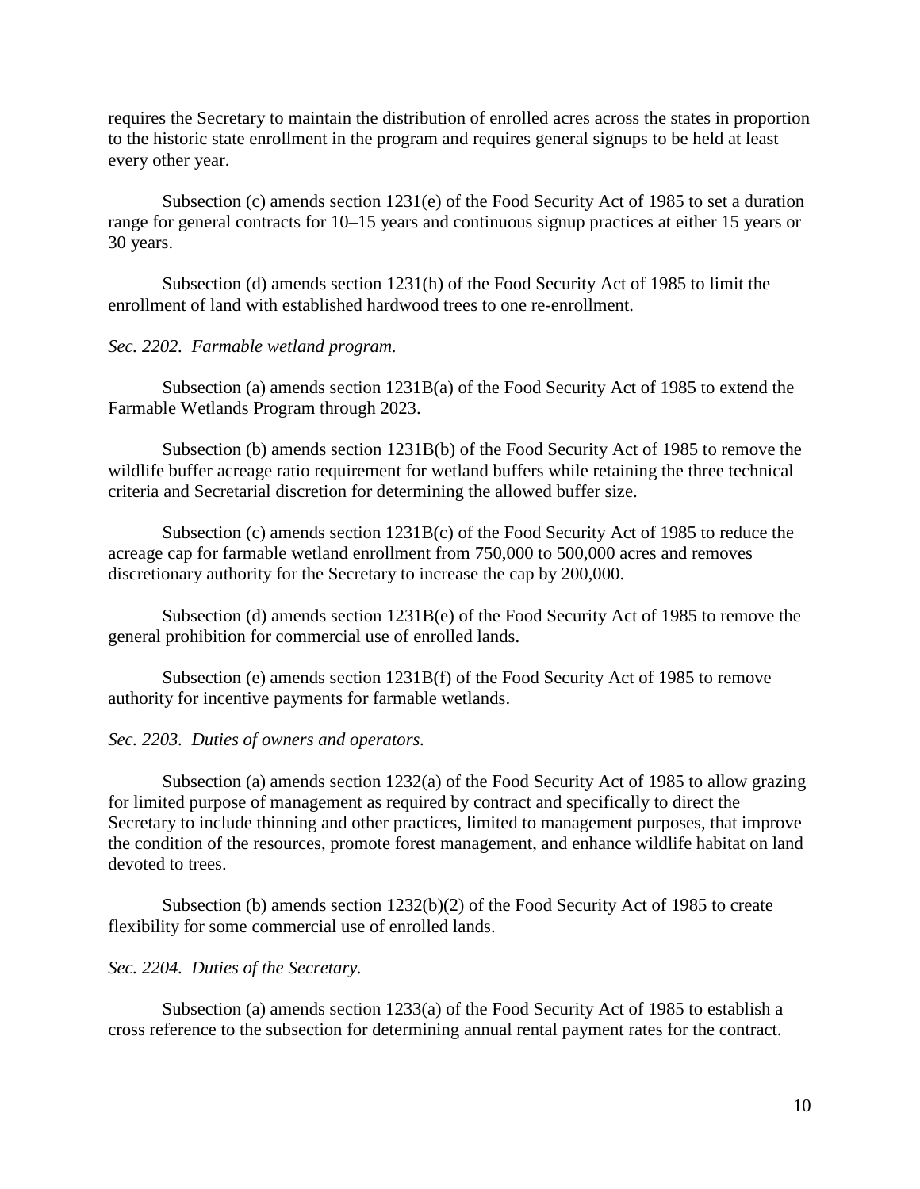requires the Secretary to maintain the distribution of enrolled acres across the states in proportion to the historic state enrollment in the program and requires general signups to be held at least every other year.

Subsection (c) amends section 1231(e) of the Food Security Act of 1985 to set a duration range for general contracts for 10–15 years and continuous signup practices at either 15 years or 30 years.

Subsection (d) amends section 1231(h) of the Food Security Act of 1985 to limit the enrollment of land with established hardwood trees to one re-enrollment.

*Sec. 2202. Farmable wetland program.*

Subsection (a) amends section 1231B(a) of the Food Security Act of 1985 to extend the Farmable Wetlands Program through 2023.

Subsection (b) amends section 1231B(b) of the Food Security Act of 1985 to remove the wildlife buffer acreage ratio requirement for wetland buffers while retaining the three technical criteria and Secretarial discretion for determining the allowed buffer size.

Subsection (c) amends section 1231B(c) of the Food Security Act of 1985 to reduce the acreage cap for farmable wetland enrollment from 750,000 to 500,000 acres and removes discretionary authority for the Secretary to increase the cap by 200,000.

Subsection (d) amends section 1231B(e) of the Food Security Act of 1985 to remove the general prohibition for commercial use of enrolled lands.

Subsection (e) amends section 1231B(f) of the Food Security Act of 1985 to remove authority for incentive payments for farmable wetlands.

*Sec. 2203. Duties of owners and operators.*

Subsection (a) amends section 1232(a) of the Food Security Act of 1985 to allow grazing for limited purpose of management as required by contract and specifically to direct the Secretary to include thinning and other practices, limited to management purposes, that improve the condition of the resources, promote forest management, and enhance wildlife habitat on land devoted to trees.

Subsection (b) amends section 1232(b)(2) of the Food Security Act of 1985 to create flexibility for some commercial use of enrolled lands.

*Sec. 2204. Duties of the Secretary.*

Subsection (a) amends section 1233(a) of the Food Security Act of 1985 to establish a cross reference to the subsection for determining annual rental payment rates for the contract.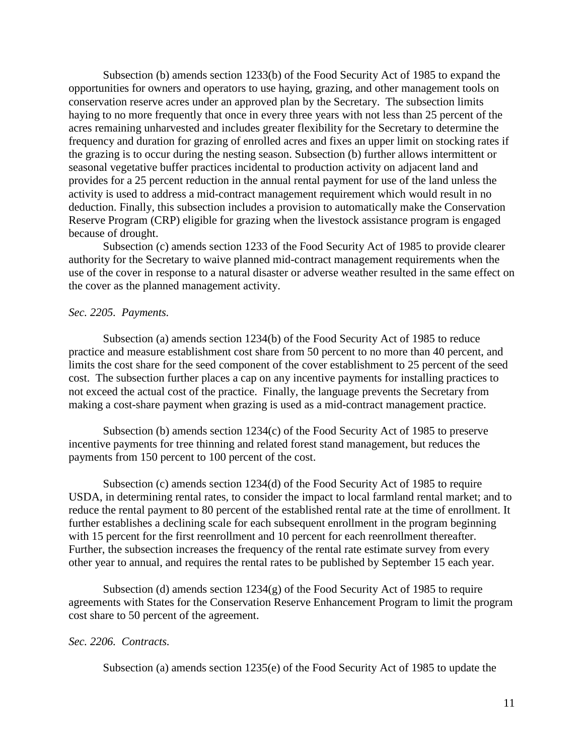Subsection (b) amends section 1233(b) of the Food Security Act of 1985 to expand the opportunities for owners and operators to use haying, grazing, and other management tools on conservation reserve acres under an approved plan by the Secretary. The subsection limits haying to no more frequently that once in every three years with not less than 25 percent of the acres remaining unharvested and includes greater flexibility for the Secretary to determine the frequency and duration for grazing of enrolled acres and fixes an upper limit on stocking rates if the grazing is to occur during the nesting season. Subsection (b) further allows intermittent or seasonal vegetative buffer practices incidental to production activity on adjacent land and provides for a 25 percent reduction in the annual rental payment for use of the land unless the activity is used to address a mid-contract management requirement which would result in no deduction. Finally, this subsection includes a provision to automatically make the Conservation Reserve Program (CRP) eligible for grazing when the livestock assistance program is engaged because of drought.

Subsection (c) amends section 1233 of the Food Security Act of 1985 to provide clearer authority for the Secretary to waive planned mid-contract management requirements when the use of the cover in response to a natural disaster or adverse weather resulted in the same effect on the cover as the planned management activity.

*Sec. 2205. Payments.*

Subsection (a) amends section 1234(b) of the Food Security Act of 1985 to reduce practice and measure establishment cost share from 50 percent to no more than 40 percent, and limits the cost share for the seed component of the cover establishment to 25 percent of the seed cost. The subsection further places a cap on any incentive payments for installing practices to not exceed the actual cost of the practice. Finally, the language prevents the Secretary from making a cost-share payment when grazing is used as a mid-contract management practice.

Subsection (b) amends section 1234(c) of the Food Security Act of 1985 to preserve incentive payments for tree thinning and related forest stand management, but reduces the payments from 150 percent to 100 percent of the cost.

Subsection (c) amends section 1234(d) of the Food Security Act of 1985 to require USDA, in determining rental rates, to consider the impact to local farmland rental market; and to reduce the rental payment to 80 percent of the established rental rate at the time of enrollment. It further establishes a declining scale for each subsequent enrollment in the program beginning with 15 percent for the first reenrollment and 10 percent for each reenrollment thereafter. Further, the subsection increases the frequency of the rental rate estimate survey from every other year to annual, and requires the rental rates to be published by September 15 each year.

Subsection (d) amends section 1234(g) of the Food Security Act of 1985 to require agreements with States for the Conservation Reserve Enhancement Program to limit the program cost share to 50 percent of the agreement.

*Sec. 2206. Contracts.*

Subsection (a) amends section 1235(e) of the Food Security Act of 1985 to update the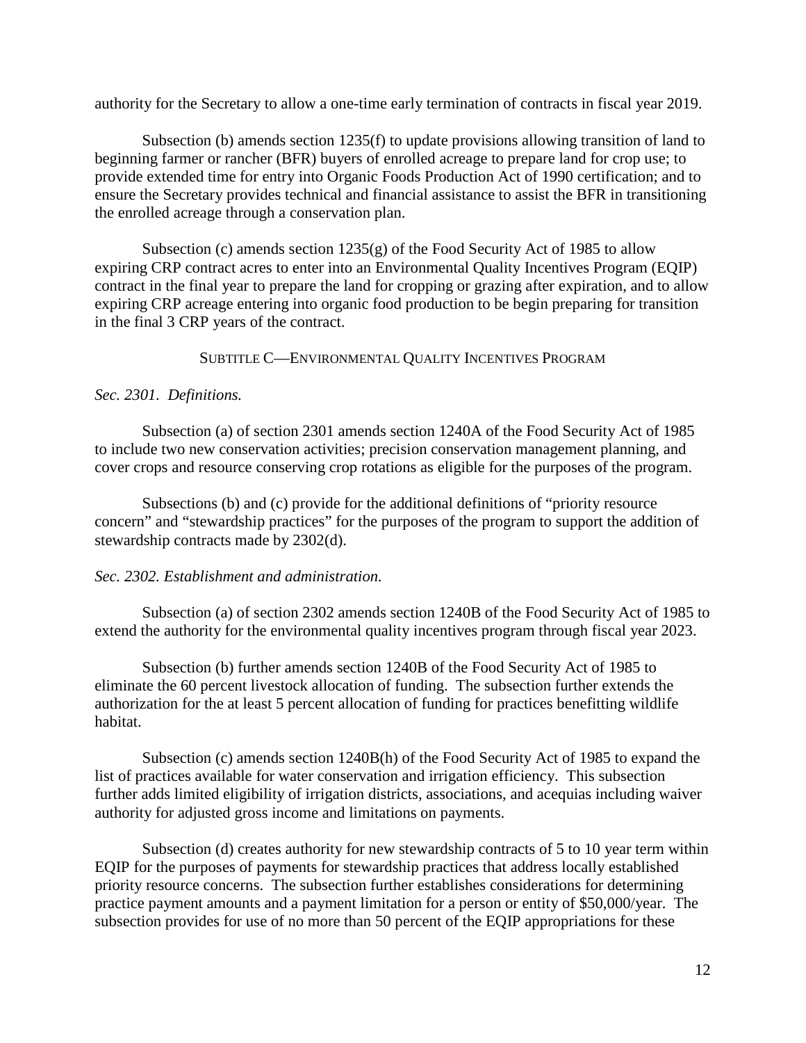authority for the Secretary to allow a one-time early termination of contracts in fiscal year 2019.

Subsection (b) amends section 1235(f) to update provisions allowing transition of land to beginning farmer or rancher (BFR) buyers of enrolled acreage to prepare land for crop use; to provide extended time for entry into Organic Foods Production Act of 1990 certification; and to ensure the Secretary provides technical and financial assistance to assist the BFR in transitioning the enrolled acreage through a conservation plan.

Subsection (c) amends section 1235(g) of the Food Security Act of 1985 to allow expiring CRP contract acres to enter into an Environmental Quality Incentives Program (EQIP) contract in the final year to prepare the land for cropping or grazing after expiration, and to allow expiring CRP acreage entering into organic food production to be begin preparing for transition in the final 3 CRP years of the contract.

## SUBTITLE C—ENVIRONMENTAL QUALITY INCENTIVES PROGRAM

*Sec. 2301. Definitions.*

Subsection (a) of section 2301 amends section 1240A of the Food Security Act of 1985 to include two new conservation activities; precision conservation management planning, and cover crops and resource conserving crop rotations as eligible for the purposes of the program.

Subsections (b) and (c) provide for the additional definitions of "priority resource concern" and "stewardship practices" for the purposes of the program to support the addition of stewardship contracts made by 2302(d).

*Sec. 2302. Establishment and administration.*

Subsection (a) of section 2302 amends section 1240B of the Food Security Act of 1985 to extend the authority for the environmental quality incentives program through fiscal year 2023.

Subsection (b) further amends section 1240B of the Food Security Act of 1985 to eliminate the 60 percent livestock allocation of funding. The subsection further extends the authorization for the at least 5 percent allocation of funding for practices benefitting wildlife habitat.

Subsection (c) amends section 1240B(h) of the Food Security Act of 1985 to expand the list of practices available for water conservation and irrigation efficiency. This subsection further adds limited eligibility of irrigation districts, associations, and acequias including waiver authority for adjusted gross income and limitations on payments.

Subsection (d) creates authority for new stewardship contracts of 5 to 10 year term within EQIP for the purposes of payments for stewardship practices that address locally established priority resource concerns. The subsection further establishes considerations for determining practice payment amounts and a payment limitation for a person or entity of $50,000/year. The subsection provides for use of no more than 50 percent of the EQIP appropriations for these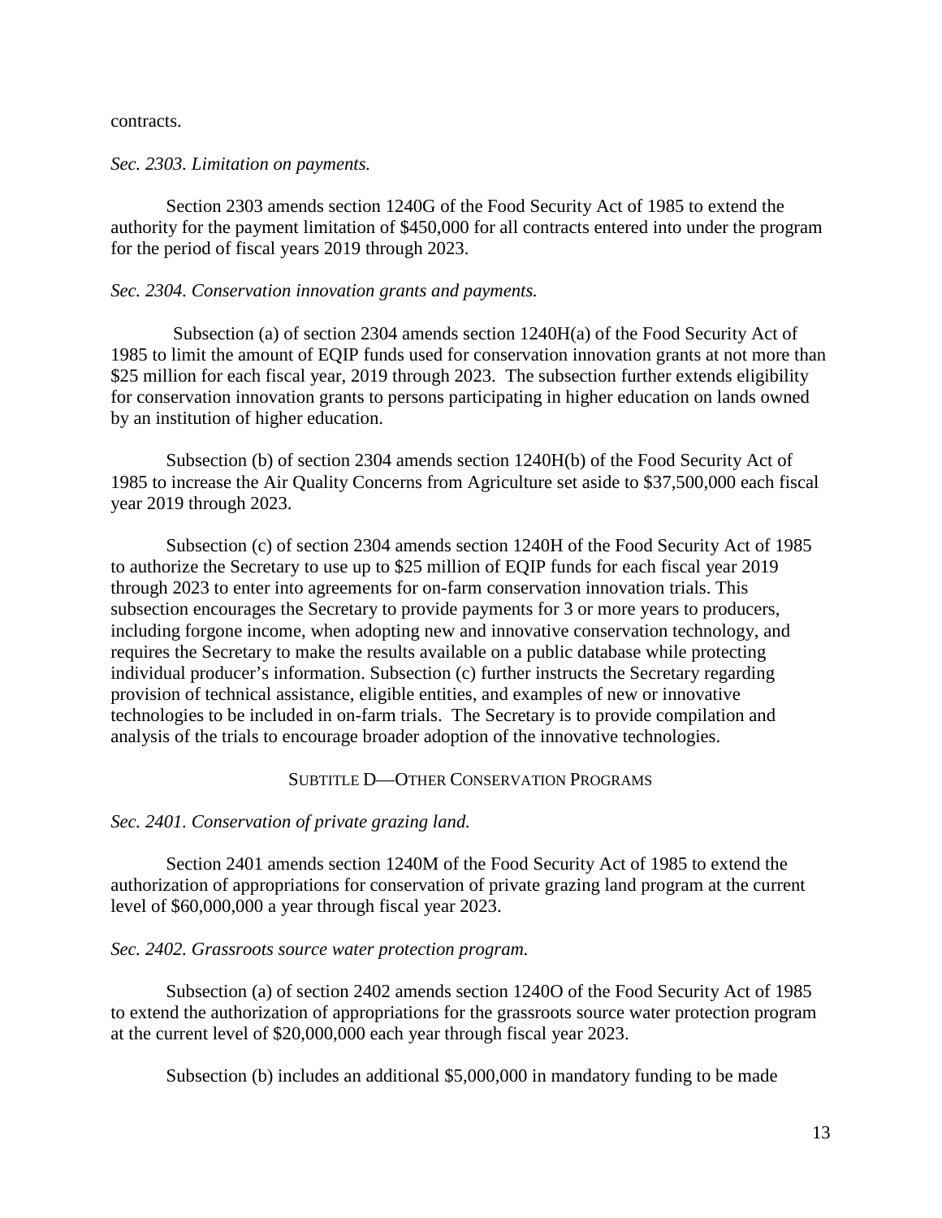contracts.

*Sec. 2303. Limitation on payments.*

Section 2303 amends section 1240G of the Food Security Act of 1985 to extend the authority for the payment limitation of $450,000 for all contracts entered into under the program for the period of fiscal years 2019 through 2023.

*Sec. 2304. Conservation innovation grants and payments.*

Subsection (a) of section 2304 amends section 1240H(a) of the Food Security Act of 1985 to limit the amount of EQIP funds used for conservation innovation grants at not more than $25 million for each fiscal year, 2019 through 2023. The subsection further extends eligibility for conservation innovation grants to persons participating in higher education on lands owned by an institution of higher education.

Subsection (b) of section 2304 amends section 1240H(b) of the Food Security Act of 1985 to increase the Air Quality Concerns from Agriculture set aside to $37,500,000 each fiscal year 2019 through 2023.

Subsection (c) of section 2304 amends section 1240H of the Food Security Act of 1985 to authorize the Secretary to use up to $25 million of EQIP funds for each fiscal year 2019 through 2023 to enter into agreements for on-farm conservation innovation trials. This subsection encourages the Secretary to provide payments for 3 or more years to producers, including forgone income, when adopting new and innovative conservation technology, and requires the Secretary to make the results available on a public database while protecting individual producer's information. Subsection (c) further instructs the Secretary regarding provision of technical assistance, eligible entities, and examples of new or innovative technologies to be included in on-farm trials. The Secretary is to provide compilation and analysis of the trials to encourage broader adoption of the innovative technologies.

## SUBTITLE D—OTHER CONSERVATION PROGRAMS

*Sec. 2401. Conservation of private grazing land.*

Section 2401 amends section 1240M of the Food Security Act of 1985 to extend the authorization of appropriations for conservation of private grazing land program at the current level of $60,000,000 a year through fiscal year 2023.

*Sec. 2402. Grassroots source water protection program.*

Subsection (a) of section 2402 amends section 1240O of the Food Security Act of 1985 to extend the authorization of appropriations for the grassroots source water protection program at the current level of $20,000,000 each year through fiscal year 2023.

Subsection (b) includes an additional $5,000,000 in mandatory funding to be made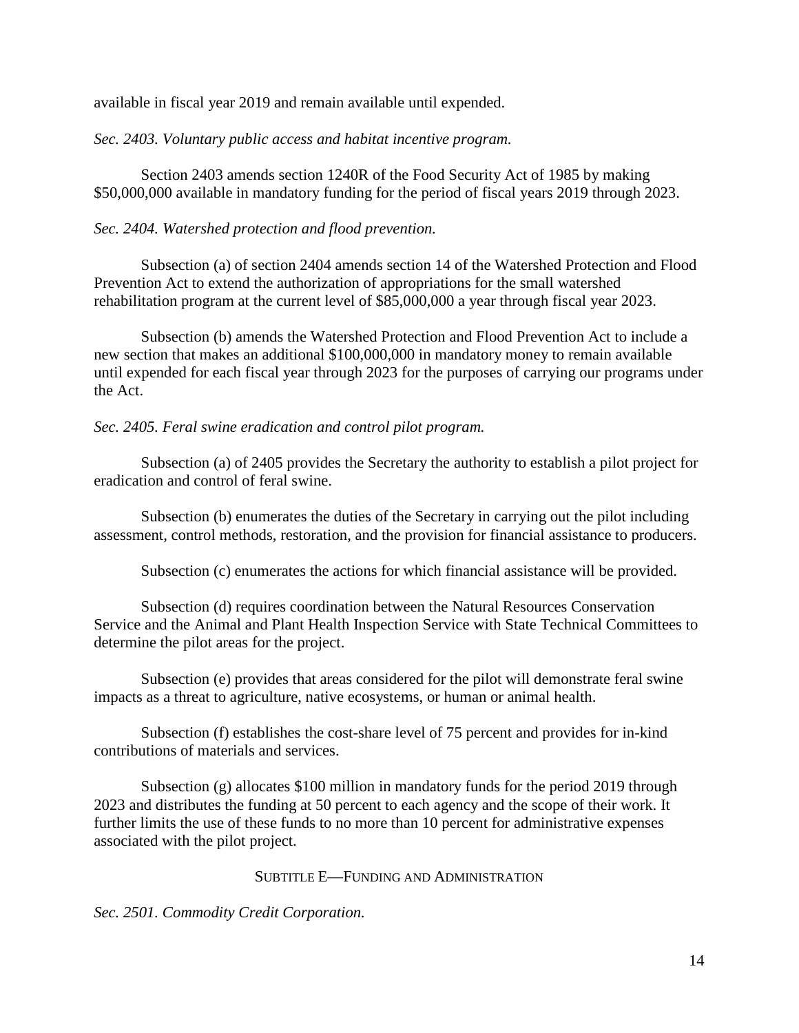available in fiscal year 2019 and remain available until expended.

*Sec. 2403. Voluntary public access and habitat incentive program.*

Section 2403 amends section 1240R of the Food Security Act of 1985 by making $50,000,000 available in mandatory funding for the period of fiscal years 2019 through 2023.

*Sec. 2404. Watershed protection and flood prevention.*

Subsection (a) of section 2404 amends section 14 of the Watershed Protection and Flood Prevention Act to extend the authorization of appropriations for the small watershed rehabilitation program at the current level of $85,000,000 a year through fiscal year 2023.

Subsection (b) amends the Watershed Protection and Flood Prevention Act to include a new section that makes an additional $100,000,000 in mandatory money to remain available until expended for each fiscal year through 2023 for the purposes of carrying our programs under the Act.

*Sec. 2405. Feral swine eradication and control pilot program.*

Subsection (a) of 2405 provides the Secretary the authority to establish a pilot project for eradication and control of feral swine.

Subsection (b) enumerates the duties of the Secretary in carrying out the pilot including assessment, control methods, restoration, and the provision for financial assistance to producers.

Subsection (c) enumerates the actions for which financial assistance will be provided.

Subsection (d) requires coordination between the Natural Resources Conservation Service and the Animal and Plant Health Inspection Service with State Technical Committees to determine the pilot areas for the project.

Subsection (e) provides that areas considered for the pilot will demonstrate feral swine impacts as a threat to agriculture, native ecosystems, or human or animal health.

Subsection (f) establishes the cost-share level of 75 percent and provides for in-kind contributions of materials and services.

Subsection (g) allocates $100 million in mandatory funds for the period 2019 through 2023 and distributes the funding at 50 percent to each agency and the scope of their work. It further limits the use of these funds to no more than 10 percent for administrative expenses associated with the pilot project.

## SUBTITLE E—FUNDING AND ADMINISTRATION

*Sec. 2501. Commodity Credit Corporation.*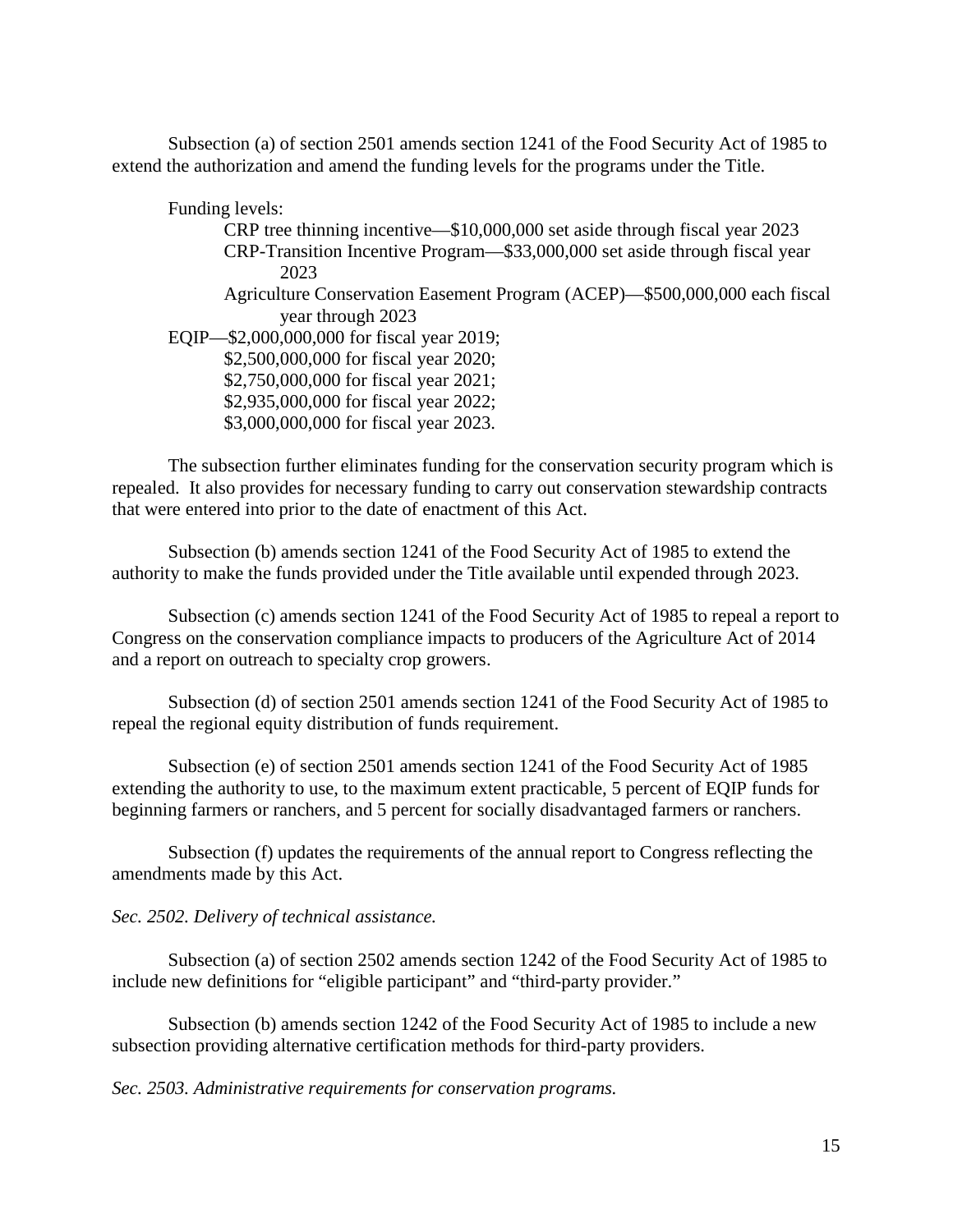Subsection (a) of section 2501 amends section 1241 of the Food Security Act of 1985 to extend the authorization and amend the funding levels for the programs under the Title.

Funding levels:

- CRP tree thinning incentive—$10,000,000 set aside through fiscal year 2023
- CRP-Transition Incentive Program—$33,000,000 set aside through fiscal year 2023
- Agriculture Conservation Easement Program (ACEP)—$500,000,000 each fiscal year through 2023

EQIP—$2,000,000,000 for fiscal year 2019;
- $2,500,000,000 for fiscal year 2020;
- $2,750,000,000 for fiscal year 2021;
- $2,935,000,000 for fiscal year 2022;
- $3,000,000,000 for fiscal year 2023.

The subsection further eliminates funding for the conservation security program which is repealed. It also provides for necessary funding to carry out conservation stewardship contracts that were entered into prior to the date of enactment of this Act.

Subsection (b) amends section 1241 of the Food Security Act of 1985 to extend the authority to make the funds provided under the Title available until expended through 2023.

Subsection (c) amends section 1241 of the Food Security Act of 1985 to repeal a report to Congress on the conservation compliance impacts to producers of the Agriculture Act of 2014 and a report on outreach to specialty crop growers.

Subsection (d) of section 2501 amends section 1241 of the Food Security Act of 1985 to repeal the regional equity distribution of funds requirement.

Subsection (e) of section 2501 amends section 1241 of the Food Security Act of 1985 extending the authority to use, to the maximum extent practicable, 5 percent of EQIP funds for beginning farmers or ranchers, and 5 percent for socially disadvantaged farmers or ranchers.

Subsection (f) updates the requirements of the annual report to Congress reflecting the amendments made by this Act.

*Sec. 2502. Delivery of technical assistance.*

Subsection (a) of section 2502 amends section 1242 of the Food Security Act of 1985 to include new definitions for "eligible participant" and "third-party provider."

Subsection (b) amends section 1242 of the Food Security Act of 1985 to include a new subsection providing alternative certification methods for third-party providers.

*Sec. 2503. Administrative requirements for conservation programs.*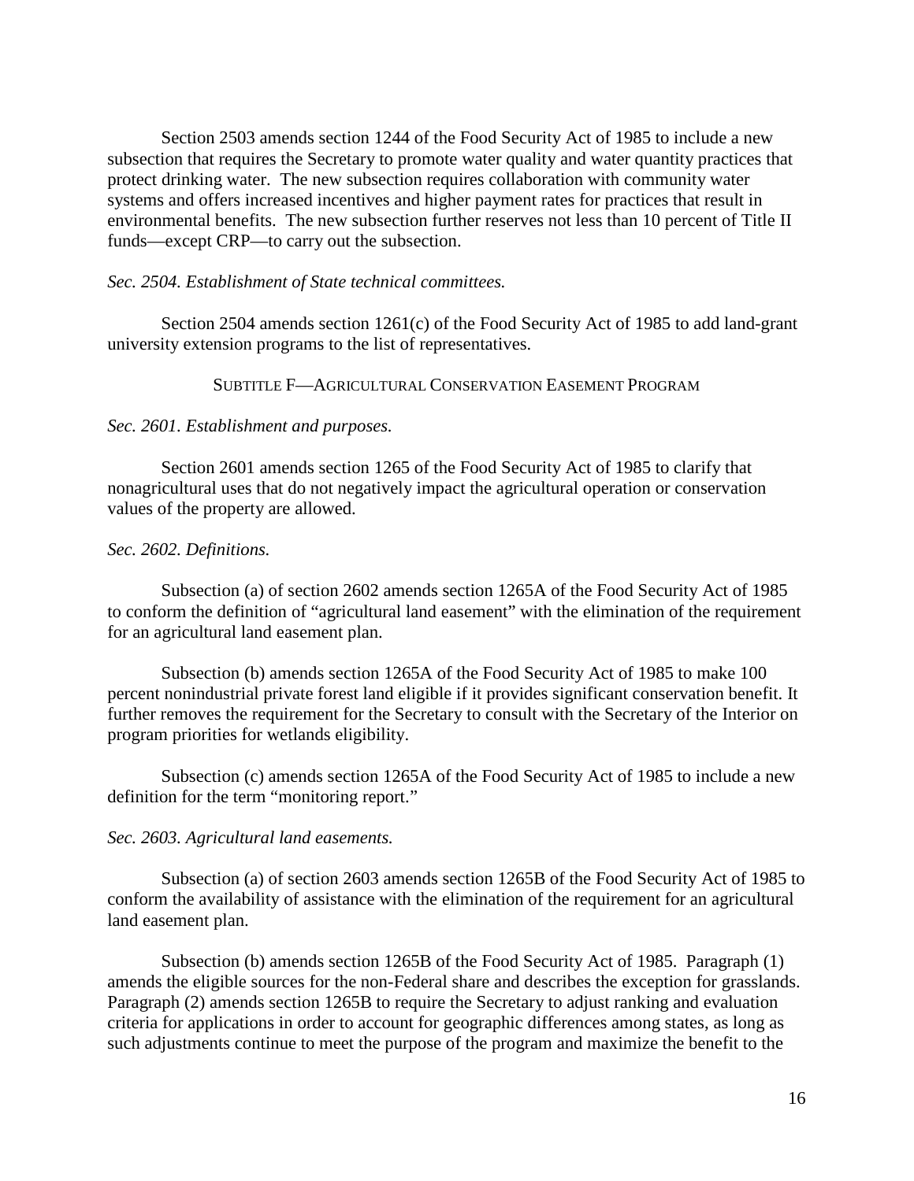Section 2503 amends section 1244 of the Food Security Act of 1985 to include a new subsection that requires the Secretary to promote water quality and water quantity practices that protect drinking water. The new subsection requires collaboration with community water systems and offers increased incentives and higher payment rates for practices that result in environmental benefits. The new subsection further reserves not less than 10 percent of Title II funds—except CRP—to carry out the subsection.

*Sec. 2504. Establishment of State technical committees.*

Section 2504 amends section 1261(c) of the Food Security Act of 1985 to add land-grant university extension programs to the list of representatives.

## SUBTITLE F—AGRICULTURAL CONSERVATION EASEMENT PROGRAM

*Sec. 2601. Establishment and purposes.*

Section 2601 amends section 1265 of the Food Security Act of 1985 to clarify that nonagricultural uses that do not negatively impact the agricultural operation or conservation values of the property are allowed.

*Sec. 2602. Definitions.*

Subsection (a) of section 2602 amends section 1265A of the Food Security Act of 1985 to conform the definition of "agricultural land easement" with the elimination of the requirement for an agricultural land easement plan.

Subsection (b) amends section 1265A of the Food Security Act of 1985 to make 100 percent nonindustrial private forest land eligible if it provides significant conservation benefit. It further removes the requirement for the Secretary to consult with the Secretary of the Interior on program priorities for wetlands eligibility.

Subsection (c) amends section 1265A of the Food Security Act of 1985 to include a new definition for the term "monitoring report."

*Sec. 2603. Agricultural land easements.*

Subsection (a) of section 2603 amends section 1265B of the Food Security Act of 1985 to conform the availability of assistance with the elimination of the requirement for an agricultural land easement plan.

Subsection (b) amends section 1265B of the Food Security Act of 1985. Paragraph (1) amends the eligible sources for the non-Federal share and describes the exception for grasslands. Paragraph (2) amends section 1265B to require the Secretary to adjust ranking and evaluation criteria for applications in order to account for geographic differences among states, as long as such adjustments continue to meet the purpose of the program and maximize the benefit to the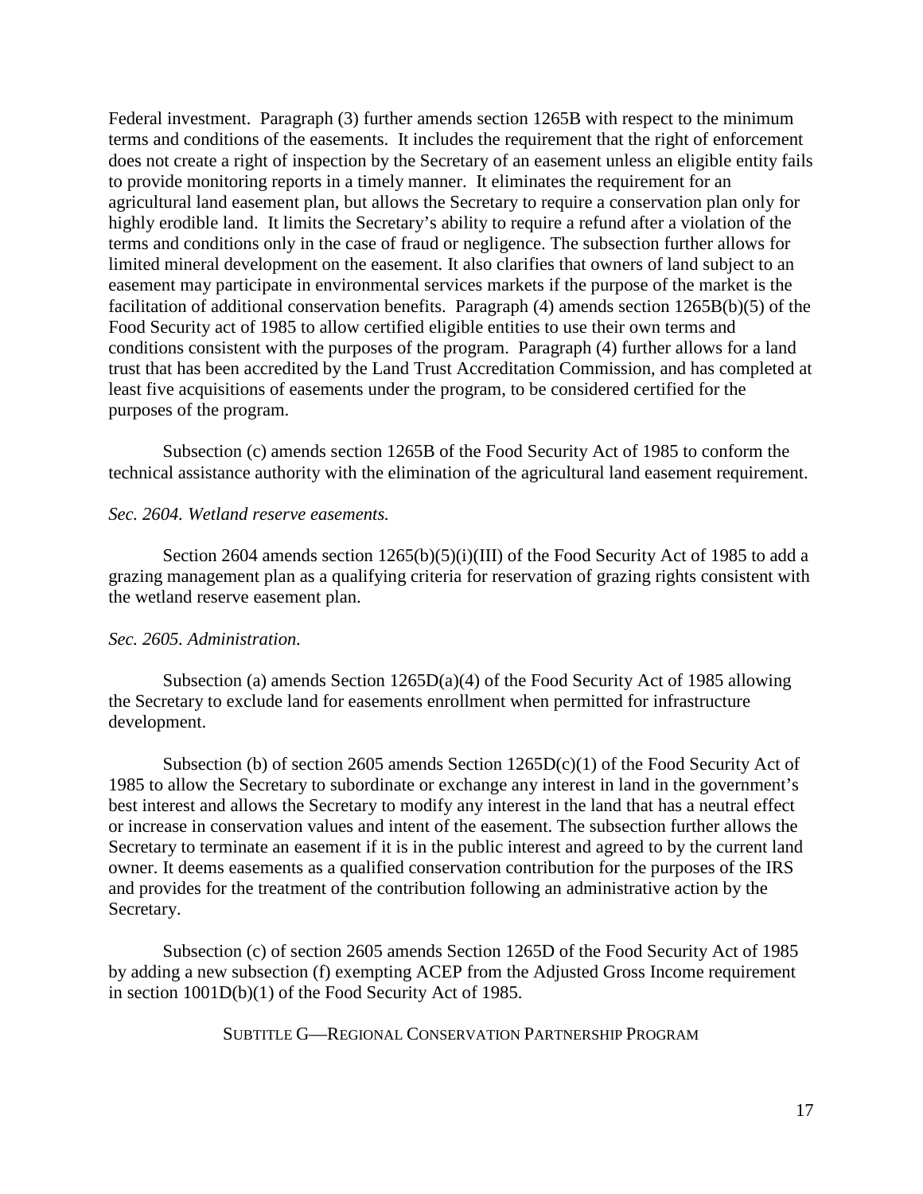Federal investment. Paragraph (3) further amends section 1265B with respect to the minimum terms and conditions of the easements. It includes the requirement that the right of enforcement does not create a right of inspection by the Secretary of an easement unless an eligible entity fails to provide monitoring reports in a timely manner. It eliminates the requirement for an agricultural land easement plan, but allows the Secretary to require a conservation plan only for highly erodible land. It limits the Secretary's ability to require a refund after a violation of the terms and conditions only in the case of fraud or negligence. The subsection further allows for limited mineral development on the easement. It also clarifies that owners of land subject to an easement may participate in environmental services markets if the purpose of the market is the facilitation of additional conservation benefits. Paragraph (4) amends section 1265B(b)(5) of the Food Security act of 1985 to allow certified eligible entities to use their own terms and conditions consistent with the purposes of the program. Paragraph (4) further allows for a land trust that has been accredited by the Land Trust Accreditation Commission, and has completed at least five acquisitions of easements under the program, to be considered certified for the purposes of the program.

Subsection (c) amends section 1265B of the Food Security Act of 1985 to conform the technical assistance authority with the elimination of the agricultural land easement requirement.

*Sec. 2604. Wetland reserve easements.*

Section 2604 amends section 1265(b)(5)(i)(III) of the Food Security Act of 1985 to add a grazing management plan as a qualifying criteria for reservation of grazing rights consistent with the wetland reserve easement plan.

*Sec. 2605. Administration.*

Subsection (a) amends Section 1265D(a)(4) of the Food Security Act of 1985 allowing the Secretary to exclude land for easements enrollment when permitted for infrastructure development.

Subsection (b) of section 2605 amends Section 1265D(c)(1) of the Food Security Act of 1985 to allow the Secretary to subordinate or exchange any interest in land in the government's best interest and allows the Secretary to modify any interest in the land that has a neutral effect or increase in conservation values and intent of the easement. The subsection further allows the Secretary to terminate an easement if it is in the public interest and agreed to by the current land owner. It deems easements as a qualified conservation contribution for the purposes of the IRS and provides for the treatment of the contribution following an administrative action by the Secretary.

Subsection (c) of section 2605 amends Section 1265D of the Food Security Act of 1985 by adding a new subsection (f) exempting ACEP from the Adjusted Gross Income requirement in section 1001D(b)(1) of the Food Security Act of 1985.

## SUBTITLE G—REGIONAL CONSERVATION PARTNERSHIP PROGRAM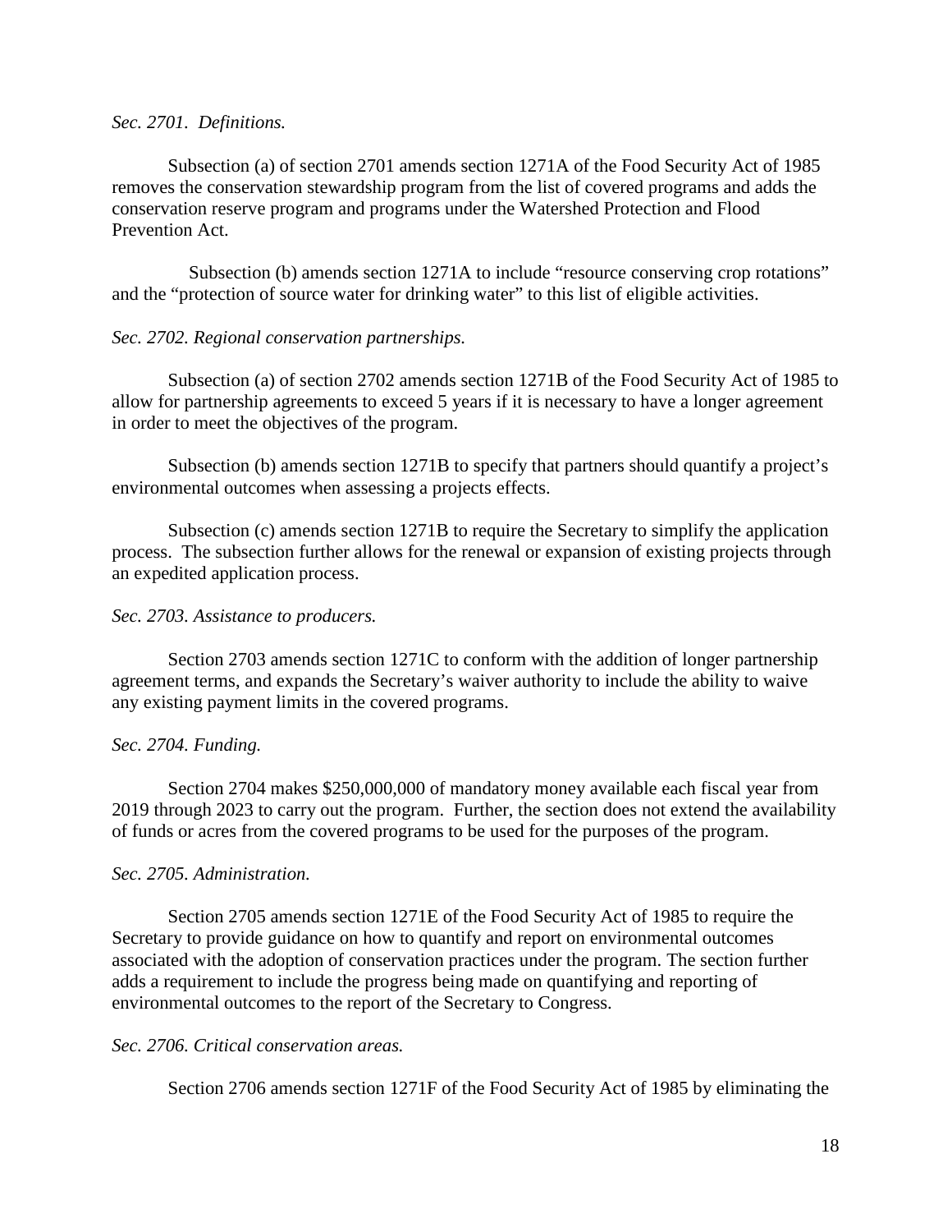*Sec. 2701. Definitions.*

Subsection (a) of section 2701 amends section 1271A of the Food Security Act of 1985 removes the conservation stewardship program from the list of covered programs and adds the conservation reserve program and programs under the Watershed Protection and Flood Prevention Act.

Subsection (b) amends section 1271A to include "resource conserving crop rotations" and the "protection of source water for drinking water" to this list of eligible activities.

*Sec. 2702. Regional conservation partnerships.*

Subsection (a) of section 2702 amends section 1271B of the Food Security Act of 1985 to allow for partnership agreements to exceed 5 years if it is necessary to have a longer agreement in order to meet the objectives of the program.

Subsection (b) amends section 1271B to specify that partners should quantify a project's environmental outcomes when assessing a projects effects.

Subsection (c) amends section 1271B to require the Secretary to simplify the application process. The subsection further allows for the renewal or expansion of existing projects through an expedited application process.

*Sec. 2703. Assistance to producers.*

Section 2703 amends section 1271C to conform with the addition of longer partnership agreement terms, and expands the Secretary's waiver authority to include the ability to waive any existing payment limits in the covered programs.

*Sec. 2704. Funding.*

Section 2704 makes $250,000,000 of mandatory money available each fiscal year from 2019 through 2023 to carry out the program. Further, the section does not extend the availability of funds or acres from the covered programs to be used for the purposes of the program.

*Sec. 2705. Administration.*

Section 2705 amends section 1271E of the Food Security Act of 1985 to require the Secretary to provide guidance on how to quantify and report on environmental outcomes associated with the adoption of conservation practices under the program. The section further adds a requirement to include the progress being made on quantifying and reporting of environmental outcomes to the report of the Secretary to Congress.

*Sec. 2706. Critical conservation areas.*

Section 2706 amends section 1271F of the Food Security Act of 1985 by eliminating the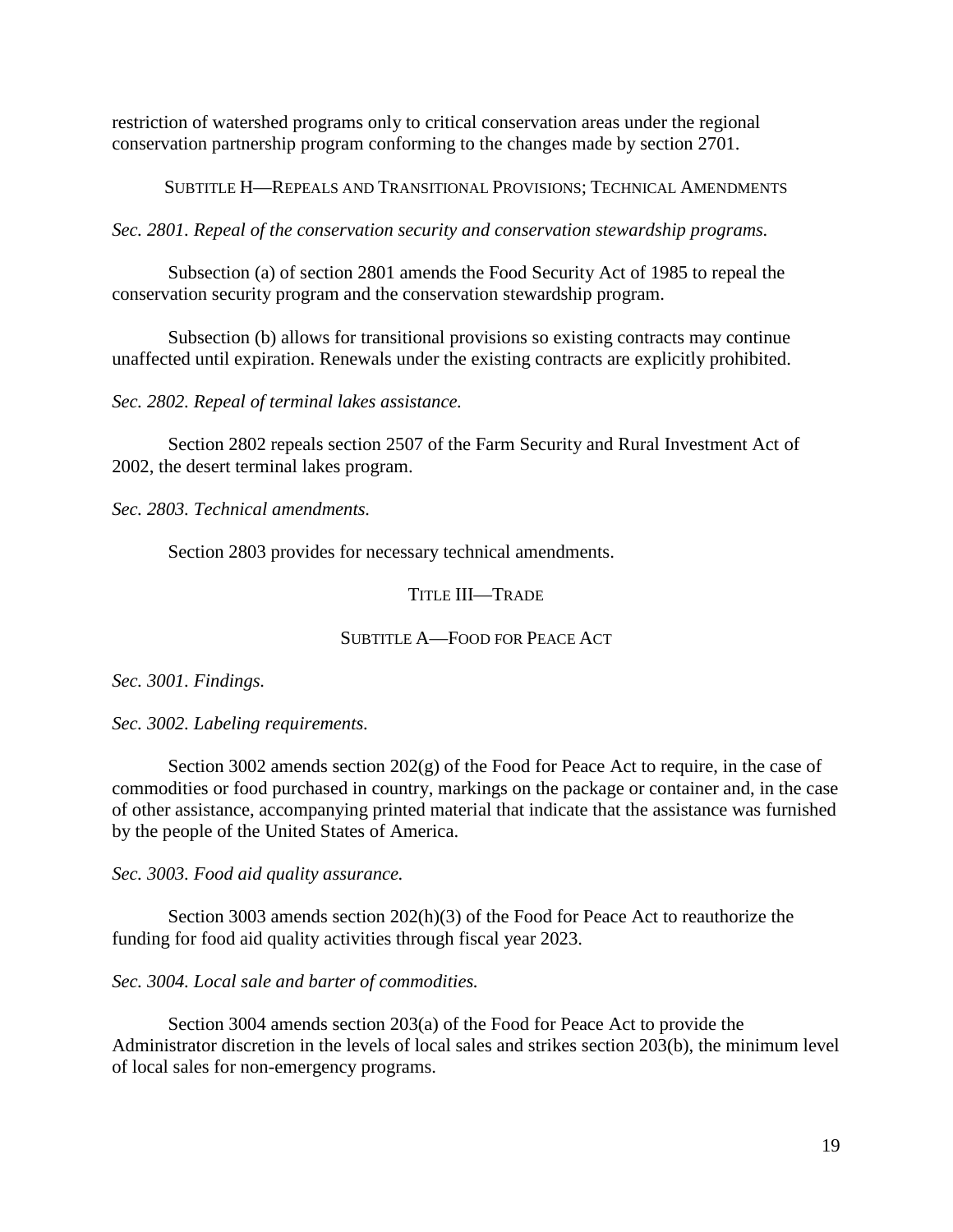restriction of watershed programs only to critical conservation areas under the regional conservation partnership program conforming to the changes made by section 2701.

### Subtitle H—Repeals and Transitional Provisions; Technical Amendments

*Sec. 2801. Repeal of the conservation security and conservation stewardship programs.*

Subsection (a) of section 2801 amends the Food Security Act of 1985 to repeal the conservation security program and the conservation stewardship program.

Subsection (b) allows for transitional provisions so existing contracts may continue unaffected until expiration. Renewals under the existing contracts are explicitly prohibited.

*Sec. 2802. Repeal of terminal lakes assistance.*

Section 2802 repeals section 2507 of the Farm Security and Rural Investment Act of 2002, the desert terminal lakes program.

*Sec. 2803. Technical amendments.*

Section 2803 provides for necessary technical amendments.

## Title III—Trade

### Subtitle A—Food for Peace Act

*Sec. 3001. Findings.*

*Sec. 3002. Labeling requirements.*

Section 3002 amends section 202(g) of the Food for Peace Act to require, in the case of commodities or food purchased in country, markings on the package or container and, in the case of other assistance, accompanying printed material that indicate that the assistance was furnished by the people of the United States of America.

*Sec. 3003. Food aid quality assurance.*

Section 3003 amends section 202(h)(3) of the Food for Peace Act to reauthorize the funding for food aid quality activities through fiscal year 2023.

*Sec. 3004. Local sale and barter of commodities.*

Section 3004 amends section 203(a) of the Food for Peace Act to provide the Administrator discretion in the levels of local sales and strikes section 203(b), the minimum level of local sales for non-emergency programs.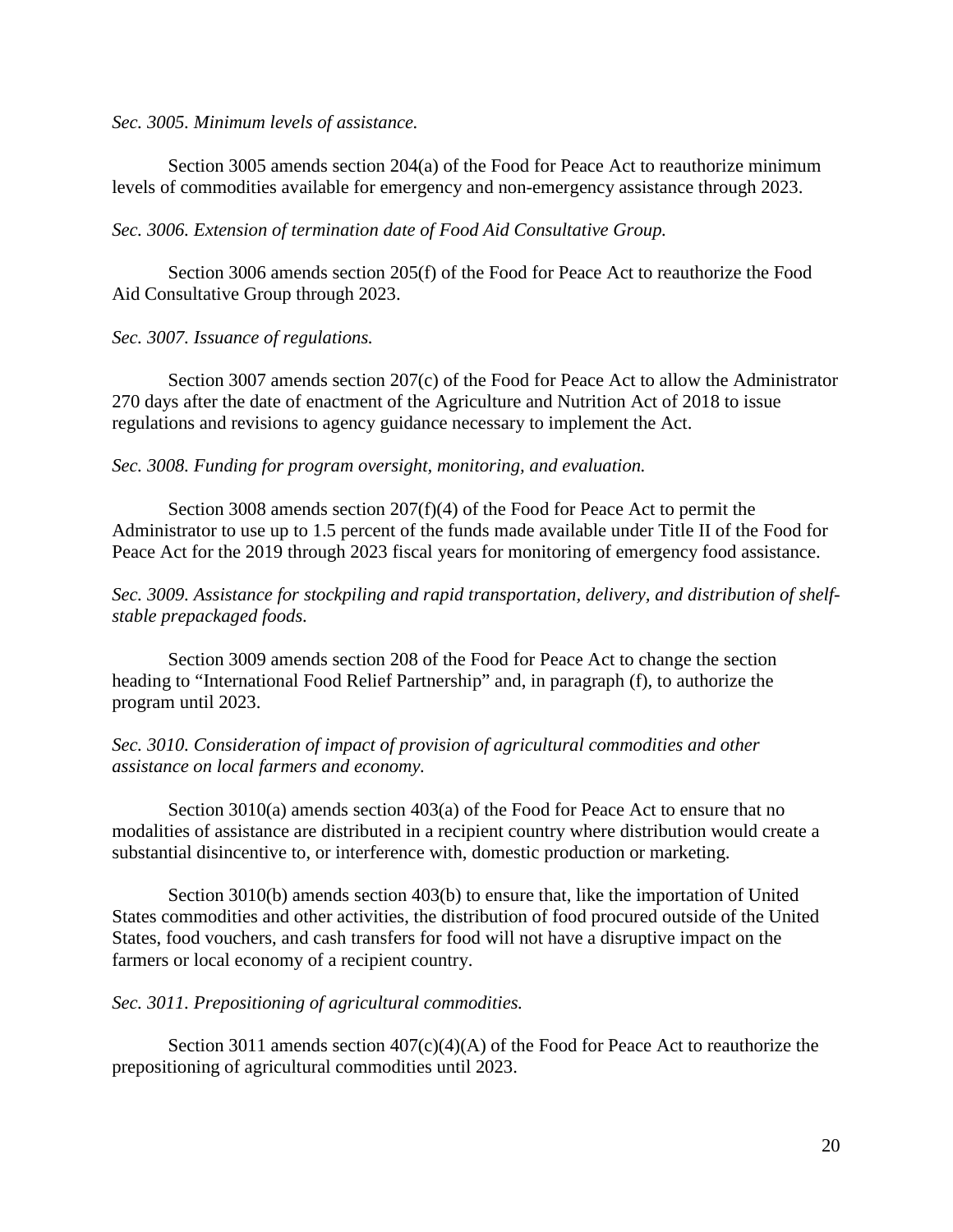*Sec. 3005. Minimum levels of assistance.*

Section 3005 amends section 204(a) of the Food for Peace Act to reauthorize minimum levels of commodities available for emergency and non-emergency assistance through 2023.

*Sec. 3006. Extension of termination date of Food Aid Consultative Group.*

Section 3006 amends section 205(f) of the Food for Peace Act to reauthorize the Food Aid Consultative Group through 2023.

*Sec. 3007. Issuance of regulations.*

Section 3007 amends section 207(c) of the Food for Peace Act to allow the Administrator 270 days after the date of enactment of the Agriculture and Nutrition Act of 2018 to issue regulations and revisions to agency guidance necessary to implement the Act.

*Sec. 3008. Funding for program oversight, monitoring, and evaluation.*

Section 3008 amends section 207(f)(4) of the Food for Peace Act to permit the Administrator to use up to 1.5 percent of the funds made available under Title II of the Food for Peace Act for the 2019 through 2023 fiscal years for monitoring of emergency food assistance.

*Sec. 3009. Assistance for stockpiling and rapid transportation, delivery, and distribution of shelf-stable prepackaged foods.*

Section 3009 amends section 208 of the Food for Peace Act to change the section heading to "International Food Relief Partnership" and, in paragraph (f), to authorize the program until 2023.

*Sec. 3010. Consideration of impact of provision of agricultural commodities and other assistance on local farmers and economy.*

Section 3010(a) amends section 403(a) of the Food for Peace Act to ensure that no modalities of assistance are distributed in a recipient country where distribution would create a substantial disincentive to, or interference with, domestic production or marketing.

Section 3010(b) amends section 403(b) to ensure that, like the importation of United States commodities and other activities, the distribution of food procured outside of the United States, food vouchers, and cash transfers for food will not have a disruptive impact on the farmers or local economy of a recipient country.

*Sec. 3011. Prepositioning of agricultural commodities.*

Section 3011 amends section 407(c)(4)(A) of the Food for Peace Act to reauthorize the prepositioning of agricultural commodities until 2023.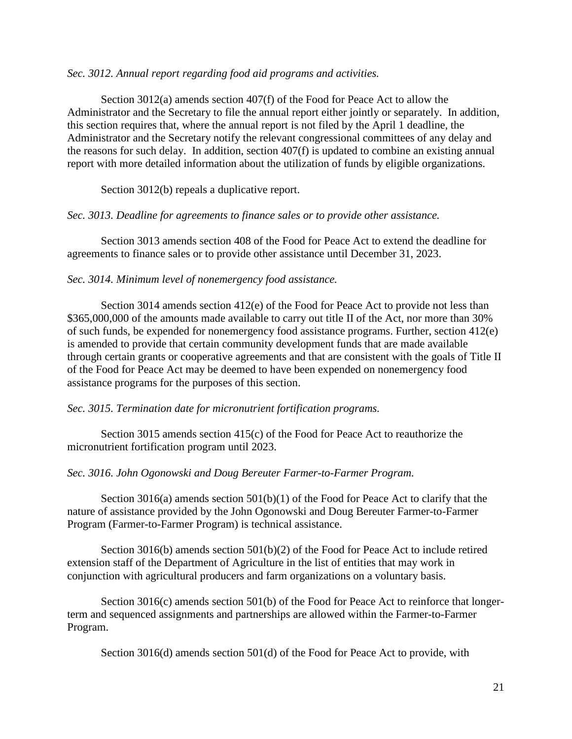*Sec. 3012. Annual report regarding food aid programs and activities.*

Section 3012(a) amends section 407(f) of the Food for Peace Act to allow the Administrator and the Secretary to file the annual report either jointly or separately. In addition, this section requires that, where the annual report is not filed by the April 1 deadline, the Administrator and the Secretary notify the relevant congressional committees of any delay and the reasons for such delay. In addition, section 407(f) is updated to combine an existing annual report with more detailed information about the utilization of funds by eligible organizations.

Section 3012(b) repeals a duplicative report.

*Sec. 3013. Deadline for agreements to finance sales or to provide other assistance.*

Section 3013 amends section 408 of the Food for Peace Act to extend the deadline for agreements to finance sales or to provide other assistance until December 31, 2023.

*Sec. 3014. Minimum level of nonemergency food assistance.*

Section 3014 amends section 412(e) of the Food for Peace Act to provide not less than $365,000,000 of the amounts made available to carry out title II of the Act, nor more than 30% of such funds, be expended for nonemergency food assistance programs. Further, section 412(e) is amended to provide that certain community development funds that are made available through certain grants or cooperative agreements and that are consistent with the goals of Title II of the Food for Peace Act may be deemed to have been expended on nonemergency food assistance programs for the purposes of this section.

*Sec. 3015. Termination date for micronutrient fortification programs.*

Section 3015 amends section 415(c) of the Food for Peace Act to reauthorize the micronutrient fortification program until 2023.

*Sec. 3016. John Ogonowski and Doug Bereuter Farmer-to-Farmer Program.*

Section 3016(a) amends section 501(b)(1) of the Food for Peace Act to clarify that the nature of assistance provided by the John Ogonowski and Doug Bereuter Farmer-to-Farmer Program (Farmer-to-Farmer Program) is technical assistance.

Section 3016(b) amends section 501(b)(2) of the Food for Peace Act to include retired extension staff of the Department of Agriculture in the list of entities that may work in conjunction with agricultural producers and farm organizations on a voluntary basis.

Section 3016(c) amends section 501(b) of the Food for Peace Act to reinforce that longer-term and sequenced assignments and partnerships are allowed within the Farmer-to-Farmer Program.

Section 3016(d) amends section 501(d) of the Food for Peace Act to provide, with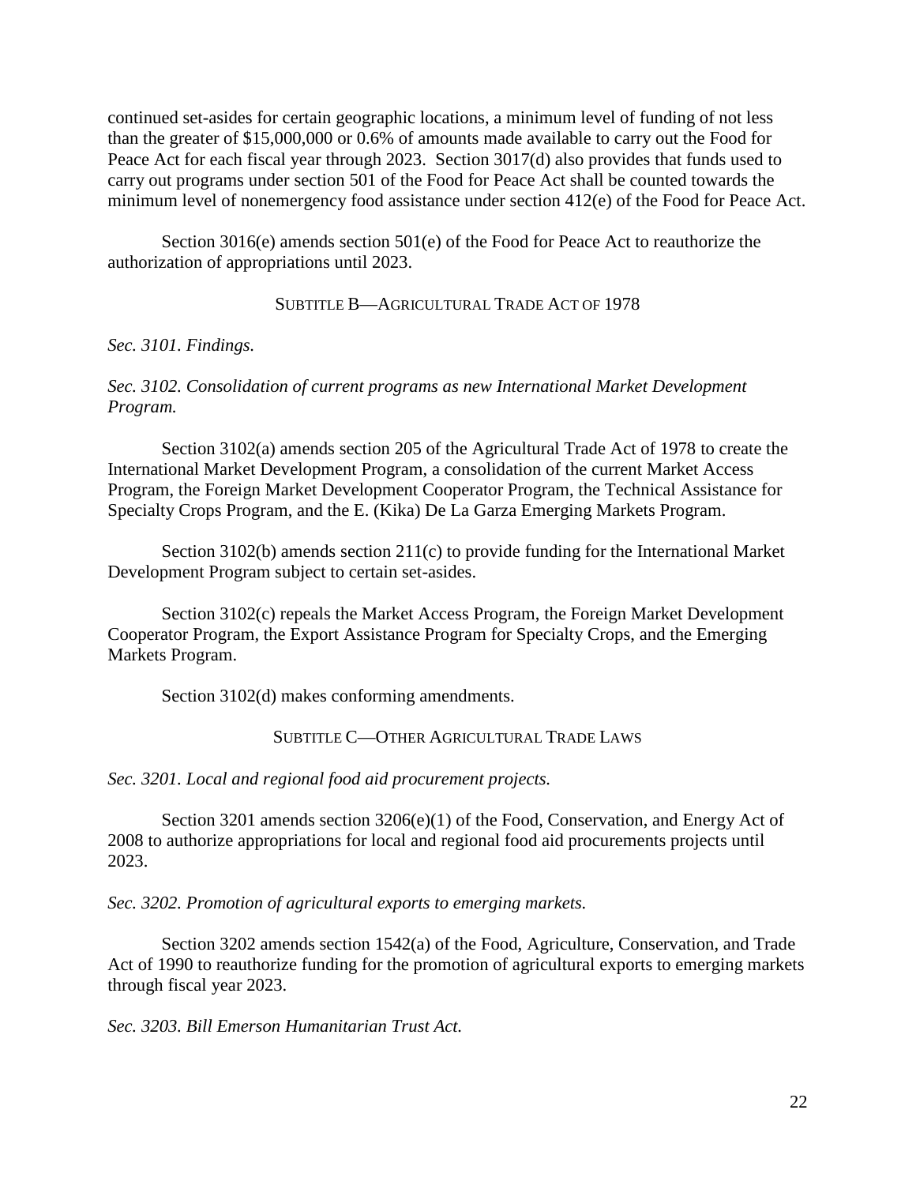continued set-asides for certain geographic locations, a minimum level of funding of not less than the greater of $15,000,000 or 0.6% of amounts made available to carry out the Food for Peace Act for each fiscal year through 2023. Section 3017(d) also provides that funds used to carry out programs under section 501 of the Food for Peace Act shall be counted towards the minimum level of nonemergency food assistance under section 412(e) of the Food for Peace Act.

Section 3016(e) amends section 501(e) of the Food for Peace Act to reauthorize the authorization of appropriations until 2023.

## SUBTITLE B—AGRICULTURAL TRADE ACT OF 1978

*Sec. 3101. Findings.*

*Sec. 3102. Consolidation of current programs as new International Market Development Program.*

Section 3102(a) amends section 205 of the Agricultural Trade Act of 1978 to create the International Market Development Program, a consolidation of the current Market Access Program, the Foreign Market Development Cooperator Program, the Technical Assistance for Specialty Crops Program, and the E. (Kika) De La Garza Emerging Markets Program.

Section 3102(b) amends section 211(c) to provide funding for the International Market Development Program subject to certain set-asides.

Section 3102(c) repeals the Market Access Program, the Foreign Market Development Cooperator Program, the Export Assistance Program for Specialty Crops, and the Emerging Markets Program.

Section 3102(d) makes conforming amendments.

## SUBTITLE C—OTHER AGRICULTURAL TRADE LAWS

*Sec. 3201. Local and regional food aid procurement projects.*

Section 3201 amends section 3206(e)(1) of the Food, Conservation, and Energy Act of 2008 to authorize appropriations for local and regional food aid procurements projects until 2023.

*Sec. 3202. Promotion of agricultural exports to emerging markets.*

Section 3202 amends section 1542(a) of the Food, Agriculture, Conservation, and Trade Act of 1990 to reauthorize funding for the promotion of agricultural exports to emerging markets through fiscal year 2023.

*Sec. 3203. Bill Emerson Humanitarian Trust Act.*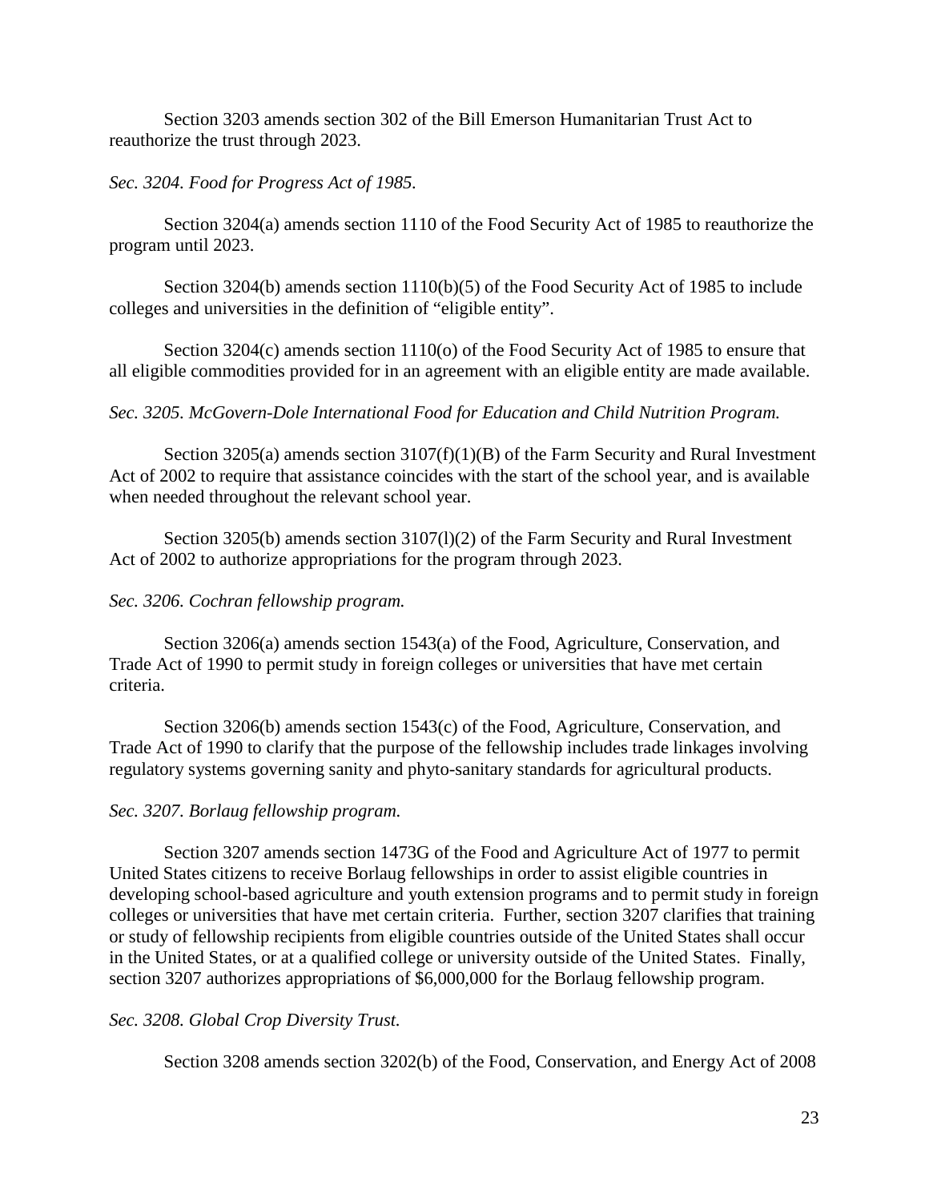Section 3203 amends section 302 of the Bill Emerson Humanitarian Trust Act to reauthorize the trust through 2023.

*Sec. 3204. Food for Progress Act of 1985.*

Section 3204(a) amends section 1110 of the Food Security Act of 1985 to reauthorize the program until 2023.

Section 3204(b) amends section 1110(b)(5) of the Food Security Act of 1985 to include colleges and universities in the definition of "eligible entity".

Section 3204(c) amends section 1110(o) of the Food Security Act of 1985 to ensure that all eligible commodities provided for in an agreement with an eligible entity are made available.

*Sec. 3205. McGovern-Dole International Food for Education and Child Nutrition Program.*

Section 3205(a) amends section 3107(f)(1)(B) of the Farm Security and Rural Investment Act of 2002 to require that assistance coincides with the start of the school year, and is available when needed throughout the relevant school year.

Section 3205(b) amends section 3107(l)(2) of the Farm Security and Rural Investment Act of 2002 to authorize appropriations for the program through 2023.

*Sec. 3206. Cochran fellowship program.*

Section 3206(a) amends section 1543(a) of the Food, Agriculture, Conservation, and Trade Act of 1990 to permit study in foreign colleges or universities that have met certain criteria.

Section 3206(b) amends section 1543(c) of the Food, Agriculture, Conservation, and Trade Act of 1990 to clarify that the purpose of the fellowship includes trade linkages involving regulatory systems governing sanity and phyto-sanitary standards for agricultural products.

*Sec. 3207. Borlaug fellowship program.*

Section 3207 amends section 1473G of the Food and Agriculture Act of 1977 to permit United States citizens to receive Borlaug fellowships in order to assist eligible countries in developing school-based agriculture and youth extension programs and to permit study in foreign colleges or universities that have met certain criteria. Further, section 3207 clarifies that training or study of fellowship recipients from eligible countries outside of the United States shall occur in the United States, or at a qualified college or university outside of the United States. Finally, section 3207 authorizes appropriations of $6,000,000 for the Borlaug fellowship program.

*Sec. 3208. Global Crop Diversity Trust.*

Section 3208 amends section 3202(b) of the Food, Conservation, and Energy Act of 2008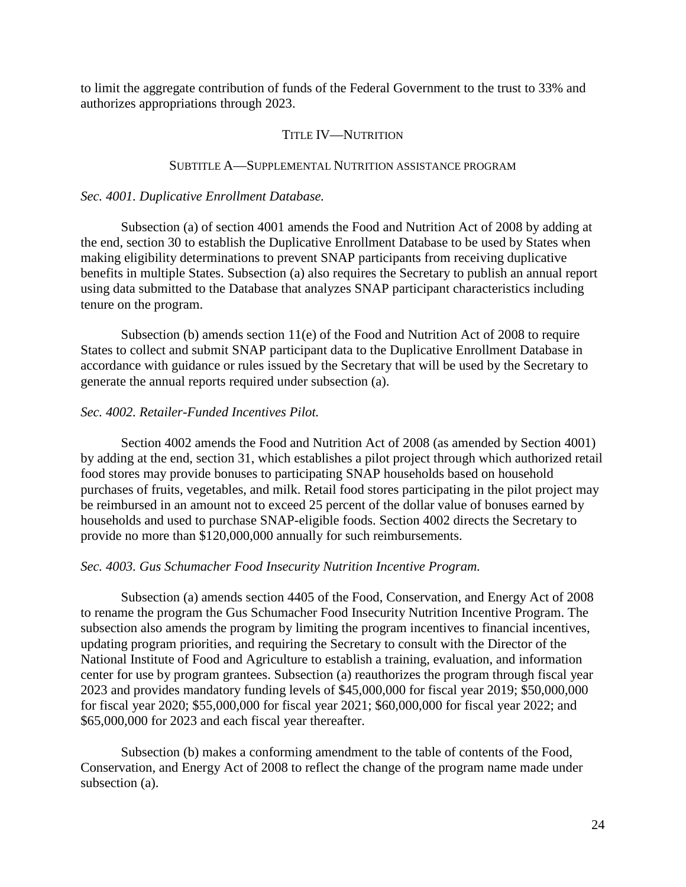to limit the aggregate contribution of funds of the Federal Government to the trust to 33% and authorizes appropriations through 2023.

## TITLE IV—NUTRITION

### SUBTITLE A—SUPPLEMENTAL NUTRITION ASSISTANCE PROGRAM

*Sec. 4001. Duplicative Enrollment Database.*

Subsection (a) of section 4001 amends the Food and Nutrition Act of 2008 by adding at the end, section 30 to establish the Duplicative Enrollment Database to be used by States when making eligibility determinations to prevent SNAP participants from receiving duplicative benefits in multiple States. Subsection (a) also requires the Secretary to publish an annual report using data submitted to the Database that analyzes SNAP participant characteristics including tenure on the program.

Subsection (b) amends section 11(e) of the Food and Nutrition Act of 2008 to require States to collect and submit SNAP participant data to the Duplicative Enrollment Database in accordance with guidance or rules issued by the Secretary that will be used by the Secretary to generate the annual reports required under subsection (a).

*Sec. 4002. Retailer-Funded Incentives Pilot.*

Section 4002 amends the Food and Nutrition Act of 2008 (as amended by Section 4001) by adding at the end, section 31, which establishes a pilot project through which authorized retail food stores may provide bonuses to participating SNAP households based on household purchases of fruits, vegetables, and milk. Retail food stores participating in the pilot project may be reimbursed in an amount not to exceed 25 percent of the dollar value of bonuses earned by households and used to purchase SNAP-eligible foods. Section 4002 directs the Secretary to provide no more than $120,000,000 annually for such reimbursements.

*Sec. 4003. Gus Schumacher Food Insecurity Nutrition Incentive Program.*

Subsection (a) amends section 4405 of the Food, Conservation, and Energy Act of 2008 to rename the program the Gus Schumacher Food Insecurity Nutrition Incentive Program. The subsection also amends the program by limiting the program incentives to financial incentives, updating program priorities, and requiring the Secretary to consult with the Director of the National Institute of Food and Agriculture to establish a training, evaluation, and information center for use by program grantees. Subsection (a) reauthorizes the program through fiscal year 2023 and provides mandatory funding levels of $45,000,000 for fiscal year 2019; $50,000,000 for fiscal year 2020; $55,000,000 for fiscal year 2021; $60,000,000 for fiscal year 2022; and $65,000,000 for 2023 and each fiscal year thereafter.

Subsection (b) makes a conforming amendment to the table of contents of the Food, Conservation, and Energy Act of 2008 to reflect the change of the program name made under subsection (a).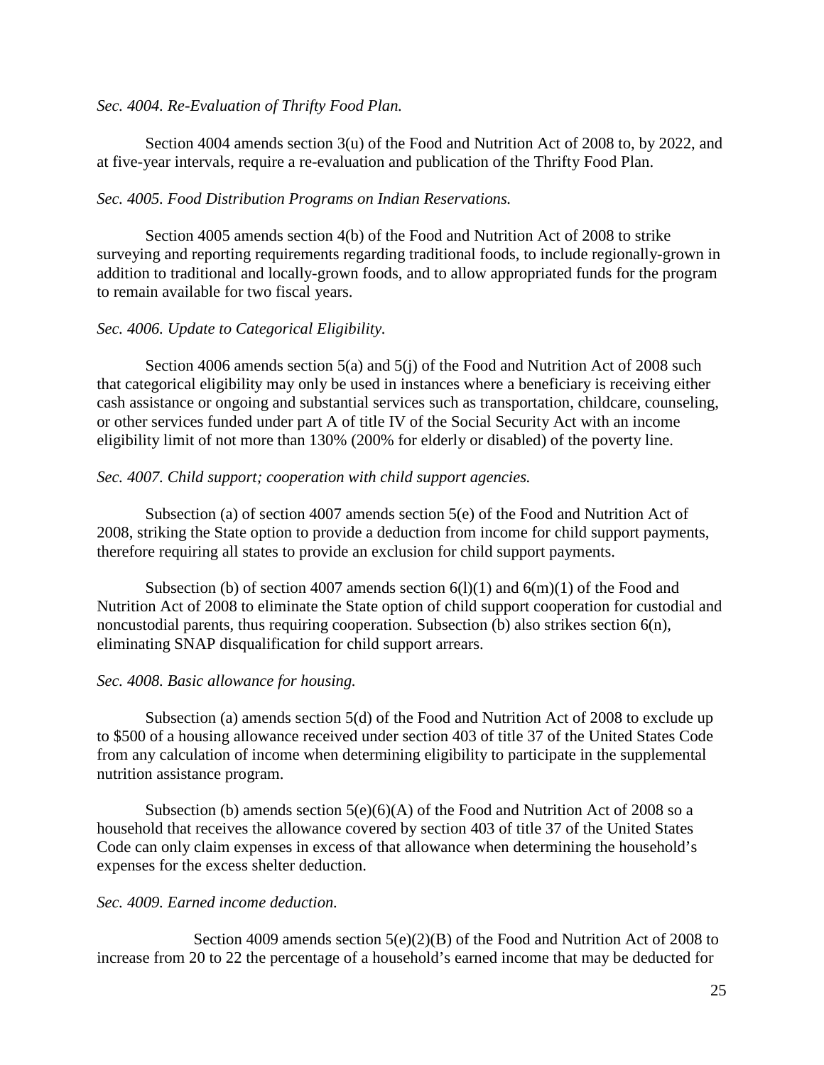*Sec. 4004. Re-Evaluation of Thrifty Food Plan.*

Section 4004 amends section 3(u) of the Food and Nutrition Act of 2008 to, by 2022, and at five-year intervals, require a re-evaluation and publication of the Thrifty Food Plan.

*Sec. 4005. Food Distribution Programs on Indian Reservations.*

Section 4005 amends section 4(b) of the Food and Nutrition Act of 2008 to strike surveying and reporting requirements regarding traditional foods, to include regionally-grown in addition to traditional and locally-grown foods, and to allow appropriated funds for the program to remain available for two fiscal years.

*Sec. 4006. Update to Categorical Eligibility.*

Section 4006 amends section 5(a) and 5(j) of the Food and Nutrition Act of 2008 such that categorical eligibility may only be used in instances where a beneficiary is receiving either cash assistance or ongoing and substantial services such as transportation, childcare, counseling, or other services funded under part A of title IV of the Social Security Act with an income eligibility limit of not more than 130% (200% for elderly or disabled) of the poverty line.

*Sec. 4007. Child support; cooperation with child support agencies.*

Subsection (a) of section 4007 amends section 5(e) of the Food and Nutrition Act of 2008, striking the State option to provide a deduction from income for child support payments, therefore requiring all states to provide an exclusion for child support payments.

Subsection (b) of section 4007 amends section 6(l)(1) and 6(m)(1) of the Food and Nutrition Act of 2008 to eliminate the State option of child support cooperation for custodial and noncustodial parents, thus requiring cooperation. Subsection (b) also strikes section 6(n), eliminating SNAP disqualification for child support arrears.

*Sec. 4008. Basic allowance for housing.*

Subsection (a) amends section 5(d) of the Food and Nutrition Act of 2008 to exclude up to $500 of a housing allowance received under section 403 of title 37 of the United States Code from any calculation of income when determining eligibility to participate in the supplemental nutrition assistance program.

Subsection (b) amends section 5(e)(6)(A) of the Food and Nutrition Act of 2008 so a household that receives the allowance covered by section 403 of title 37 of the United States Code can only claim expenses in excess of that allowance when determining the household's expenses for the excess shelter deduction.

*Sec. 4009. Earned income deduction.*

Section 4009 amends section 5(e)(2)(B) of the Food and Nutrition Act of 2008 to increase from 20 to 22 the percentage of a household's earned income that may be deducted for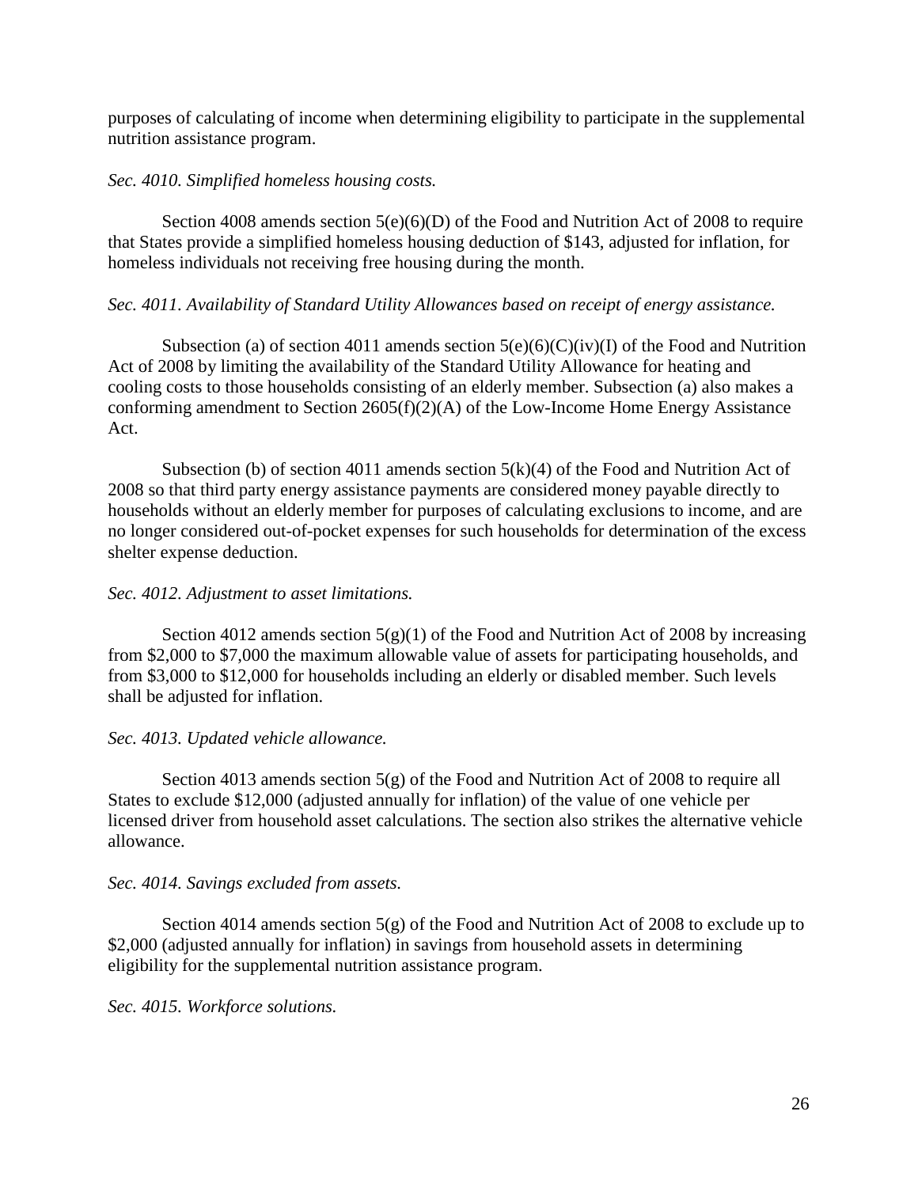purposes of calculating of income when determining eligibility to participate in the supplemental nutrition assistance program.

*Sec. 4010. Simplified homeless housing costs.*

Section 4008 amends section 5(e)(6)(D) of the Food and Nutrition Act of 2008 to require that States provide a simplified homeless housing deduction of $143, adjusted for inflation, for homeless individuals not receiving free housing during the month.

*Sec. 4011. Availability of Standard Utility Allowances based on receipt of energy assistance.*

Subsection (a) of section 4011 amends section 5(e)(6)(C)(iv)(I) of the Food and Nutrition Act of 2008 by limiting the availability of the Standard Utility Allowance for heating and cooling costs to those households consisting of an elderly member. Subsection (a) also makes a conforming amendment to Section 2605(f)(2)(A) of the Low-Income Home Energy Assistance Act.

Subsection (b) of section 4011 amends section 5(k)(4) of the Food and Nutrition Act of 2008 so that third party energy assistance payments are considered money payable directly to households without an elderly member for purposes of calculating exclusions to income, and are no longer considered out-of-pocket expenses for such households for determination of the excess shelter expense deduction.

*Sec. 4012. Adjustment to asset limitations.*

Section 4012 amends section 5(g)(1) of the Food and Nutrition Act of 2008 by increasing from $2,000 to $7,000 the maximum allowable value of assets for participating households, and from $3,000 to $12,000 for households including an elderly or disabled member. Such levels shall be adjusted for inflation.

*Sec. 4013. Updated vehicle allowance.*

Section 4013 amends section 5(g) of the Food and Nutrition Act of 2008 to require all States to exclude $12,000 (adjusted annually for inflation) of the value of one vehicle per licensed driver from household asset calculations. The section also strikes the alternative vehicle allowance.

*Sec. 4014. Savings excluded from assets.*

Section 4014 amends section 5(g) of the Food and Nutrition Act of 2008 to exclude up to $2,000 (adjusted annually for inflation) in savings from household assets in determining eligibility for the supplemental nutrition assistance program.

*Sec. 4015. Workforce solutions.*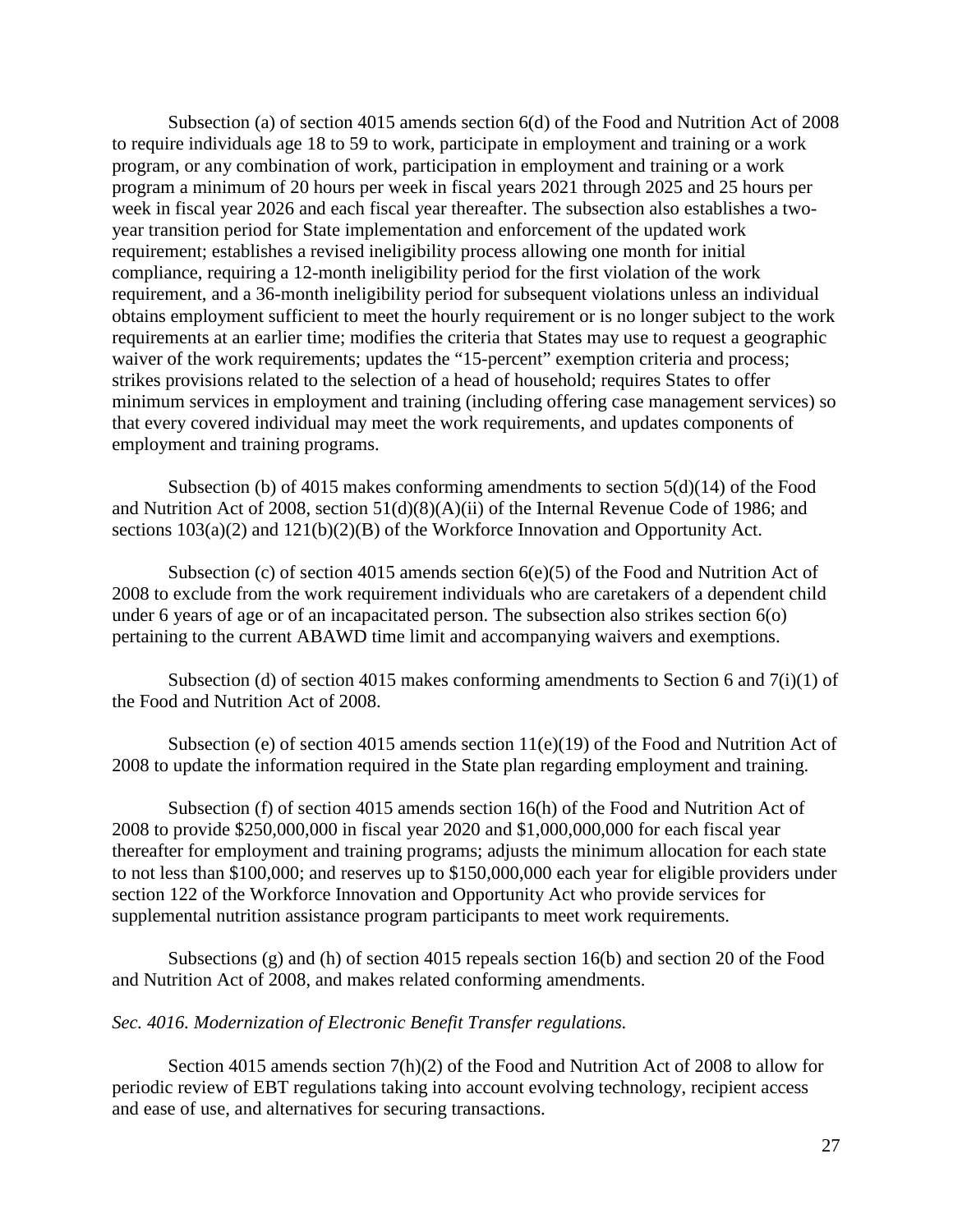Subsection (a) of section 4015 amends section 6(d) of the Food and Nutrition Act of 2008 to require individuals age 18 to 59 to work, participate in employment and training or a work program, or any combination of work, participation in employment and training or a work program a minimum of 20 hours per week in fiscal years 2021 through 2025 and 25 hours per week in fiscal year 2026 and each fiscal year thereafter. The subsection also establishes a two-year transition period for State implementation and enforcement of the updated work requirement; establishes a revised ineligibility process allowing one month for initial compliance, requiring a 12-month ineligibility period for the first violation of the work requirement, and a 36-month ineligibility period for subsequent violations unless an individual obtains employment sufficient to meet the hourly requirement or is no longer subject to the work requirements at an earlier time; modifies the criteria that States may use to request a geographic waiver of the work requirements; updates the "15-percent" exemption criteria and process; strikes provisions related to the selection of a head of household; requires States to offer minimum services in employment and training (including offering case management services) so that every covered individual may meet the work requirements, and updates components of employment and training programs.

Subsection (b) of 4015 makes conforming amendments to section 5(d)(14) of the Food and Nutrition Act of 2008, section 51(d)(8)(A)(ii) of the Internal Revenue Code of 1986; and sections 103(a)(2) and 121(b)(2)(B) of the Workforce Innovation and Opportunity Act.

Subsection (c) of section 4015 amends section 6(e)(5) of the Food and Nutrition Act of 2008 to exclude from the work requirement individuals who are caretakers of a dependent child under 6 years of age or of an incapacitated person. The subsection also strikes section 6(o) pertaining to the current ABAWD time limit and accompanying waivers and exemptions.

Subsection (d) of section 4015 makes conforming amendments to Section 6 and 7(i)(1) of the Food and Nutrition Act of 2008.

Subsection (e) of section 4015 amends section 11(e)(19) of the Food and Nutrition Act of 2008 to update the information required in the State plan regarding employment and training.

Subsection (f) of section 4015 amends section 16(h) of the Food and Nutrition Act of 2008 to provide $250,000,000 in fiscal year 2020 and $1,000,000,000 for each fiscal year thereafter for employment and training programs; adjusts the minimum allocation for each state to not less than $100,000; and reserves up to $150,000,000 each year for eligible providers under section 122 of the Workforce Innovation and Opportunity Act who provide services for supplemental nutrition assistance program participants to meet work requirements.

Subsections (g) and (h) of section 4015 repeals section 16(b) and section 20 of the Food and Nutrition Act of 2008, and makes related conforming amendments.

*Sec. 4016. Modernization of Electronic Benefit Transfer regulations.*

Section 4015 amends section 7(h)(2) of the Food and Nutrition Act of 2008 to allow for periodic review of EBT regulations taking into account evolving technology, recipient access and ease of use, and alternatives for securing transactions.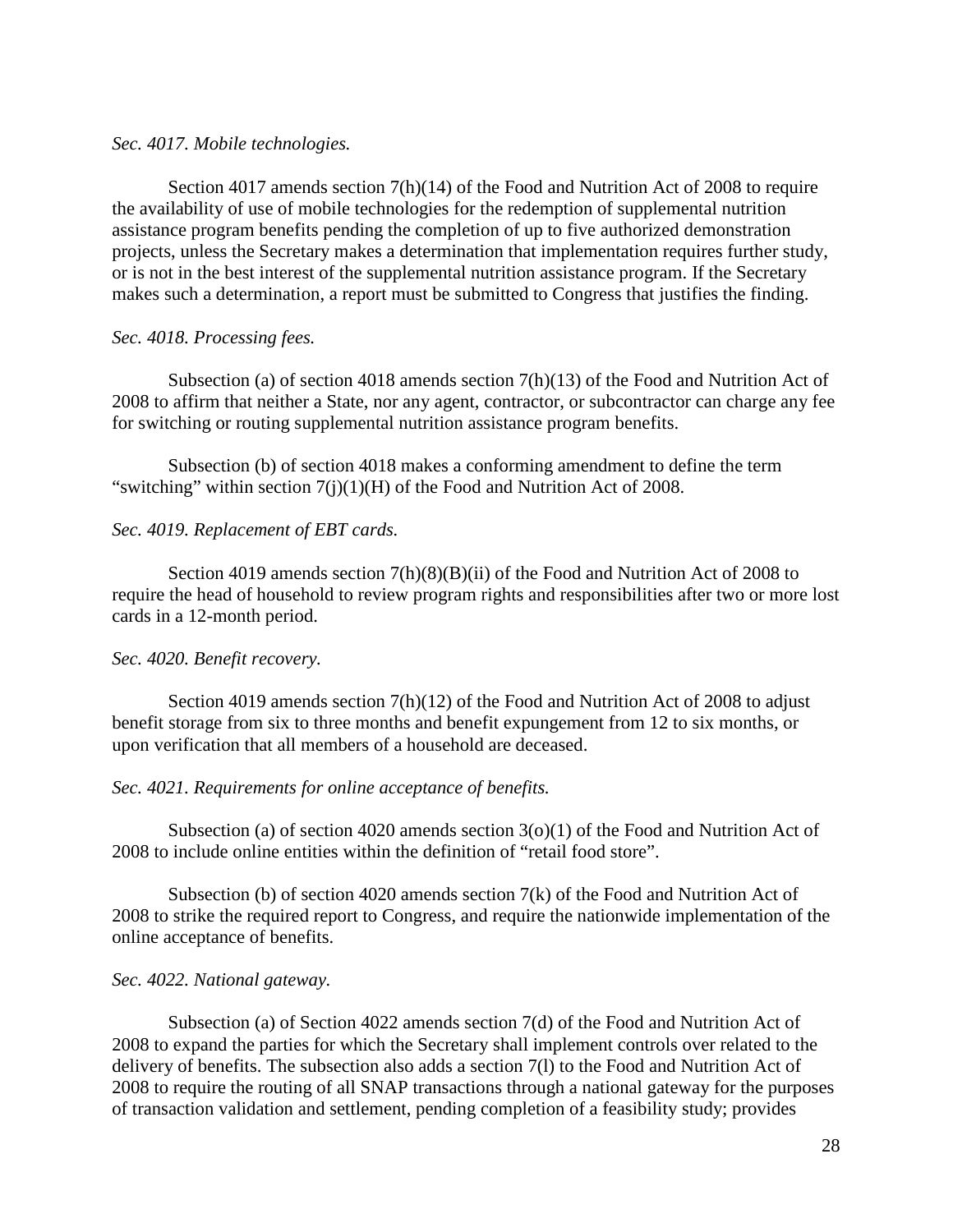*Sec. 4017. Mobile technologies.*

Section 4017 amends section 7(h)(14) of the Food and Nutrition Act of 2008 to require the availability of use of mobile technologies for the redemption of supplemental nutrition assistance program benefits pending the completion of up to five authorized demonstration projects, unless the Secretary makes a determination that implementation requires further study, or is not in the best interest of the supplemental nutrition assistance program. If the Secretary makes such a determination, a report must be submitted to Congress that justifies the finding.

*Sec. 4018. Processing fees.*

Subsection (a) of section 4018 amends section 7(h)(13) of the Food and Nutrition Act of 2008 to affirm that neither a State, nor any agent, contractor, or subcontractor can charge any fee for switching or routing supplemental nutrition assistance program benefits.

Subsection (b) of section 4018 makes a conforming amendment to define the term "switching" within section 7(j)(1)(H) of the Food and Nutrition Act of 2008.

*Sec. 4019. Replacement of EBT cards.*

Section 4019 amends section 7(h)(8)(B)(ii) of the Food and Nutrition Act of 2008 to require the head of household to review program rights and responsibilities after two or more lost cards in a 12-month period.

*Sec. 4020. Benefit recovery.*

Section 4019 amends section 7(h)(12) of the Food and Nutrition Act of 2008 to adjust benefit storage from six to three months and benefit expungement from 12 to six months, or upon verification that all members of a household are deceased.

*Sec. 4021. Requirements for online acceptance of benefits.*

Subsection (a) of section 4020 amends section 3(o)(1) of the Food and Nutrition Act of 2008 to include online entities within the definition of "retail food store".

Subsection (b) of section 4020 amends section 7(k) of the Food and Nutrition Act of 2008 to strike the required report to Congress, and require the nationwide implementation of the online acceptance of benefits.

*Sec. 4022. National gateway.*

Subsection (a) of Section 4022 amends section 7(d) of the Food and Nutrition Act of 2008 to expand the parties for which the Secretary shall implement controls over related to the delivery of benefits. The subsection also adds a section 7(l) to the Food and Nutrition Act of 2008 to require the routing of all SNAP transactions through a national gateway for the purposes of transaction validation and settlement, pending completion of a feasibility study; provides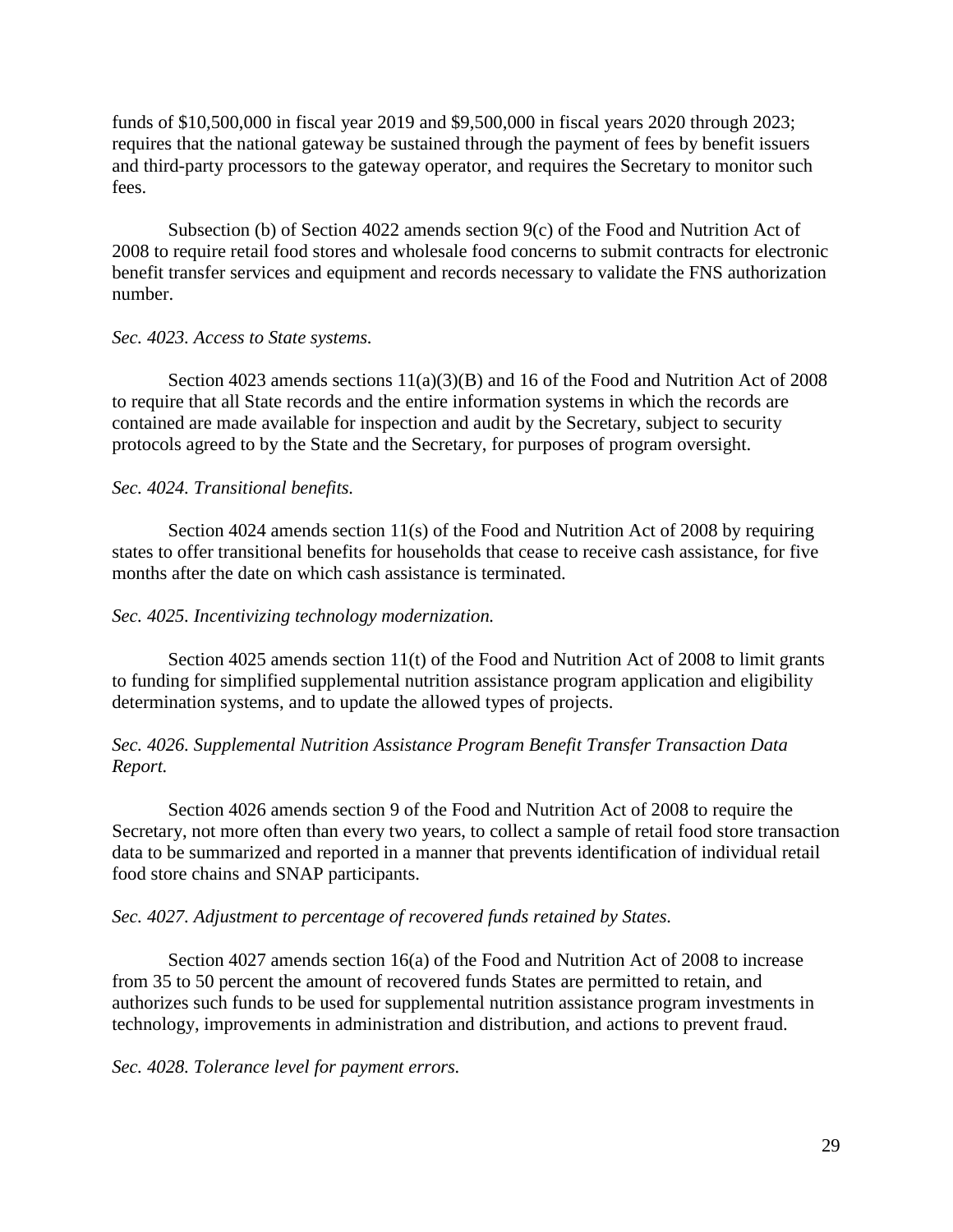funds of $10,500,000 in fiscal year 2019 and $9,500,000 in fiscal years 2020 through 2023; requires that the national gateway be sustained through the payment of fees by benefit issuers and third-party processors to the gateway operator, and requires the Secretary to monitor such fees.

Subsection (b) of Section 4022 amends section 9(c) of the Food and Nutrition Act of 2008 to require retail food stores and wholesale food concerns to submit contracts for electronic benefit transfer services and equipment and records necessary to validate the FNS authorization number.

*Sec. 4023. Access to State systems.*

Section 4023 amends sections 11(a)(3)(B) and 16 of the Food and Nutrition Act of 2008 to require that all State records and the entire information systems in which the records are contained are made available for inspection and audit by the Secretary, subject to security protocols agreed to by the State and the Secretary, for purposes of program oversight.

*Sec. 4024. Transitional benefits.*

Section 4024 amends section 11(s) of the Food and Nutrition Act of 2008 by requiring states to offer transitional benefits for households that cease to receive cash assistance, for five months after the date on which cash assistance is terminated.

*Sec. 4025. Incentivizing technology modernization.*

Section 4025 amends section 11(t) of the Food and Nutrition Act of 2008 to limit grants to funding for simplified supplemental nutrition assistance program application and eligibility determination systems, and to update the allowed types of projects.

*Sec. 4026. Supplemental Nutrition Assistance Program Benefit Transfer Transaction Data Report.*

Section 4026 amends section 9 of the Food and Nutrition Act of 2008 to require the Secretary, not more often than every two years, to collect a sample of retail food store transaction data to be summarized and reported in a manner that prevents identification of individual retail food store chains and SNAP participants.

*Sec. 4027. Adjustment to percentage of recovered funds retained by States.*

Section 4027 amends section 16(a) of the Food and Nutrition Act of 2008 to increase from 35 to 50 percent the amount of recovered funds States are permitted to retain, and authorizes such funds to be used for supplemental nutrition assistance program investments in technology, improvements in administration and distribution, and actions to prevent fraud.

*Sec. 4028. Tolerance level for payment errors.*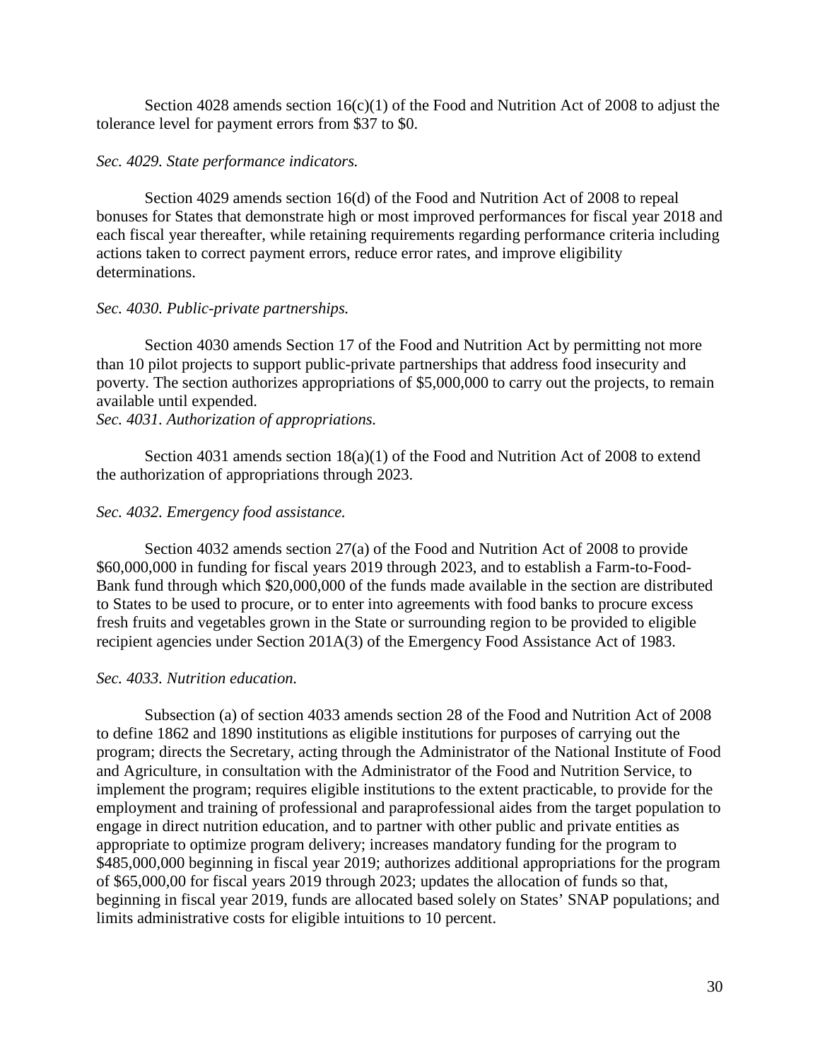Section 4028 amends section 16(c)(1) of the Food and Nutrition Act of 2008 to adjust the tolerance level for payment errors from $37 to $0.

*Sec. 4029. State performance indicators.*

Section 4029 amends section 16(d) of the Food and Nutrition Act of 2008 to repeal bonuses for States that demonstrate high or most improved performances for fiscal year 2018 and each fiscal year thereafter, while retaining requirements regarding performance criteria including actions taken to correct payment errors, reduce error rates, and improve eligibility determinations.

*Sec. 4030. Public-private partnerships.*

Section 4030 amends Section 17 of the Food and Nutrition Act by permitting not more than 10 pilot projects to support public-private partnerships that address food insecurity and poverty. The section authorizes appropriations of $5,000,000 to carry out the projects, to remain available until expended.

*Sec. 4031. Authorization of appropriations.*

Section 4031 amends section 18(a)(1) of the Food and Nutrition Act of 2008 to extend the authorization of appropriations through 2023.

*Sec. 4032. Emergency food assistance.*

Section 4032 amends section 27(a) of the Food and Nutrition Act of 2008 to provide $60,000,000 in funding for fiscal years 2019 through 2023, and to establish a Farm-to-Food-Bank fund through which $20,000,000 of the funds made available in the section are distributed to States to be used to procure, or to enter into agreements with food banks to procure excess fresh fruits and vegetables grown in the State or surrounding region to be provided to eligible recipient agencies under Section 201A(3) of the Emergency Food Assistance Act of 1983.

*Sec. 4033. Nutrition education.*

Subsection (a) of section 4033 amends section 28 of the Food and Nutrition Act of 2008 to define 1862 and 1890 institutions as eligible institutions for purposes of carrying out the program; directs the Secretary, acting through the Administrator of the National Institute of Food and Agriculture, in consultation with the Administrator of the Food and Nutrition Service, to implement the program; requires eligible institutions to the extent practicable, to provide for the employment and training of professional and paraprofessional aides from the target population to engage in direct nutrition education, and to partner with other public and private entities as appropriate to optimize program delivery; increases mandatory funding for the program to $485,000,000 beginning in fiscal year 2019; authorizes additional appropriations for the program of $65,000,00 for fiscal years 2019 through 2023; updates the allocation of funds so that, beginning in fiscal year 2019, funds are allocated based solely on States' SNAP populations; and limits administrative costs for eligible intuitions to 10 percent.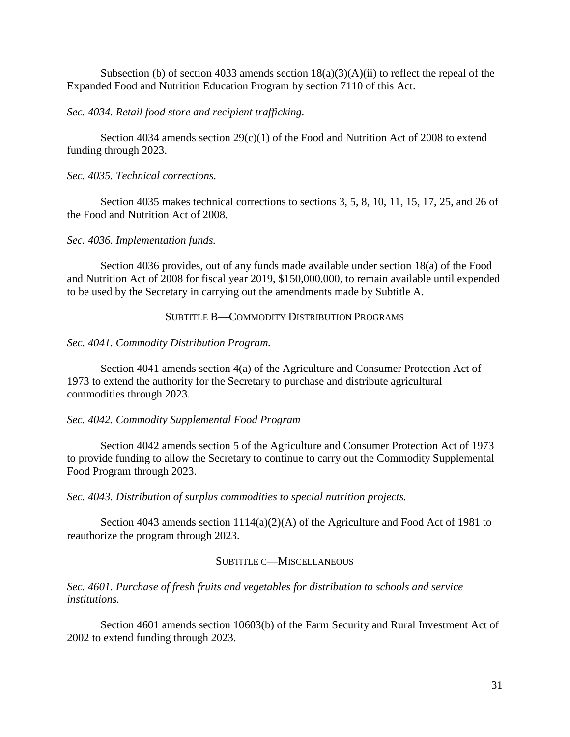Subsection (b) of section 4033 amends section 18(a)(3)(A)(ii) to reflect the repeal of the Expanded Food and Nutrition Education Program by section 7110 of this Act.

*Sec. 4034. Retail food store and recipient trafficking.*

Section 4034 amends section 29(c)(1) of the Food and Nutrition Act of 2008 to extend funding through 2023.

*Sec. 4035. Technical corrections.*

Section 4035 makes technical corrections to sections 3, 5, 8, 10, 11, 15, 17, 25, and 26 of the Food and Nutrition Act of 2008.

*Sec. 4036. Implementation funds.*

Section 4036 provides, out of any funds made available under section 18(a) of the Food and Nutrition Act of 2008 for fiscal year 2019, $150,000,000, to remain available until expended to be used by the Secretary in carrying out the amendments made by Subtitle A.

### SUBTITLE B—COMMODITY DISTRIBUTION PROGRAMS

*Sec. 4041. Commodity Distribution Program.*

Section 4041 amends section 4(a) of the Agriculture and Consumer Protection Act of 1973 to extend the authority for the Secretary to purchase and distribute agricultural commodities through 2023.

*Sec. 4042. Commodity Supplemental Food Program*

Section 4042 amends section 5 of the Agriculture and Consumer Protection Act of 1973 to provide funding to allow the Secretary to continue to carry out the Commodity Supplemental Food Program through 2023.

*Sec. 4043. Distribution of surplus commodities to special nutrition projects.*

Section 4043 amends section 1114(a)(2)(A) of the Agriculture and Food Act of 1981 to reauthorize the program through 2023.

### SUBTITLE C—MISCELLANEOUS

*Sec. 4601. Purchase of fresh fruits and vegetables for distribution to schools and service institutions.*

Section 4601 amends section 10603(b) of the Farm Security and Rural Investment Act of 2002 to extend funding through 2023.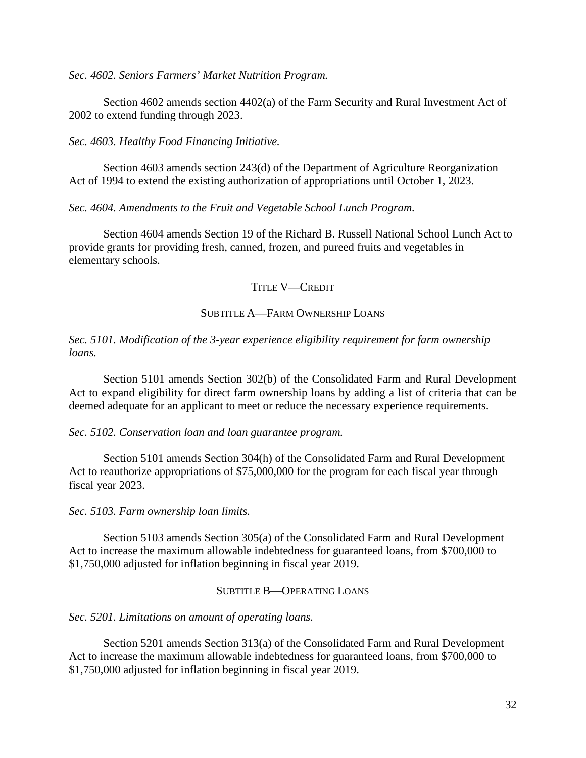*Sec. 4602. Seniors Farmers' Market Nutrition Program.*

Section 4602 amends section 4402(a) of the Farm Security and Rural Investment Act of 2002 to extend funding through 2023.

*Sec. 4603. Healthy Food Financing Initiative.*

Section 4603 amends section 243(d) of the Department of Agriculture Reorganization Act of 1994 to extend the existing authorization of appropriations until October 1, 2023.

*Sec. 4604. Amendments to the Fruit and Vegetable School Lunch Program.*

Section 4604 amends Section 19 of the Richard B. Russell National School Lunch Act to provide grants for providing fresh, canned, frozen, and pureed fruits and vegetables in elementary schools.

## TITLE V—CREDIT

### SUBTITLE A—FARM OWNERSHIP LOANS

*Sec. 5101. Modification of the 3-year experience eligibility requirement for farm ownership loans.*

Section 5101 amends Section 302(b) of the Consolidated Farm and Rural Development Act to expand eligibility for direct farm ownership loans by adding a list of criteria that can be deemed adequate for an applicant to meet or reduce the necessary experience requirements.

*Sec. 5102. Conservation loan and loan guarantee program.*

Section 5101 amends Section 304(h) of the Consolidated Farm and Rural Development Act to reauthorize appropriations of $75,000,000 for the program for each fiscal year through fiscal year 2023.

*Sec. 5103. Farm ownership loan limits.*

Section 5103 amends Section 305(a) of the Consolidated Farm and Rural Development Act to increase the maximum allowable indebtedness for guaranteed loans, from $700,000 to $1,750,000 adjusted for inflation beginning in fiscal year 2019.

### SUBTITLE B—OPERATING LOANS

*Sec. 5201. Limitations on amount of operating loans.*

Section 5201 amends Section 313(a) of the Consolidated Farm and Rural Development Act to increase the maximum allowable indebtedness for guaranteed loans, from $700,000 to $1,750,000 adjusted for inflation beginning in fiscal year 2019.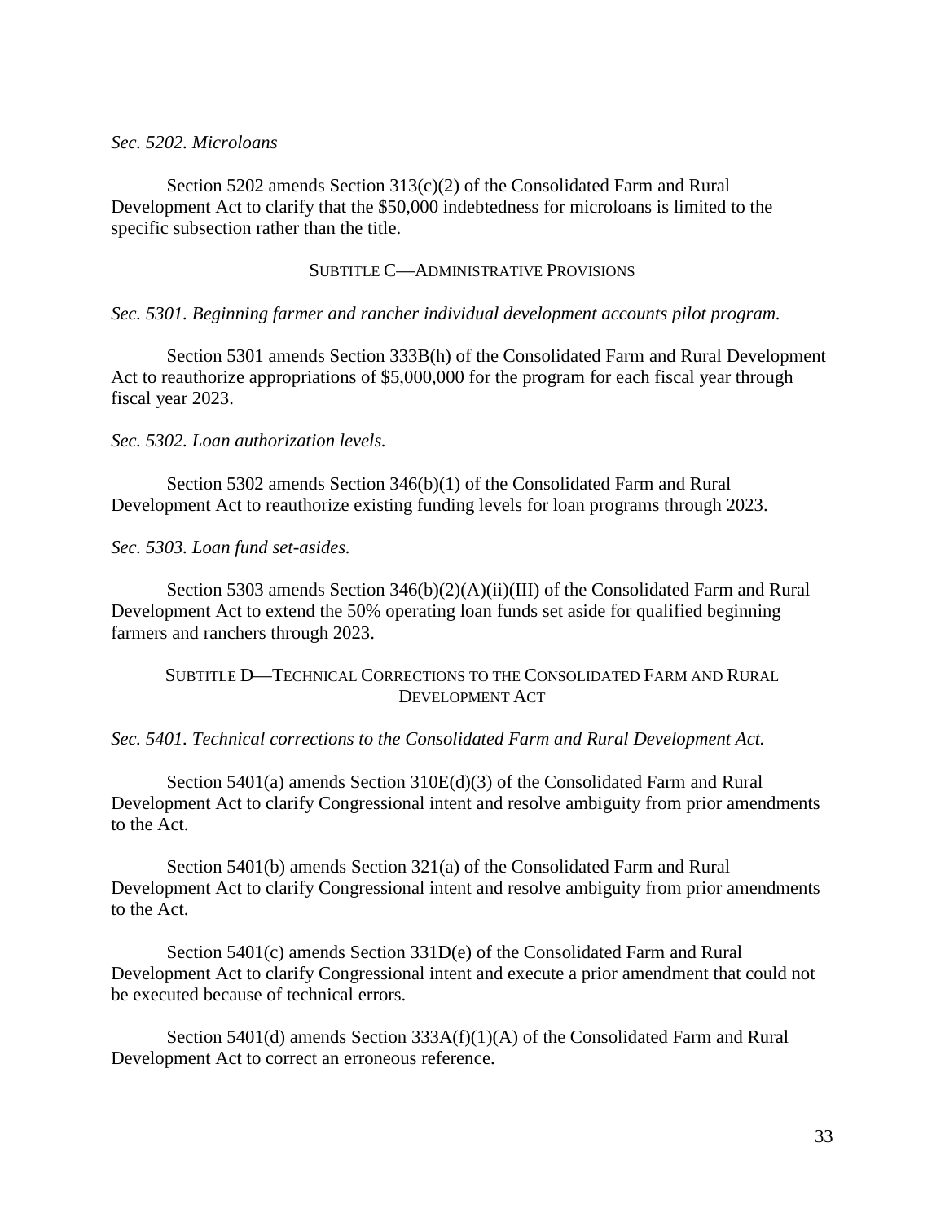*Sec. 5202. Microloans*

Section 5202 amends Section 313(c)(2) of the Consolidated Farm and Rural Development Act to clarify that the $50,000 indebtedness for microloans is limited to the specific subsection rather than the title.

## SUBTITLE C—ADMINISTRATIVE PROVISIONS

*Sec. 5301. Beginning farmer and rancher individual development accounts pilot program.*

Section 5301 amends Section 333B(h) of the Consolidated Farm and Rural Development Act to reauthorize appropriations of $5,000,000 for the program for each fiscal year through fiscal year 2023.

*Sec. 5302. Loan authorization levels.*

Section 5302 amends Section 346(b)(1) of the Consolidated Farm and Rural Development Act to reauthorize existing funding levels for loan programs through 2023.

*Sec. 5303. Loan fund set-asides.*

Section 5303 amends Section 346(b)(2)(A)(ii)(III) of the Consolidated Farm and Rural Development Act to extend the 50% operating loan funds set aside for qualified beginning farmers and ranchers through 2023.

## SUBTITLE D—TECHNICAL CORRECTIONS TO THE CONSOLIDATED FARM AND RURAL DEVELOPMENT ACT

*Sec. 5401. Technical corrections to the Consolidated Farm and Rural Development Act.*

Section 5401(a) amends Section 310E(d)(3) of the Consolidated Farm and Rural Development Act to clarify Congressional intent and resolve ambiguity from prior amendments to the Act.

Section 5401(b) amends Section 321(a) of the Consolidated Farm and Rural Development Act to clarify Congressional intent and resolve ambiguity from prior amendments to the Act.

Section 5401(c) amends Section 331D(e) of the Consolidated Farm and Rural Development Act to clarify Congressional intent and execute a prior amendment that could not be executed because of technical errors.

Section 5401(d) amends Section 333A(f)(1)(A) of the Consolidated Farm and Rural Development Act to correct an erroneous reference.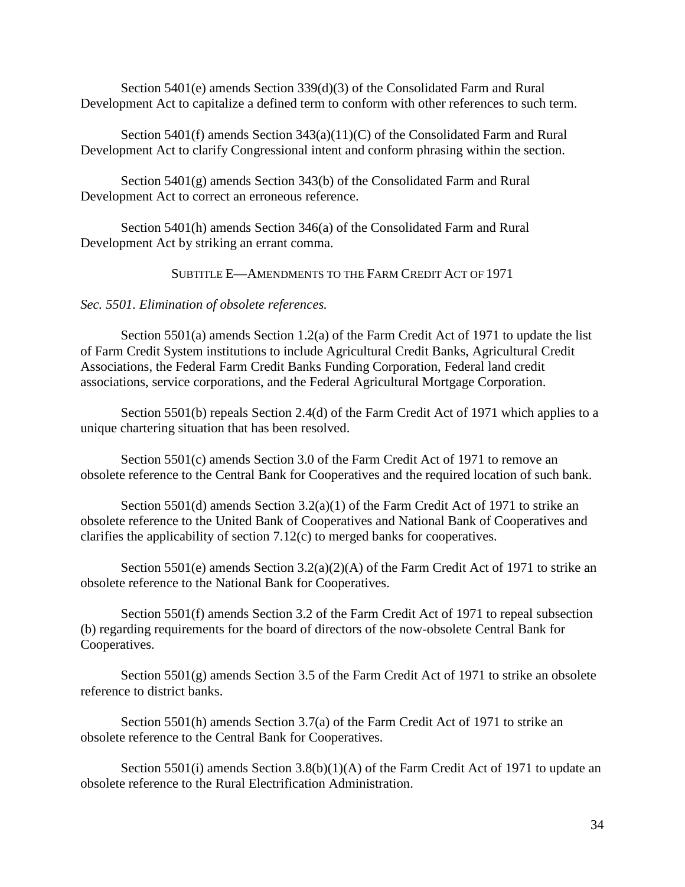Section 5401(e) amends Section 339(d)(3) of the Consolidated Farm and Rural Development Act to capitalize a defined term to conform with other references to such term.

Section 5401(f) amends Section 343(a)(11)(C) of the Consolidated Farm and Rural Development Act to clarify Congressional intent and conform phrasing within the section.

Section 5401(g) amends Section 343(b) of the Consolidated Farm and Rural Development Act to correct an erroneous reference.

Section 5401(h) amends Section 346(a) of the Consolidated Farm and Rural Development Act by striking an errant comma.

## SUBTITLE E—AMENDMENTS TO THE FARM CREDIT ACT OF 1971

*Sec. 5501. Elimination of obsolete references.*

Section 5501(a) amends Section 1.2(a) of the Farm Credit Act of 1971 to update the list of Farm Credit System institutions to include Agricultural Credit Banks, Agricultural Credit Associations, the Federal Farm Credit Banks Funding Corporation, Federal land credit associations, service corporations, and the Federal Agricultural Mortgage Corporation.

Section 5501(b) repeals Section 2.4(d) of the Farm Credit Act of 1971 which applies to a unique chartering situation that has been resolved.

Section 5501(c) amends Section 3.0 of the Farm Credit Act of 1971 to remove an obsolete reference to the Central Bank for Cooperatives and the required location of such bank.

Section 5501(d) amends Section 3.2(a)(1) of the Farm Credit Act of 1971 to strike an obsolete reference to the United Bank of Cooperatives and National Bank of Cooperatives and clarifies the applicability of section 7.12(c) to merged banks for cooperatives.

Section 5501(e) amends Section 3.2(a)(2)(A) of the Farm Credit Act of 1971 to strike an obsolete reference to the National Bank for Cooperatives.

Section 5501(f) amends Section 3.2 of the Farm Credit Act of 1971 to repeal subsection (b) regarding requirements for the board of directors of the now-obsolete Central Bank for Cooperatives.

Section 5501(g) amends Section 3.5 of the Farm Credit Act of 1971 to strike an obsolete reference to district banks.

Section 5501(h) amends Section 3.7(a) of the Farm Credit Act of 1971 to strike an obsolete reference to the Central Bank for Cooperatives.

Section 5501(i) amends Section 3.8(b)(1)(A) of the Farm Credit Act of 1971 to update an obsolete reference to the Rural Electrification Administration.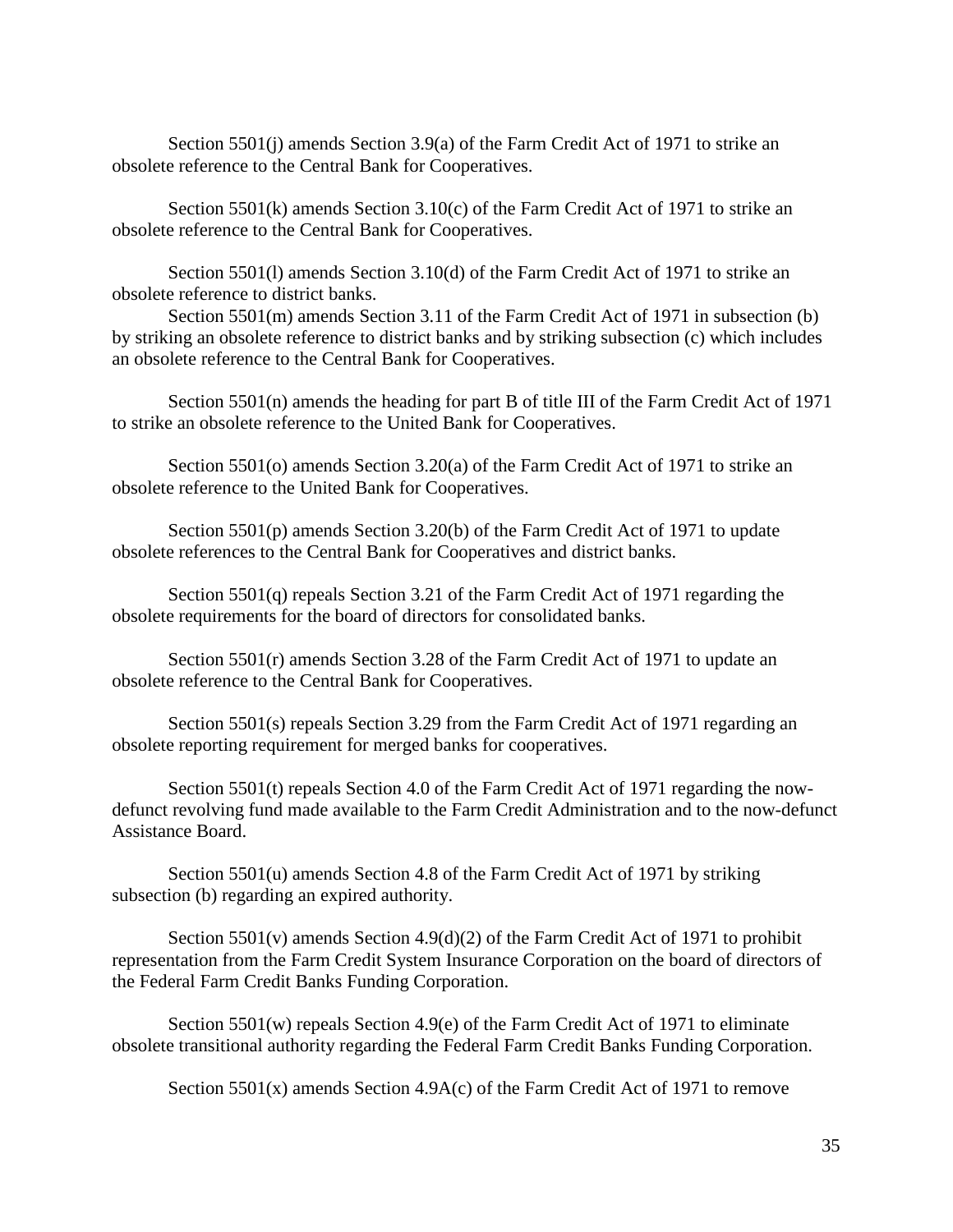Section 5501(j) amends Section 3.9(a) of the Farm Credit Act of 1971 to strike an obsolete reference to the Central Bank for Cooperatives.

Section 5501(k) amends Section 3.10(c) of the Farm Credit Act of 1971 to strike an obsolete reference to the Central Bank for Cooperatives.

Section 5501(l) amends Section 3.10(d) of the Farm Credit Act of 1971 to strike an obsolete reference to district banks.

Section 5501(m) amends Section 3.11 of the Farm Credit Act of 1971 in subsection (b) by striking an obsolete reference to district banks and by striking subsection (c) which includes an obsolete reference to the Central Bank for Cooperatives.

Section 5501(n) amends the heading for part B of title III of the Farm Credit Act of 1971 to strike an obsolete reference to the United Bank for Cooperatives.

Section 5501(o) amends Section 3.20(a) of the Farm Credit Act of 1971 to strike an obsolete reference to the United Bank for Cooperatives.

Section 5501(p) amends Section 3.20(b) of the Farm Credit Act of 1971 to update obsolete references to the Central Bank for Cooperatives and district banks.

Section 5501(q) repeals Section 3.21 of the Farm Credit Act of 1971 regarding the obsolete requirements for the board of directors for consolidated banks.

Section 5501(r) amends Section 3.28 of the Farm Credit Act of 1971 to update an obsolete reference to the Central Bank for Cooperatives.

Section 5501(s) repeals Section 3.29 from the Farm Credit Act of 1971 regarding an obsolete reporting requirement for merged banks for cooperatives.

Section 5501(t) repeals Section 4.0 of the Farm Credit Act of 1971 regarding the now-defunct revolving fund made available to the Farm Credit Administration and to the now-defunct Assistance Board.

Section 5501(u) amends Section 4.8 of the Farm Credit Act of 1971 by striking subsection (b) regarding an expired authority.

Section 5501(v) amends Section 4.9(d)(2) of the Farm Credit Act of 1971 to prohibit representation from the Farm Credit System Insurance Corporation on the board of directors of the Federal Farm Credit Banks Funding Corporation.

Section 5501(w) repeals Section 4.9(e) of the Farm Credit Act of 1971 to eliminate obsolete transitional authority regarding the Federal Farm Credit Banks Funding Corporation.

Section 5501(x) amends Section 4.9A(c) of the Farm Credit Act of 1971 to remove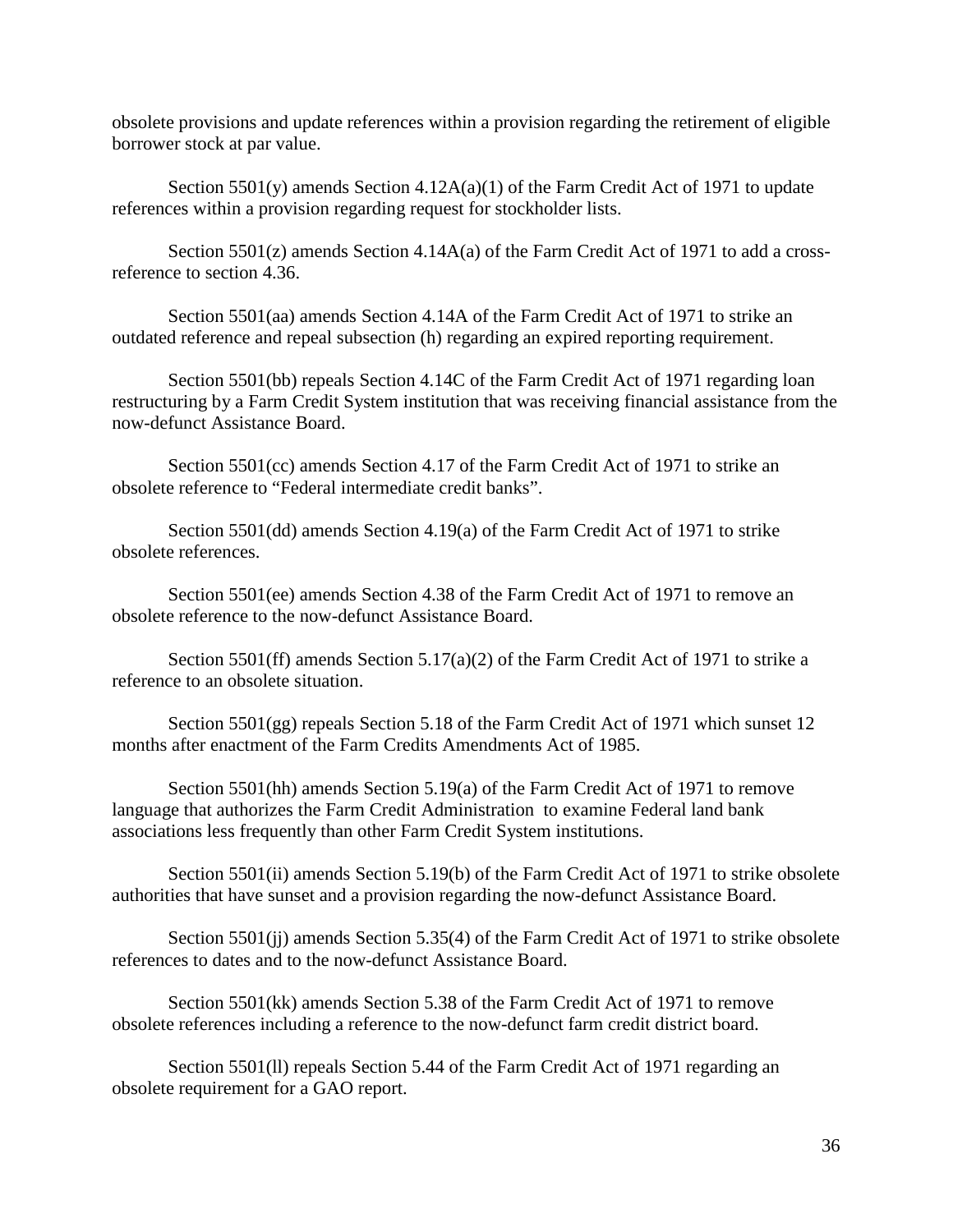obsolete provisions and update references within a provision regarding the retirement of eligible borrower stock at par value.

Section 5501(y) amends Section 4.12A(a)(1) of the Farm Credit Act of 1971 to update references within a provision regarding request for stockholder lists.

Section 5501(z) amends Section 4.14A(a) of the Farm Credit Act of 1971 to add a cross-reference to section 4.36.

Section 5501(aa) amends Section 4.14A of the Farm Credit Act of 1971 to strike an outdated reference and repeal subsection (h) regarding an expired reporting requirement.

Section 5501(bb) repeals Section 4.14C of the Farm Credit Act of 1971 regarding loan restructuring by a Farm Credit System institution that was receiving financial assistance from the now-defunct Assistance Board.

Section 5501(cc) amends Section 4.17 of the Farm Credit Act of 1971 to strike an obsolete reference to "Federal intermediate credit banks".

Section 5501(dd) amends Section 4.19(a) of the Farm Credit Act of 1971 to strike obsolete references.

Section 5501(ee) amends Section 4.38 of the Farm Credit Act of 1971 to remove an obsolete reference to the now-defunct Assistance Board.

Section 5501(ff) amends Section 5.17(a)(2) of the Farm Credit Act of 1971 to strike a reference to an obsolete situation.

Section 5501(gg) repeals Section 5.18 of the Farm Credit Act of 1971 which sunset 12 months after enactment of the Farm Credits Amendments Act of 1985.

Section 5501(hh) amends Section 5.19(a) of the Farm Credit Act of 1971 to remove language that authorizes the Farm Credit Administration to examine Federal land bank associations less frequently than other Farm Credit System institutions.

Section 5501(ii) amends Section 5.19(b) of the Farm Credit Act of 1971 to strike obsolete authorities that have sunset and a provision regarding the now-defunct Assistance Board.

Section 5501(jj) amends Section 5.35(4) of the Farm Credit Act of 1971 to strike obsolete references to dates and to the now-defunct Assistance Board.

Section 5501(kk) amends Section 5.38 of the Farm Credit Act of 1971 to remove obsolete references including a reference to the now-defunct farm credit district board.

Section 5501(ll) repeals Section 5.44 of the Farm Credit Act of 1971 regarding an obsolete requirement for a GAO report.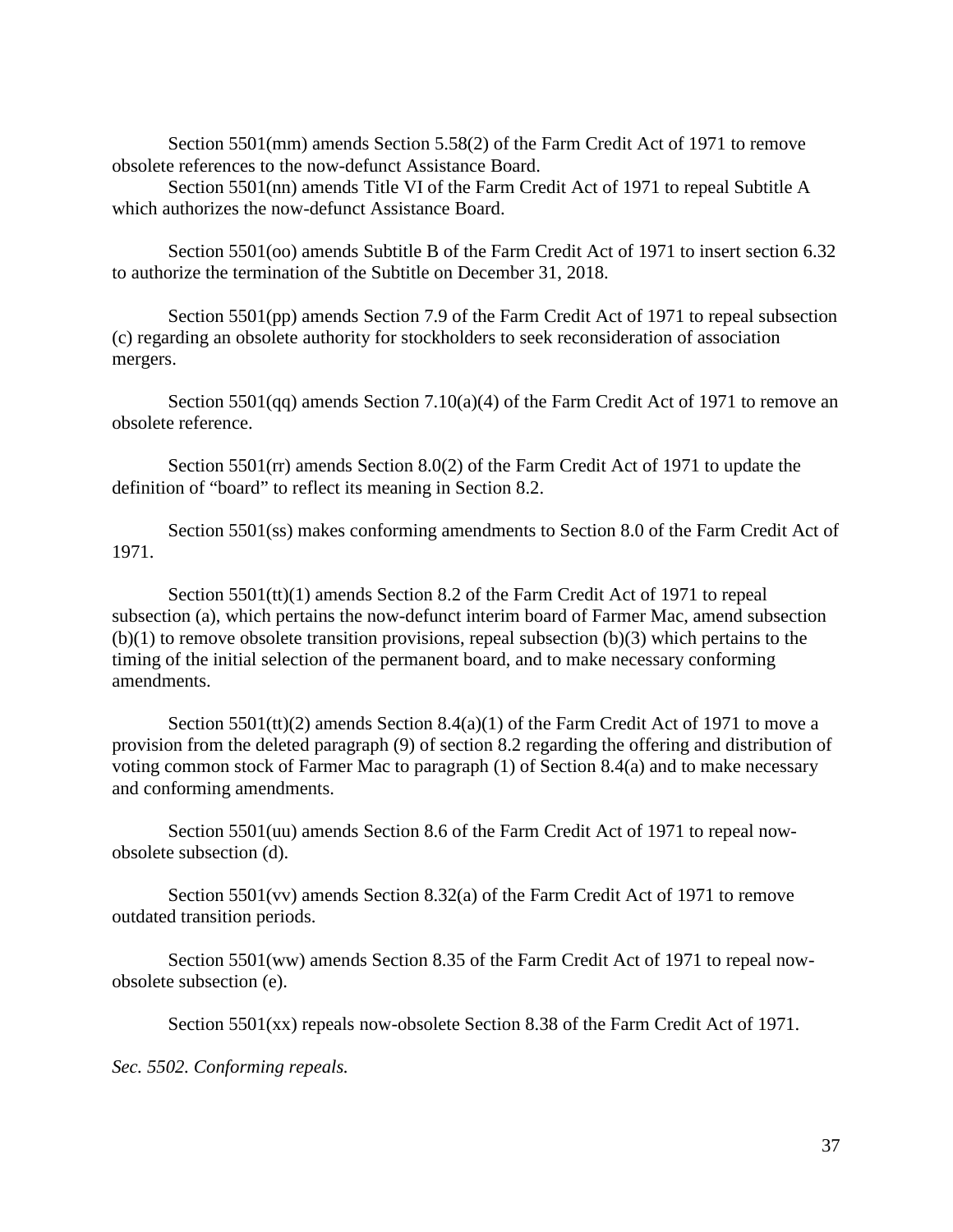Section 5501(mm) amends Section 5.58(2) of the Farm Credit Act of 1971 to remove obsolete references to the now-defunct Assistance Board.

Section 5501(nn) amends Title VI of the Farm Credit Act of 1971 to repeal Subtitle A which authorizes the now-defunct Assistance Board.

Section 5501(oo) amends Subtitle B of the Farm Credit Act of 1971 to insert section 6.32 to authorize the termination of the Subtitle on December 31, 2018.

Section 5501(pp) amends Section 7.9 of the Farm Credit Act of 1971 to repeal subsection (c) regarding an obsolete authority for stockholders to seek reconsideration of association mergers.

Section 5501(qq) amends Section 7.10(a)(4) of the Farm Credit Act of 1971 to remove an obsolete reference.

Section 5501(rr) amends Section 8.0(2) of the Farm Credit Act of 1971 to update the definition of "board" to reflect its meaning in Section 8.2.

Section 5501(ss) makes conforming amendments to Section 8.0 of the Farm Credit Act of 1971.

Section 5501(tt)(1) amends Section 8.2 of the Farm Credit Act of 1971 to repeal subsection (a), which pertains the now-defunct interim board of Farmer Mac, amend subsection (b)(1) to remove obsolete transition provisions, repeal subsection (b)(3) which pertains to the timing of the initial selection of the permanent board, and to make necessary conforming amendments.

Section 5501(tt)(2) amends Section 8.4(a)(1) of the Farm Credit Act of 1971 to move a provision from the deleted paragraph (9) of section 8.2 regarding the offering and distribution of voting common stock of Farmer Mac to paragraph (1) of Section 8.4(a) and to make necessary and conforming amendments.

Section 5501(uu) amends Section 8.6 of the Farm Credit Act of 1971 to repeal now-obsolete subsection (d).

Section 5501(vv) amends Section 8.32(a) of the Farm Credit Act of 1971 to remove outdated transition periods.

Section 5501(ww) amends Section 8.35 of the Farm Credit Act of 1971 to repeal now-obsolete subsection (e).

Section 5501(xx) repeals now-obsolete Section 8.38 of the Farm Credit Act of 1971.

*Sec. 5502. Conforming repeals.*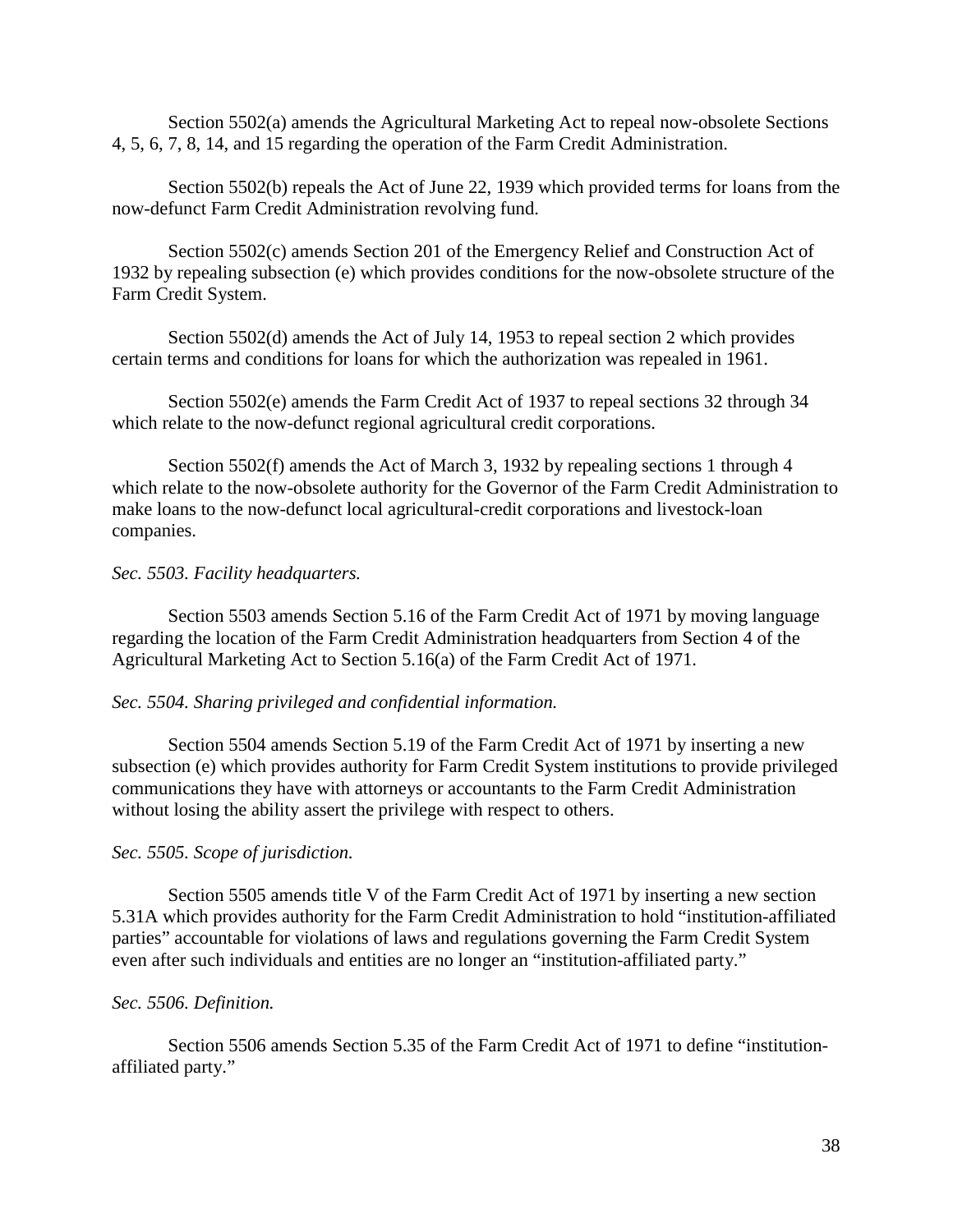Section 5502(a) amends the Agricultural Marketing Act to repeal now-obsolete Sections 4, 5, 6, 7, 8, 14, and 15 regarding the operation of the Farm Credit Administration.

Section 5502(b) repeals the Act of June 22, 1939 which provided terms for loans from the now-defunct Farm Credit Administration revolving fund.

Section 5502(c) amends Section 201 of the Emergency Relief and Construction Act of 1932 by repealing subsection (e) which provides conditions for the now-obsolete structure of the Farm Credit System.

Section 5502(d) amends the Act of July 14, 1953 to repeal section 2 which provides certain terms and conditions for loans for which the authorization was repealed in 1961.

Section 5502(e) amends the Farm Credit Act of 1937 to repeal sections 32 through 34 which relate to the now-defunct regional agricultural credit corporations.

Section 5502(f) amends the Act of March 3, 1932 by repealing sections 1 through 4 which relate to the now-obsolete authority for the Governor of the Farm Credit Administration to make loans to the now-defunct local agricultural-credit corporations and livestock-loan companies.

*Sec. 5503. Facility headquarters.*

Section 5503 amends Section 5.16 of the Farm Credit Act of 1971 by moving language regarding the location of the Farm Credit Administration headquarters from Section 4 of the Agricultural Marketing Act to Section 5.16(a) of the Farm Credit Act of 1971.

*Sec. 5504. Sharing privileged and confidential information.*

Section 5504 amends Section 5.19 of the Farm Credit Act of 1971 by inserting a new subsection (e) which provides authority for Farm Credit System institutions to provide privileged communications they have with attorneys or accountants to the Farm Credit Administration without losing the ability assert the privilege with respect to others.

*Sec. 5505. Scope of jurisdiction.*

Section 5505 amends title V of the Farm Credit Act of 1971 by inserting a new section 5.31A which provides authority for the Farm Credit Administration to hold "institution-affiliated parties" accountable for violations of laws and regulations governing the Farm Credit System even after such individuals and entities are no longer an "institution-affiliated party."

*Sec. 5506. Definition.*

Section 5506 amends Section 5.35 of the Farm Credit Act of 1971 to define "institution-affiliated party."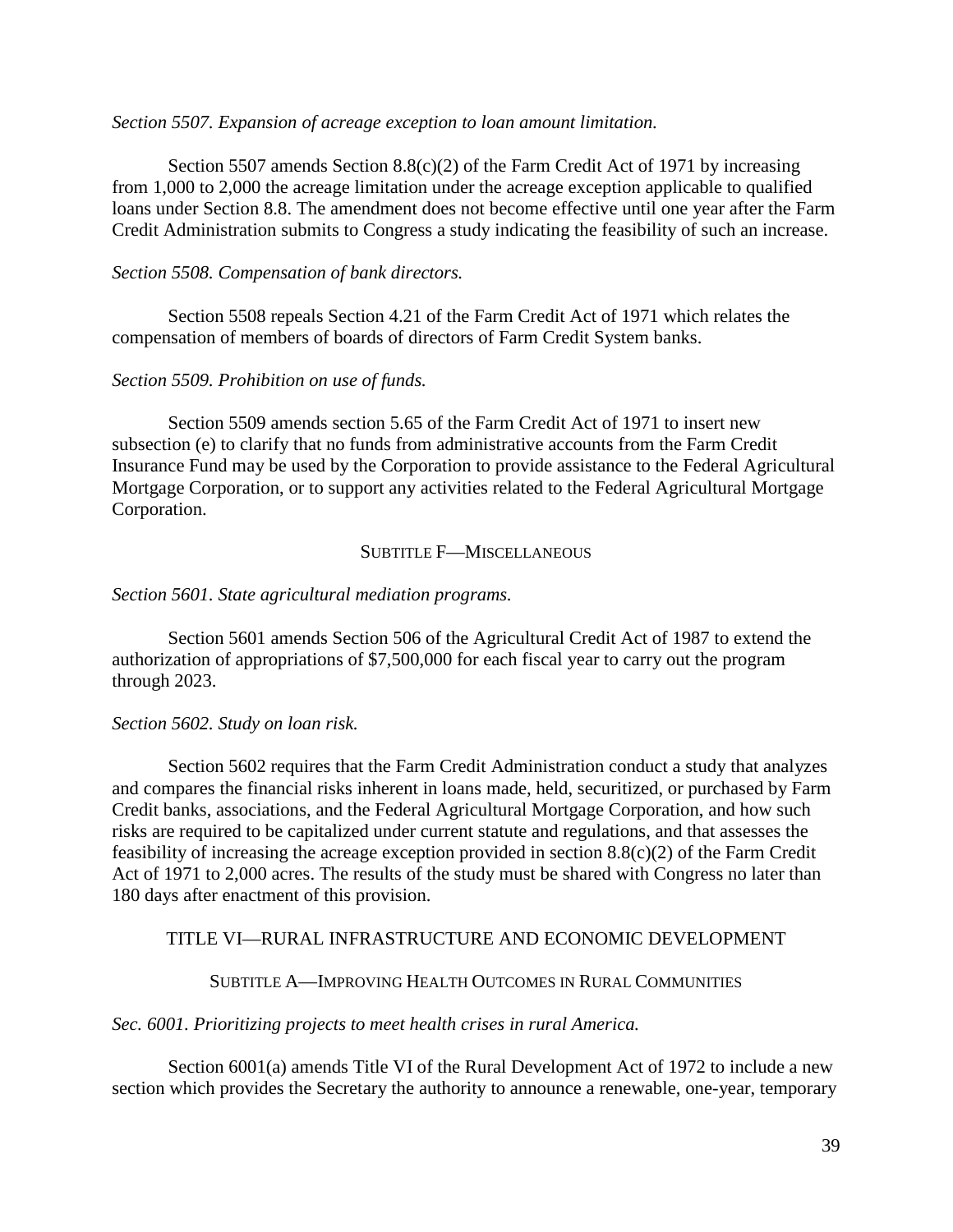*Section 5507. Expansion of acreage exception to loan amount limitation.*

Section 5507 amends Section 8.8(c)(2) of the Farm Credit Act of 1971 by increasing from 1,000 to 2,000 the acreage limitation under the acreage exception applicable to qualified loans under Section 8.8. The amendment does not become effective until one year after the Farm Credit Administration submits to Congress a study indicating the feasibility of such an increase.

*Section 5508. Compensation of bank directors.*

Section 5508 repeals Section 4.21 of the Farm Credit Act of 1971 which relates the compensation of members of boards of directors of Farm Credit System banks.

*Section 5509. Prohibition on use of funds.*

Section 5509 amends section 5.65 of the Farm Credit Act of 1971 to insert new subsection (e) to clarify that no funds from administrative accounts from the Farm Credit Insurance Fund may be used by the Corporation to provide assistance to the Federal Agricultural Mortgage Corporation, or to support any activities related to the Federal Agricultural Mortgage Corporation.

### SUBTITLE F—MISCELLANEOUS

*Section 5601. State agricultural mediation programs.*

Section 5601 amends Section 506 of the Agricultural Credit Act of 1987 to extend the authorization of appropriations of $7,500,000 for each fiscal year to carry out the program through 2023.

*Section 5602. Study on loan risk.*

Section 5602 requires that the Farm Credit Administration conduct a study that analyzes and compares the financial risks inherent in loans made, held, securitized, or purchased by Farm Credit banks, associations, and the Federal Agricultural Mortgage Corporation, and how such risks are required to be capitalized under current statute and regulations, and that assesses the feasibility of increasing the acreage exception provided in section 8.8(c)(2) of the Farm Credit Act of 1971 to 2,000 acres. The results of the study must be shared with Congress no later than 180 days after enactment of this provision.

## TITLE VI—RURAL INFRASTRUCTURE AND ECONOMIC DEVELOPMENT

### SUBTITLE A—IMPROVING HEALTH OUTCOMES IN RURAL COMMUNITIES

*Sec. 6001. Prioritizing projects to meet health crises in rural America.*

Section 6001(a) amends Title VI of the Rural Development Act of 1972 to include a new section which provides the Secretary the authority to announce a renewable, one-year, temporary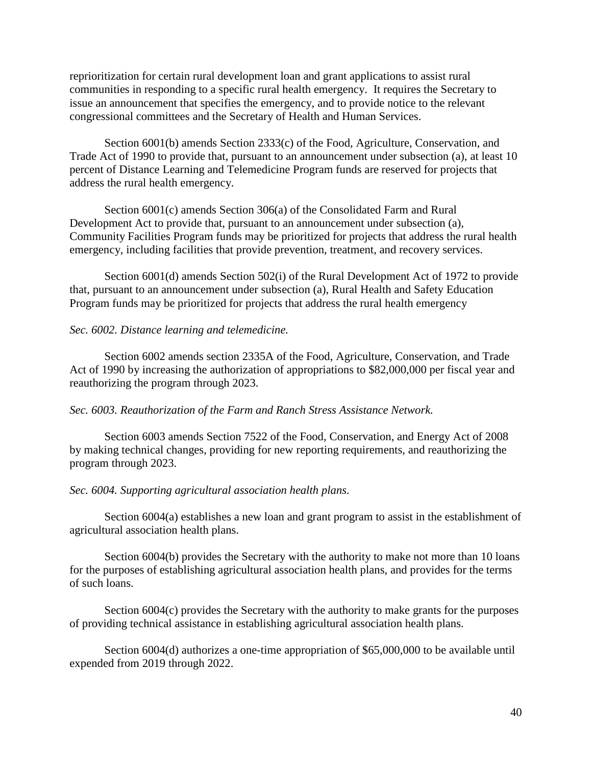reprioritization for certain rural development loan and grant applications to assist rural communities in responding to a specific rural health emergency. It requires the Secretary to issue an announcement that specifies the emergency, and to provide notice to the relevant congressional committees and the Secretary of Health and Human Services.

Section 6001(b) amends Section 2333(c) of the Food, Agriculture, Conservation, and Trade Act of 1990 to provide that, pursuant to an announcement under subsection (a), at least 10 percent of Distance Learning and Telemedicine Program funds are reserved for projects that address the rural health emergency.

Section 6001(c) amends Section 306(a) of the Consolidated Farm and Rural Development Act to provide that, pursuant to an announcement under subsection (a), Community Facilities Program funds may be prioritized for projects that address the rural health emergency, including facilities that provide prevention, treatment, and recovery services.

Section 6001(d) amends Section 502(i) of the Rural Development Act of 1972 to provide that, pursuant to an announcement under subsection (a), Rural Health and Safety Education Program funds may be prioritized for projects that address the rural health emergency

*Sec. 6002. Distance learning and telemedicine.*

Section 6002 amends section 2335A of the Food, Agriculture, Conservation, and Trade Act of 1990 by increasing the authorization of appropriations to $82,000,000 per fiscal year and reauthorizing the program through 2023.

*Sec. 6003. Reauthorization of the Farm and Ranch Stress Assistance Network.*

Section 6003 amends Section 7522 of the Food, Conservation, and Energy Act of 2008 by making technical changes, providing for new reporting requirements, and reauthorizing the program through 2023.

*Sec. 6004. Supporting agricultural association health plans.*

Section 6004(a) establishes a new loan and grant program to assist in the establishment of agricultural association health plans.

Section 6004(b) provides the Secretary with the authority to make not more than 10 loans for the purposes of establishing agricultural association health plans, and provides for the terms of such loans.

Section 6004(c) provides the Secretary with the authority to make grants for the purposes of providing technical assistance in establishing agricultural association health plans.

Section 6004(d) authorizes a one-time appropriation of $65,000,000 to be available until expended from 2019 through 2022.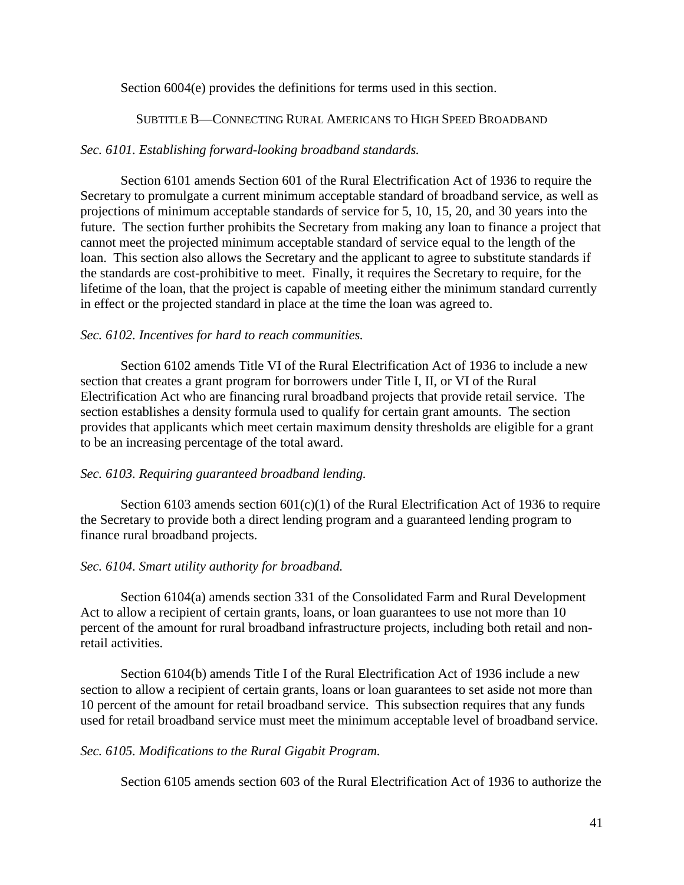Section 6004(e) provides the definitions for terms used in this section.

## SUBTITLE B—CONNECTING RURAL AMERICANS TO HIGH SPEED BROADBAND

*Sec. 6101. Establishing forward-looking broadband standards.*

Section 6101 amends Section 601 of the Rural Electrification Act of 1936 to require the Secretary to promulgate a current minimum acceptable standard of broadband service, as well as projections of minimum acceptable standards of service for 5, 10, 15, 20, and 30 years into the future. The section further prohibits the Secretary from making any loan to finance a project that cannot meet the projected minimum acceptable standard of service equal to the length of the loan. This section also allows the Secretary and the applicant to agree to substitute standards if the standards are cost-prohibitive to meet. Finally, it requires the Secretary to require, for the lifetime of the loan, that the project is capable of meeting either the minimum standard currently in effect or the projected standard in place at the time the loan was agreed to.

*Sec. 6102. Incentives for hard to reach communities.*

Section 6102 amends Title VI of the Rural Electrification Act of 1936 to include a new section that creates a grant program for borrowers under Title I, II, or VI of the Rural Electrification Act who are financing rural broadband projects that provide retail service. The section establishes a density formula used to qualify for certain grant amounts. The section provides that applicants which meet certain maximum density thresholds are eligible for a grant to be an increasing percentage of the total award.

*Sec. 6103. Requiring guaranteed broadband lending.*

Section 6103 amends section 601(c)(1) of the Rural Electrification Act of 1936 to require the Secretary to provide both a direct lending program and a guaranteed lending program to finance rural broadband projects.

*Sec. 6104. Smart utility authority for broadband.*

Section 6104(a) amends section 331 of the Consolidated Farm and Rural Development Act to allow a recipient of certain grants, loans, or loan guarantees to use not more than 10 percent of the amount for rural broadband infrastructure projects, including both retail and non-retail activities.

Section 6104(b) amends Title I of the Rural Electrification Act of 1936 include a new section to allow a recipient of certain grants, loans or loan guarantees to set aside not more than 10 percent of the amount for retail broadband service. This subsection requires that any funds used for retail broadband service must meet the minimum acceptable level of broadband service.

*Sec. 6105. Modifications to the Rural Gigabit Program.*

Section 6105 amends section 603 of the Rural Electrification Act of 1936 to authorize the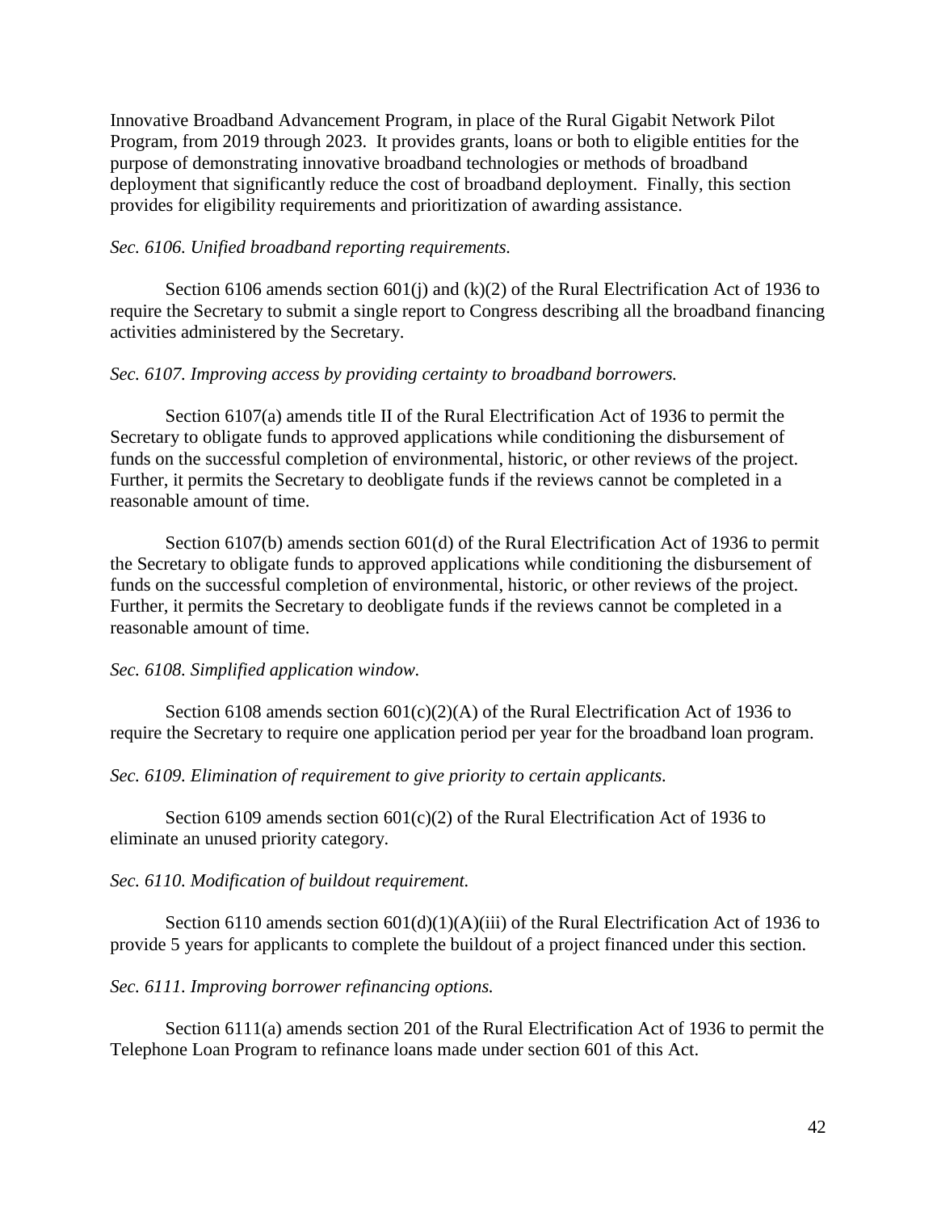Innovative Broadband Advancement Program, in place of the Rural Gigabit Network Pilot Program, from 2019 through 2023. It provides grants, loans or both to eligible entities for the purpose of demonstrating innovative broadband technologies or methods of broadband deployment that significantly reduce the cost of broadband deployment. Finally, this section provides for eligibility requirements and prioritization of awarding assistance.

*Sec. 6106. Unified broadband reporting requirements.*

Section 6106 amends section 601(j) and (k)(2) of the Rural Electrification Act of 1936 to require the Secretary to submit a single report to Congress describing all the broadband financing activities administered by the Secretary.

*Sec. 6107. Improving access by providing certainty to broadband borrowers.*

Section 6107(a) amends title II of the Rural Electrification Act of 1936 to permit the Secretary to obligate funds to approved applications while conditioning the disbursement of funds on the successful completion of environmental, historic, or other reviews of the project. Further, it permits the Secretary to deobligate funds if the reviews cannot be completed in a reasonable amount of time.

Section 6107(b) amends section 601(d) of the Rural Electrification Act of 1936 to permit the Secretary to obligate funds to approved applications while conditioning the disbursement of funds on the successful completion of environmental, historic, or other reviews of the project. Further, it permits the Secretary to deobligate funds if the reviews cannot be completed in a reasonable amount of time.

*Sec. 6108. Simplified application window.*

Section 6108 amends section 601(c)(2)(A) of the Rural Electrification Act of 1936 to require the Secretary to require one application period per year for the broadband loan program.

*Sec. 6109. Elimination of requirement to give priority to certain applicants.*

Section 6109 amends section 601(c)(2) of the Rural Electrification Act of 1936 to eliminate an unused priority category.

*Sec. 6110. Modification of buildout requirement.*

Section 6110 amends section 601(d)(1)(A)(iii) of the Rural Electrification Act of 1936 to provide 5 years for applicants to complete the buildout of a project financed under this section.

*Sec. 6111. Improving borrower refinancing options.*

Section 6111(a) amends section 201 of the Rural Electrification Act of 1936 to permit the Telephone Loan Program to refinance loans made under section 601 of this Act.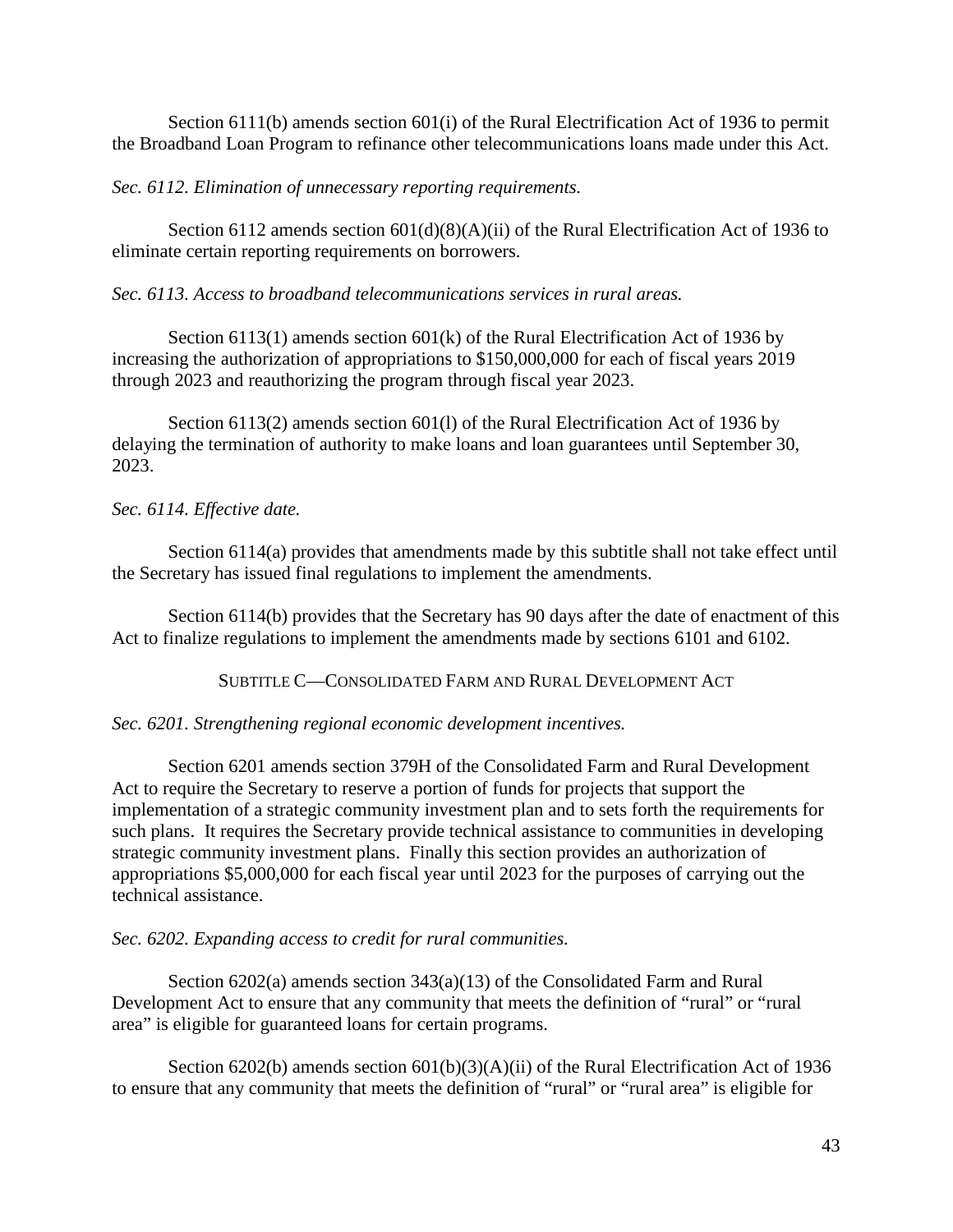Section 6111(b) amends section 601(i) of the Rural Electrification Act of 1936 to permit the Broadband Loan Program to refinance other telecommunications loans made under this Act.

*Sec. 6112. Elimination of unnecessary reporting requirements.*

Section 6112 amends section 601(d)(8)(A)(ii) of the Rural Electrification Act of 1936 to eliminate certain reporting requirements on borrowers.

*Sec. 6113. Access to broadband telecommunications services in rural areas.*

Section 6113(1) amends section 601(k) of the Rural Electrification Act of 1936 by increasing the authorization of appropriations to $150,000,000 for each of fiscal years 2019 through 2023 and reauthorizing the program through fiscal year 2023.

Section 6113(2) amends section 601(l) of the Rural Electrification Act of 1936 by delaying the termination of authority to make loans and loan guarantees until September 30, 2023.

*Sec. 6114. Effective date.*

Section 6114(a) provides that amendments made by this subtitle shall not take effect until the Secretary has issued final regulations to implement the amendments.

Section 6114(b) provides that the Secretary has 90 days after the date of enactment of this Act to finalize regulations to implement the amendments made by sections 6101 and 6102.

## SUBTITLE C—CONSOLIDATED FARM AND RURAL DEVELOPMENT ACT

*Sec. 6201. Strengthening regional economic development incentives.*

Section 6201 amends section 379H of the Consolidated Farm and Rural Development Act to require the Secretary to reserve a portion of funds for projects that support the implementation of a strategic community investment plan and to sets forth the requirements for such plans. It requires the Secretary provide technical assistance to communities in developing strategic community investment plans. Finally this section provides an authorization of appropriations $5,000,000 for each fiscal year until 2023 for the purposes of carrying out the technical assistance.

*Sec. 6202. Expanding access to credit for rural communities.*

Section 6202(a) amends section 343(a)(13) of the Consolidated Farm and Rural Development Act to ensure that any community that meets the definition of "rural" or "rural area" is eligible for guaranteed loans for certain programs.

Section 6202(b) amends section 601(b)(3)(A)(ii) of the Rural Electrification Act of 1936 to ensure that any community that meets the definition of "rural" or "rural area" is eligible for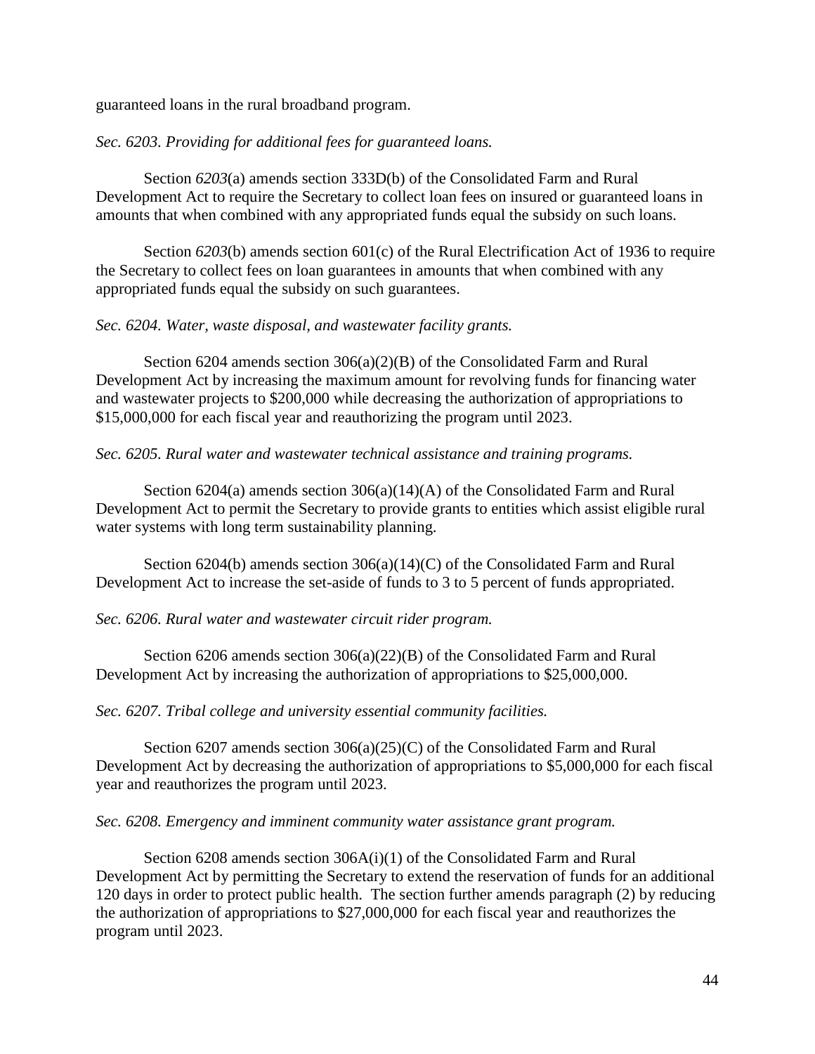guaranteed loans in the rural broadband program.

*Sec. 6203. Providing for additional fees for guaranteed loans.*

Section *6203*(a) amends section 333D(b) of the Consolidated Farm and Rural Development Act to require the Secretary to collect loan fees on insured or guaranteed loans in amounts that when combined with any appropriated funds equal the subsidy on such loans.

Section *6203*(b) amends section 601(c) of the Rural Electrification Act of 1936 to require the Secretary to collect fees on loan guarantees in amounts that when combined with any appropriated funds equal the subsidy on such guarantees.

*Sec. 6204. Water, waste disposal, and wastewater facility grants.*

Section 6204 amends section 306(a)(2)(B) of the Consolidated Farm and Rural Development Act by increasing the maximum amount for revolving funds for financing water and wastewater projects to $200,000 while decreasing the authorization of appropriations to $15,000,000 for each fiscal year and reauthorizing the program until 2023.

*Sec. 6205. Rural water and wastewater technical assistance and training programs.*

Section 6204(a) amends section 306(a)(14)(A) of the Consolidated Farm and Rural Development Act to permit the Secretary to provide grants to entities which assist eligible rural water systems with long term sustainability planning.

Section 6204(b) amends section 306(a)(14)(C) of the Consolidated Farm and Rural Development Act to increase the set-aside of funds to 3 to 5 percent of funds appropriated.

*Sec. 6206. Rural water and wastewater circuit rider program.*

Section 6206 amends section 306(a)(22)(B) of the Consolidated Farm and Rural Development Act by increasing the authorization of appropriations to $25,000,000.

*Sec. 6207. Tribal college and university essential community facilities.*

Section 6207 amends section 306(a)(25)(C) of the Consolidated Farm and Rural Development Act by decreasing the authorization of appropriations to $5,000,000 for each fiscal year and reauthorizes the program until 2023.

*Sec. 6208. Emergency and imminent community water assistance grant program.*

Section 6208 amends section 306A(i)(1) of the Consolidated Farm and Rural Development Act by permitting the Secretary to extend the reservation of funds for an additional 120 days in order to protect public health. The section further amends paragraph (2) by reducing the authorization of appropriations to $27,000,000 for each fiscal year and reauthorizes the program until 2023.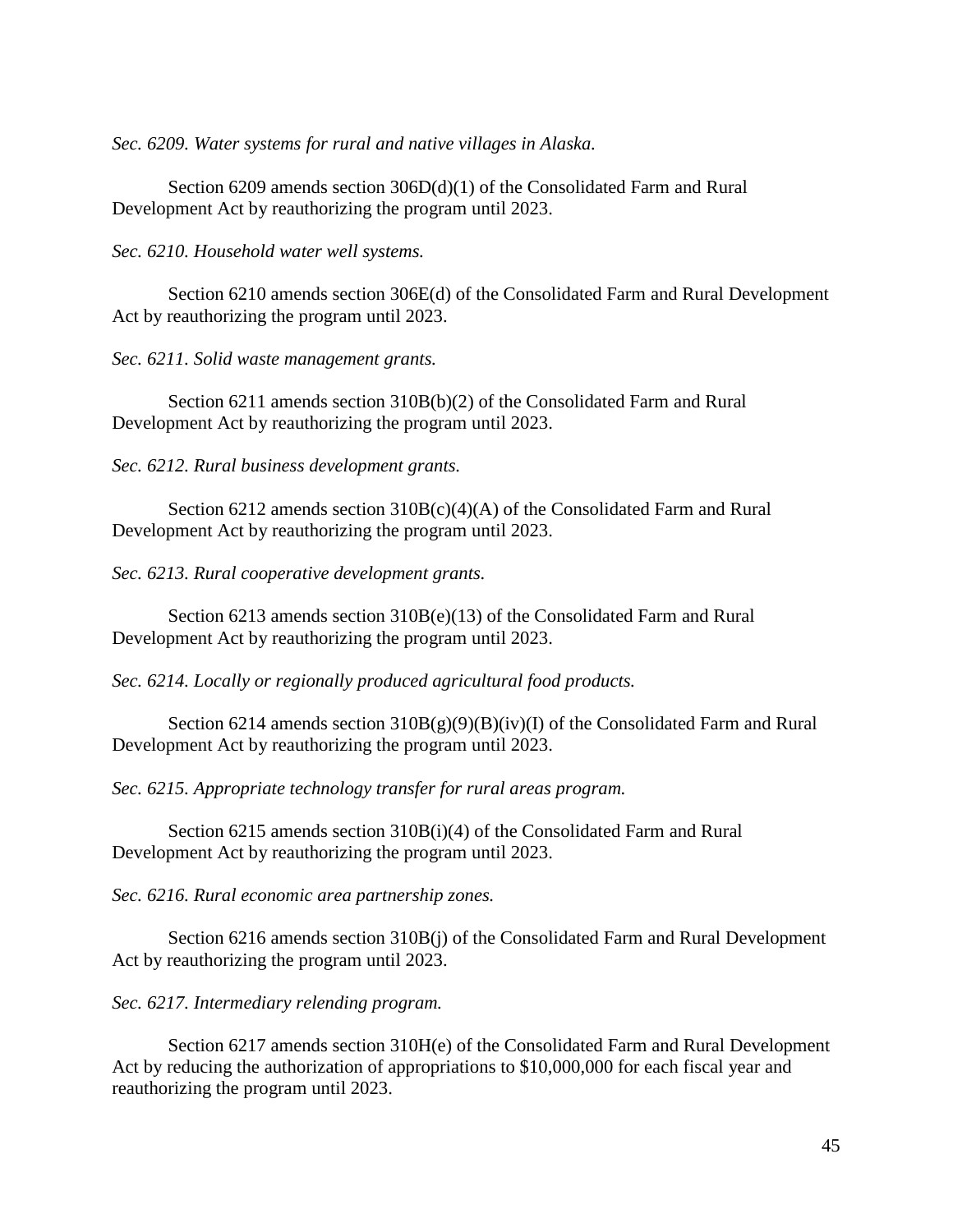*Sec. 6209. Water systems for rural and native villages in Alaska.*

Section 6209 amends section 306D(d)(1) of the Consolidated Farm and Rural Development Act by reauthorizing the program until 2023.

*Sec. 6210. Household water well systems.*

Section 6210 amends section 306E(d) of the Consolidated Farm and Rural Development Act by reauthorizing the program until 2023.

*Sec. 6211. Solid waste management grants.*

Section 6211 amends section 310B(b)(2) of the Consolidated Farm and Rural Development Act by reauthorizing the program until 2023.

*Sec. 6212. Rural business development grants.*

Section 6212 amends section 310B(c)(4)(A) of the Consolidated Farm and Rural Development Act by reauthorizing the program until 2023.

*Sec. 6213. Rural cooperative development grants.*

Section 6213 amends section 310B(e)(13) of the Consolidated Farm and Rural Development Act by reauthorizing the program until 2023.

*Sec. 6214. Locally or regionally produced agricultural food products.*

Section 6214 amends section 310B(g)(9)(B)(iv)(I) of the Consolidated Farm and Rural Development Act by reauthorizing the program until 2023.

*Sec. 6215. Appropriate technology transfer for rural areas program.*

Section 6215 amends section 310B(i)(4) of the Consolidated Farm and Rural Development Act by reauthorizing the program until 2023.

*Sec. 6216. Rural economic area partnership zones.*

Section 6216 amends section 310B(j) of the Consolidated Farm and Rural Development Act by reauthorizing the program until 2023.

*Sec. 6217. Intermediary relending program.*

Section 6217 amends section 310H(e) of the Consolidated Farm and Rural Development Act by reducing the authorization of appropriations to $10,000,000 for each fiscal year and reauthorizing the program until 2023.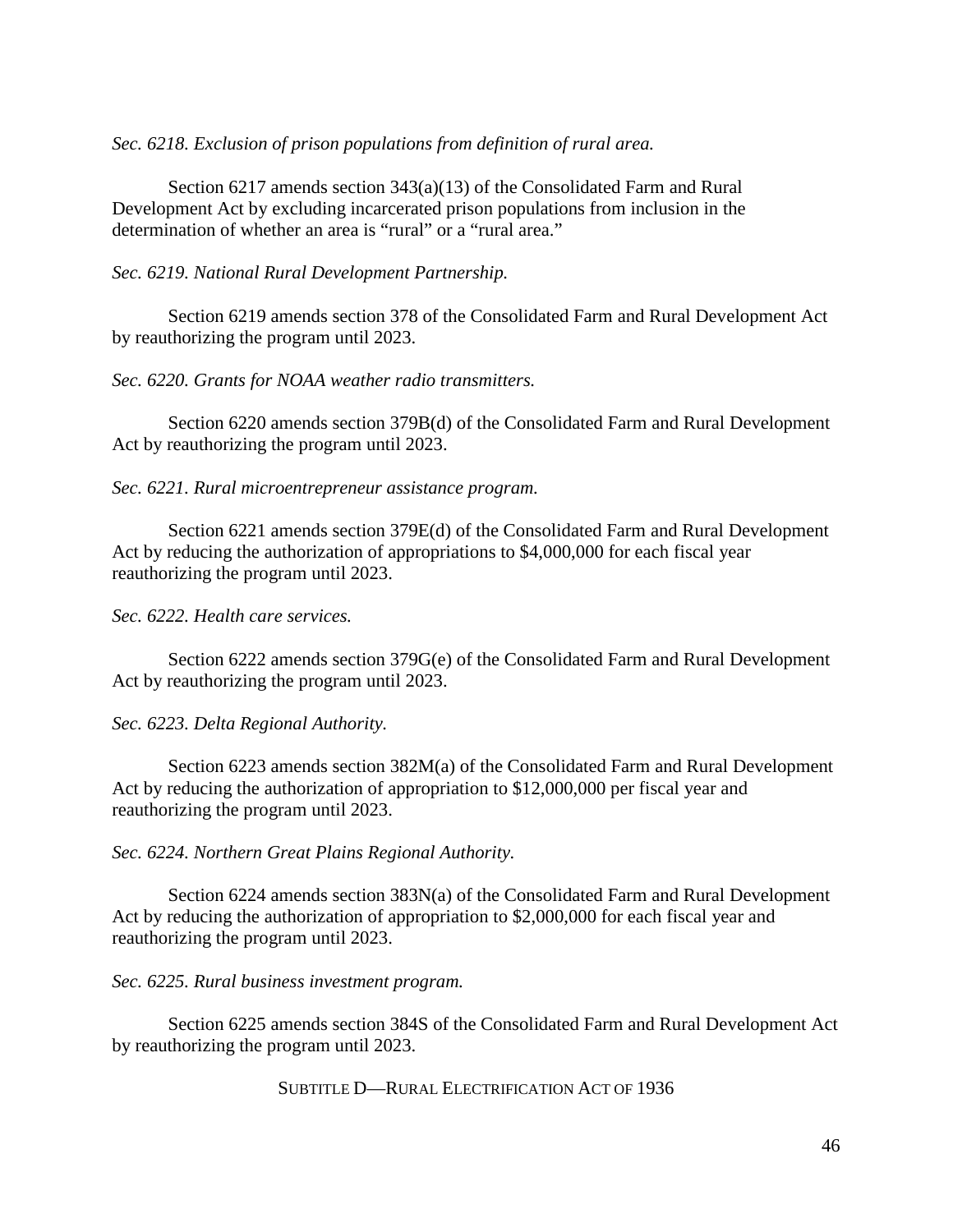*Sec. 6218. Exclusion of prison populations from definition of rural area.*

Section 6217 amends section 343(a)(13) of the Consolidated Farm and Rural Development Act by excluding incarcerated prison populations from inclusion in the determination of whether an area is "rural" or a "rural area."

*Sec. 6219. National Rural Development Partnership.*

Section 6219 amends section 378 of the Consolidated Farm and Rural Development Act by reauthorizing the program until 2023.

*Sec. 6220. Grants for NOAA weather radio transmitters.*

Section 6220 amends section 379B(d) of the Consolidated Farm and Rural Development Act by reauthorizing the program until 2023.

*Sec. 6221. Rural microentrepreneur assistance program.*

Section 6221 amends section 379E(d) of the Consolidated Farm and Rural Development Act by reducing the authorization of appropriations to $4,000,000 for each fiscal year reauthorizing the program until 2023.

*Sec. 6222. Health care services.*

Section 6222 amends section 379G(e) of the Consolidated Farm and Rural Development Act by reauthorizing the program until 2023.

*Sec. 6223. Delta Regional Authority.*

Section 6223 amends section 382M(a) of the Consolidated Farm and Rural Development Act by reducing the authorization of appropriation to $12,000,000 per fiscal year and reauthorizing the program until 2023.

*Sec. 6224. Northern Great Plains Regional Authority.*

Section 6224 amends section 383N(a) of the Consolidated Farm and Rural Development Act by reducing the authorization of appropriation to $2,000,000 for each fiscal year and reauthorizing the program until 2023.

*Sec. 6225. Rural business investment program.*

Section 6225 amends section 384S of the Consolidated Farm and Rural Development Act by reauthorizing the program until 2023.

## SUBTITLE D—RURAL ELECTRIFICATION ACT OF 1936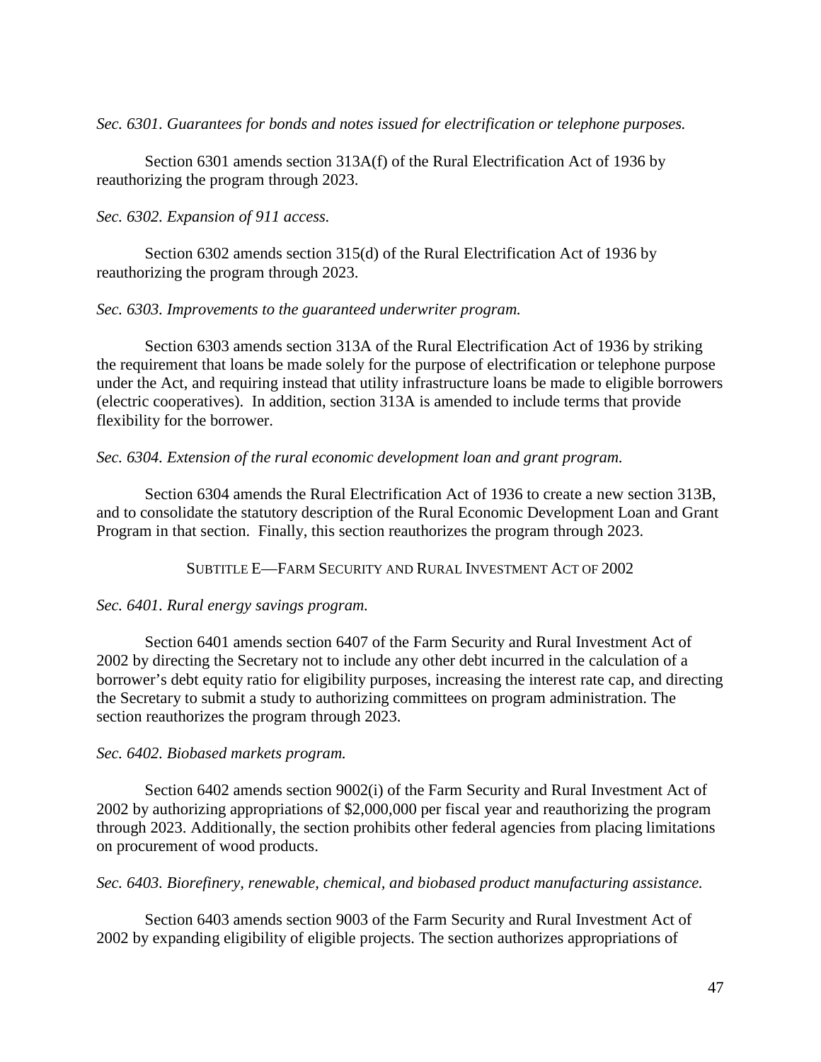*Sec. 6301. Guarantees for bonds and notes issued for electrification or telephone purposes.*

Section 6301 amends section 313A(f) of the Rural Electrification Act of 1936 by reauthorizing the program through 2023.

*Sec. 6302. Expansion of 911 access.*

Section 6302 amends section 315(d) of the Rural Electrification Act of 1936 by reauthorizing the program through 2023.

*Sec. 6303. Improvements to the guaranteed underwriter program.*

Section 6303 amends section 313A of the Rural Electrification Act of 1936 by striking the requirement that loans be made solely for the purpose of electrification or telephone purpose under the Act, and requiring instead that utility infrastructure loans be made to eligible borrowers (electric cooperatives). In addition, section 313A is amended to include terms that provide flexibility for the borrower.

*Sec. 6304. Extension of the rural economic development loan and grant program.*

Section 6304 amends the Rural Electrification Act of 1936 to create a new section 313B, and to consolidate the statutory description of the Rural Economic Development Loan and Grant Program in that section. Finally, this section reauthorizes the program through 2023.

## SUBTITLE E—FARM SECURITY AND RURAL INVESTMENT ACT OF 2002

*Sec. 6401. Rural energy savings program.*

Section 6401 amends section 6407 of the Farm Security and Rural Investment Act of 2002 by directing the Secretary not to include any other debt incurred in the calculation of a borrower's debt equity ratio for eligibility purposes, increasing the interest rate cap, and directing the Secretary to submit a study to authorizing committees on program administration. The section reauthorizes the program through 2023.

*Sec. 6402. Biobased markets program.*

Section 6402 amends section 9002(i) of the Farm Security and Rural Investment Act of 2002 by authorizing appropriations of $2,000,000 per fiscal year and reauthorizing the program through 2023. Additionally, the section prohibits other federal agencies from placing limitations on procurement of wood products.

*Sec. 6403. Biorefinery, renewable, chemical, and biobased product manufacturing assistance.*

Section 6403 amends section 9003 of the Farm Security and Rural Investment Act of 2002 by expanding eligibility of eligible projects. The section authorizes appropriations of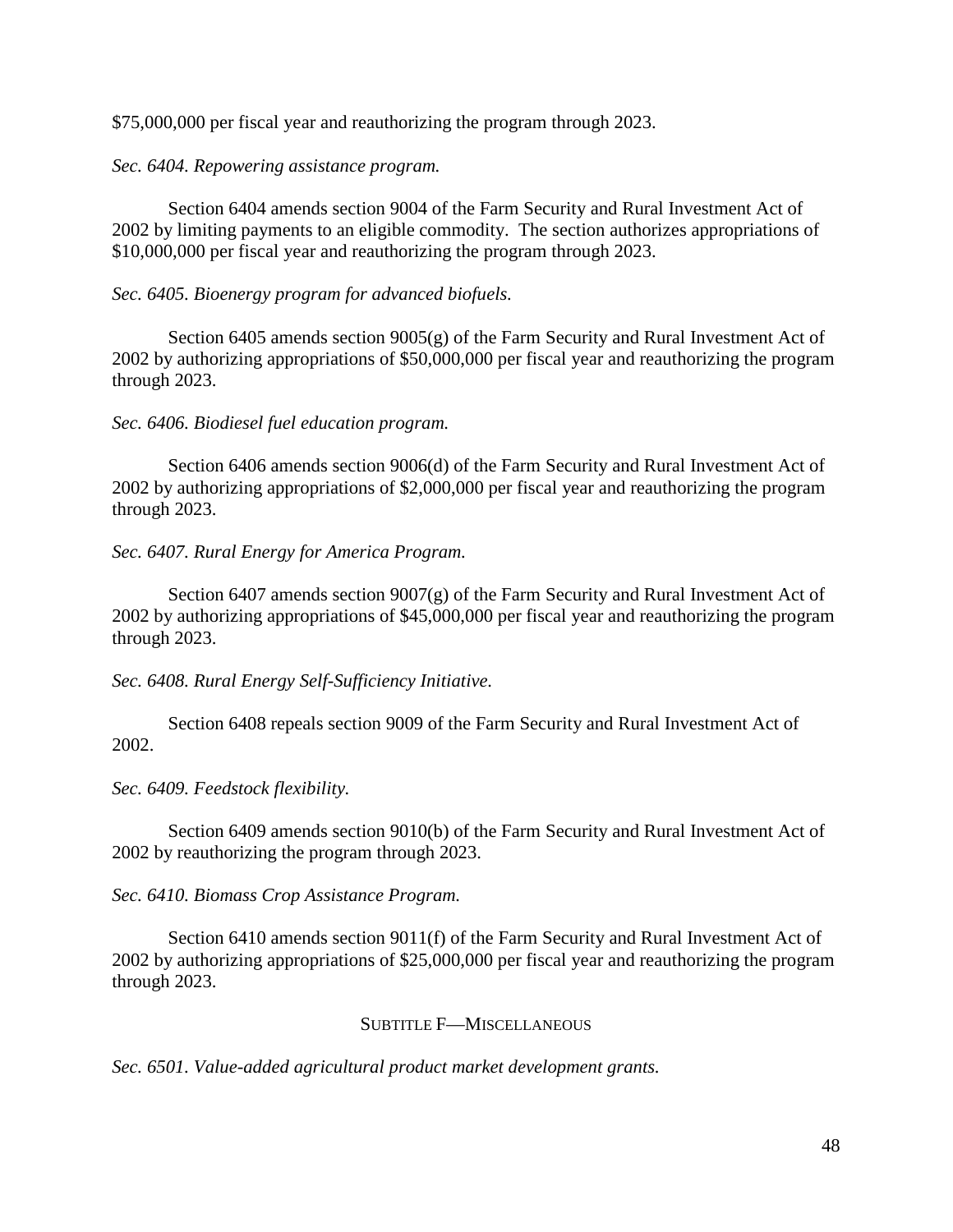$75,000,000 per fiscal year and reauthorizing the program through 2023.

*Sec. 6404. Repowering assistance program.*

Section 6404 amends section 9004 of the Farm Security and Rural Investment Act of 2002 by limiting payments to an eligible commodity. The section authorizes appropriations of $10,000,000 per fiscal year and reauthorizing the program through 2023.

*Sec. 6405. Bioenergy program for advanced biofuels.*

Section 6405 amends section 9005(g) of the Farm Security and Rural Investment Act of 2002 by authorizing appropriations of $50,000,000 per fiscal year and reauthorizing the program through 2023.

*Sec. 6406. Biodiesel fuel education program.*

Section 6406 amends section 9006(d) of the Farm Security and Rural Investment Act of 2002 by authorizing appropriations of $2,000,000 per fiscal year and reauthorizing the program through 2023.

*Sec. 6407. Rural Energy for America Program.*

Section 6407 amends section 9007(g) of the Farm Security and Rural Investment Act of 2002 by authorizing appropriations of $45,000,000 per fiscal year and reauthorizing the program through 2023.

*Sec. 6408. Rural Energy Self-Sufficiency Initiative.*

Section 6408 repeals section 9009 of the Farm Security and Rural Investment Act of 2002.

*Sec. 6409. Feedstock flexibility.*

Section 6409 amends section 9010(b) of the Farm Security and Rural Investment Act of 2002 by reauthorizing the program through 2023.

*Sec. 6410. Biomass Crop Assistance Program.*

Section 6410 amends section 9011(f) of the Farm Security and Rural Investment Act of 2002 by authorizing appropriations of $25,000,000 per fiscal year and reauthorizing the program through 2023.

## SUBTITLE F—MISCELLANEOUS

*Sec. 6501. Value-added agricultural product market development grants.*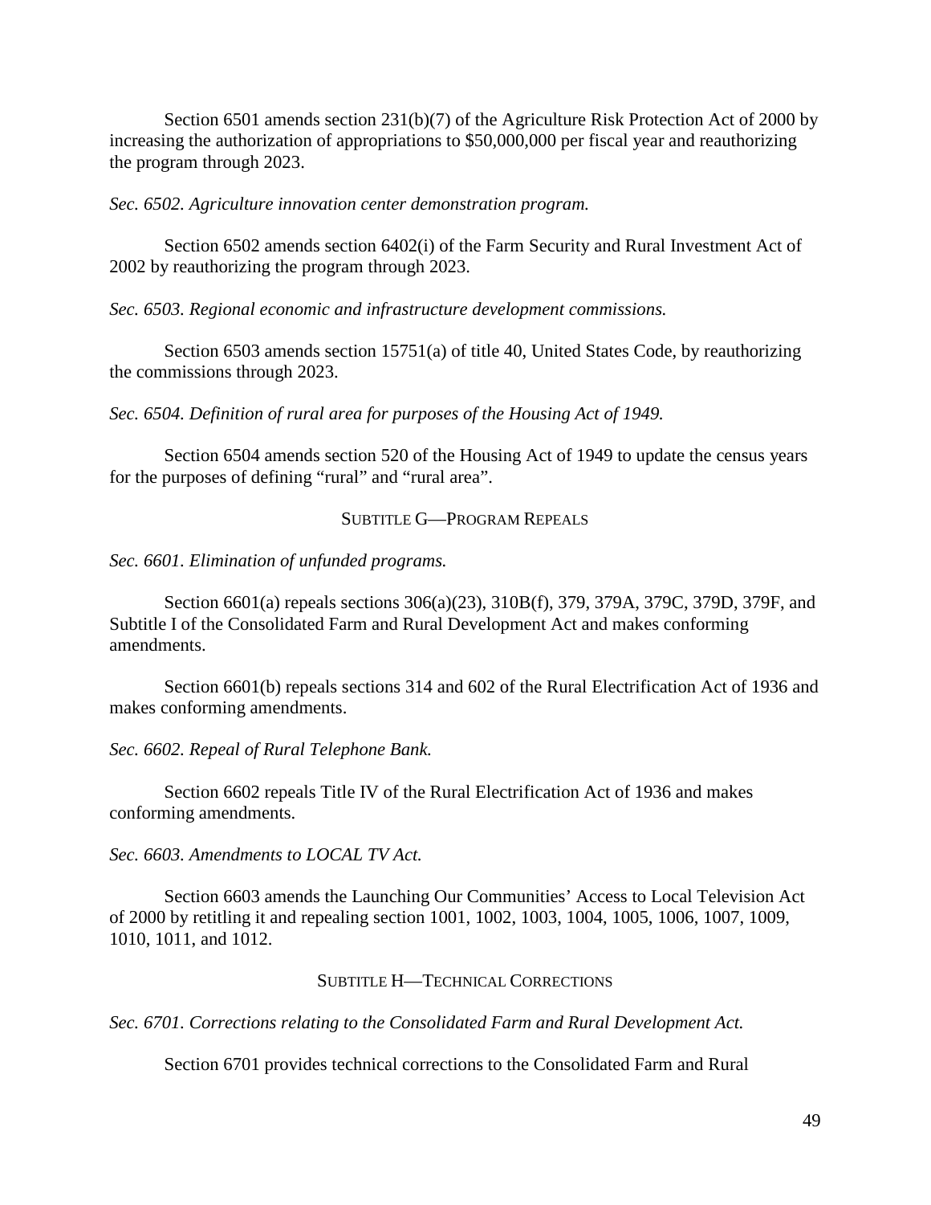Section 6501 amends section 231(b)(7) of the Agriculture Risk Protection Act of 2000 by increasing the authorization of appropriations to $50,000,000 per fiscal year and reauthorizing the program through 2023.

*Sec. 6502. Agriculture innovation center demonstration program.*

Section 6502 amends section 6402(i) of the Farm Security and Rural Investment Act of 2002 by reauthorizing the program through 2023.

*Sec. 6503. Regional economic and infrastructure development commissions.*

Section 6503 amends section 15751(a) of title 40, United States Code, by reauthorizing the commissions through 2023.

*Sec. 6504. Definition of rural area for purposes of the Housing Act of 1949.*

Section 6504 amends section 520 of the Housing Act of 1949 to update the census years for the purposes of defining "rural" and "rural area".

## SUBTITLE G—PROGRAM REPEALS

*Sec. 6601. Elimination of unfunded programs.*

Section 6601(a) repeals sections 306(a)(23), 310B(f), 379, 379A, 379C, 379D, 379F, and Subtitle I of the Consolidated Farm and Rural Development Act and makes conforming amendments.

Section 6601(b) repeals sections 314 and 602 of the Rural Electrification Act of 1936 and makes conforming amendments.

*Sec. 6602. Repeal of Rural Telephone Bank.*

Section 6602 repeals Title IV of the Rural Electrification Act of 1936 and makes conforming amendments.

*Sec. 6603. Amendments to LOCAL TV Act.*

Section 6603 amends the Launching Our Communities' Access to Local Television Act of 2000 by retitling it and repealing section 1001, 1002, 1003, 1004, 1005, 1006, 1007, 1009, 1010, 1011, and 1012.

## SUBTITLE H—TECHNICAL CORRECTIONS

*Sec. 6701. Corrections relating to the Consolidated Farm and Rural Development Act.*

Section 6701 provides technical corrections to the Consolidated Farm and Rural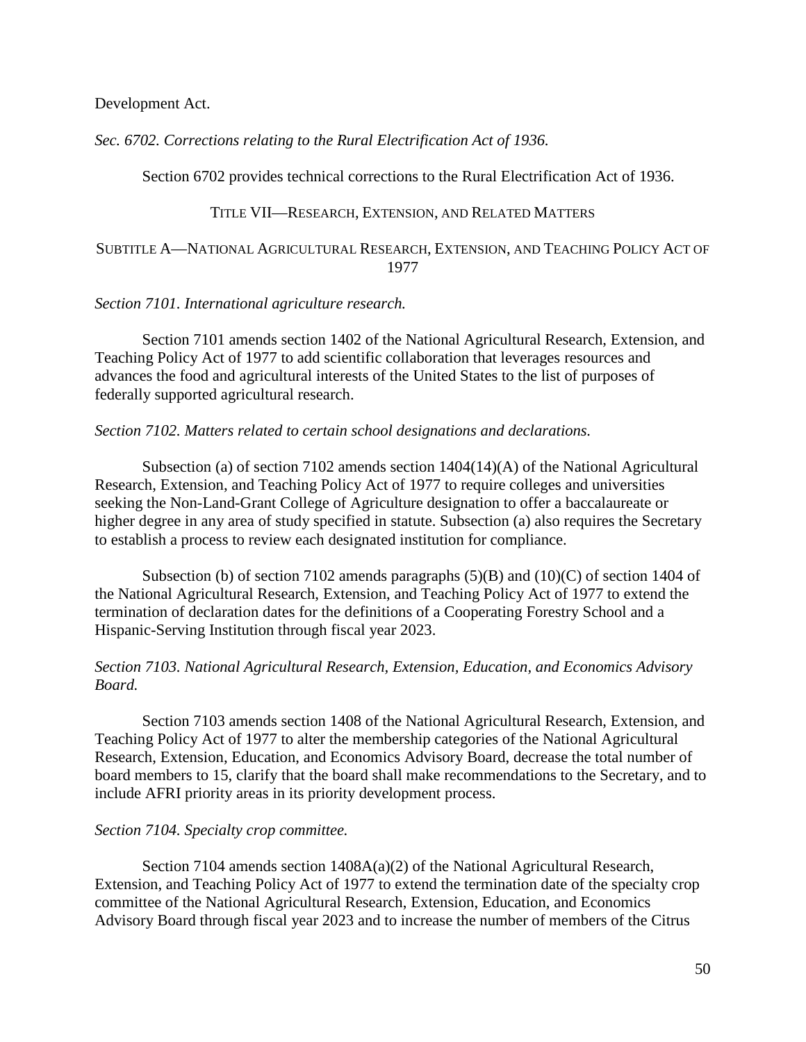Development Act.

*Sec. 6702. Corrections relating to the Rural Electrification Act of 1936.*

Section 6702 provides technical corrections to the Rural Electrification Act of 1936.

## TITLE VII—RESEARCH, EXTENSION, AND RELATED MATTERS

### SUBTITLE A—NATIONAL AGRICULTURAL RESEARCH, EXTENSION, AND TEACHING POLICY ACT OF 1977

*Section 7101. International agriculture research.*

Section 7101 amends section 1402 of the National Agricultural Research, Extension, and Teaching Policy Act of 1977 to add scientific collaboration that leverages resources and advances the food and agricultural interests of the United States to the list of purposes of federally supported agricultural research.

*Section 7102. Matters related to certain school designations and declarations.*

Subsection (a) of section 7102 amends section 1404(14)(A) of the National Agricultural Research, Extension, and Teaching Policy Act of 1977 to require colleges and universities seeking the Non-Land-Grant College of Agriculture designation to offer a baccalaureate or higher degree in any area of study specified in statute. Subsection (a) also requires the Secretary to establish a process to review each designated institution for compliance.

Subsection (b) of section 7102 amends paragraphs (5)(B) and (10)(C) of section 1404 of the National Agricultural Research, Extension, and Teaching Policy Act of 1977 to extend the termination of declaration dates for the definitions of a Cooperating Forestry School and a Hispanic-Serving Institution through fiscal year 2023.

*Section 7103. National Agricultural Research, Extension, Education, and Economics Advisory Board.*

Section 7103 amends section 1408 of the National Agricultural Research, Extension, and Teaching Policy Act of 1977 to alter the membership categories of the National Agricultural Research, Extension, Education, and Economics Advisory Board, decrease the total number of board members to 15, clarify that the board shall make recommendations to the Secretary, and to include AFRI priority areas in its priority development process.

*Section 7104. Specialty crop committee.*

Section 7104 amends section 1408A(a)(2) of the National Agricultural Research, Extension, and Teaching Policy Act of 1977 to extend the termination date of the specialty crop committee of the National Agricultural Research, Extension, Education, and Economics Advisory Board through fiscal year 2023 and to increase the number of members of the Citrus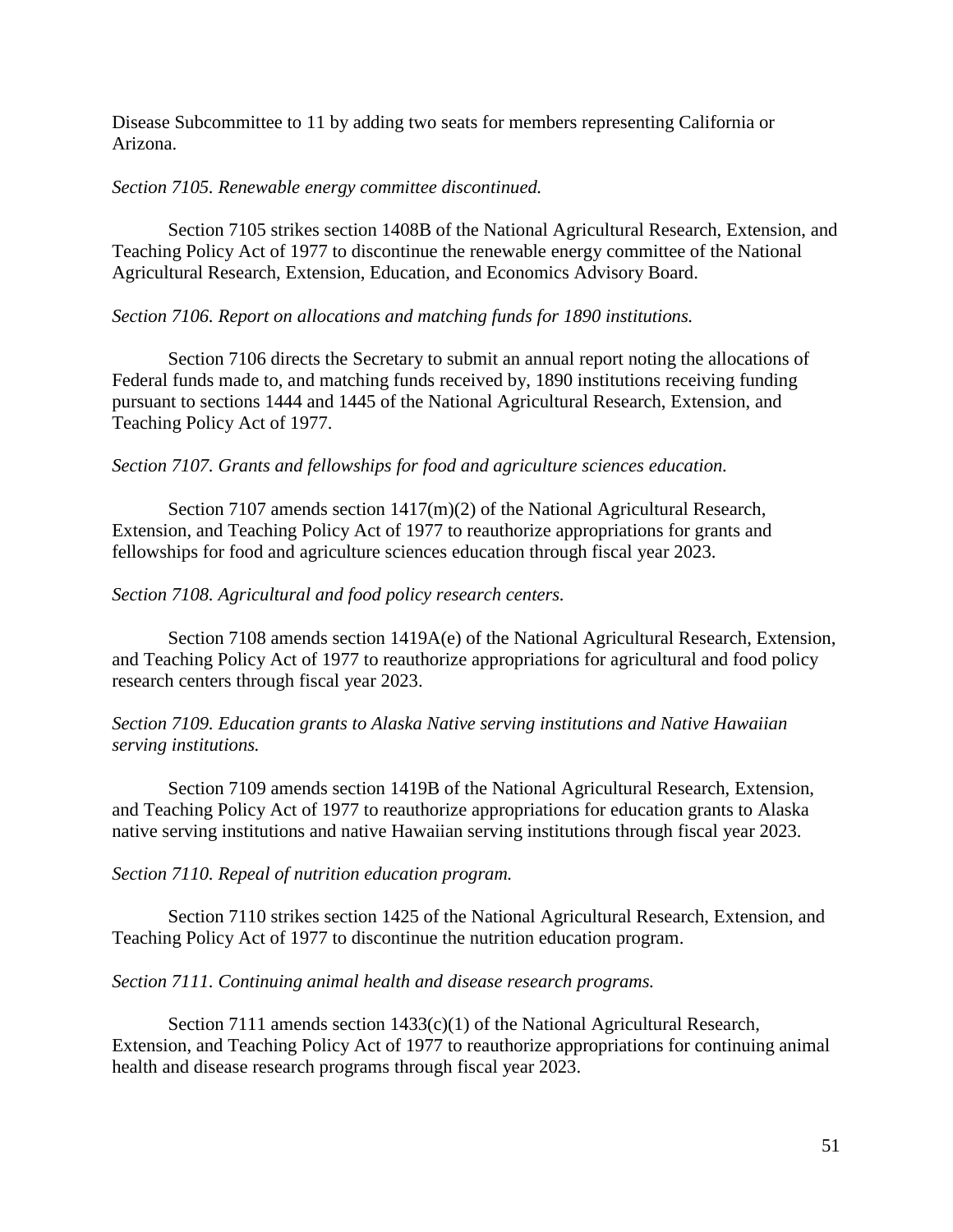Disease Subcommittee to 11 by adding two seats for members representing California or Arizona.

*Section 7105. Renewable energy committee discontinued.*

Section 7105 strikes section 1408B of the National Agricultural Research, Extension, and Teaching Policy Act of 1977 to discontinue the renewable energy committee of the National Agricultural Research, Extension, Education, and Economics Advisory Board.

*Section 7106. Report on allocations and matching funds for 1890 institutions.*

Section 7106 directs the Secretary to submit an annual report noting the allocations of Federal funds made to, and matching funds received by, 1890 institutions receiving funding pursuant to sections 1444 and 1445 of the National Agricultural Research, Extension, and Teaching Policy Act of 1977.

*Section 7107. Grants and fellowships for food and agriculture sciences education.*

Section 7107 amends section 1417(m)(2) of the National Agricultural Research, Extension, and Teaching Policy Act of 1977 to reauthorize appropriations for grants and fellowships for food and agriculture sciences education through fiscal year 2023.

*Section 7108. Agricultural and food policy research centers.*

Section 7108 amends section 1419A(e) of the National Agricultural Research, Extension, and Teaching Policy Act of 1977 to reauthorize appropriations for agricultural and food policy research centers through fiscal year 2023.

*Section 7109. Education grants to Alaska Native serving institutions and Native Hawaiian serving institutions.*

Section 7109 amends section 1419B of the National Agricultural Research, Extension, and Teaching Policy Act of 1977 to reauthorize appropriations for education grants to Alaska native serving institutions and native Hawaiian serving institutions through fiscal year 2023.

*Section 7110. Repeal of nutrition education program.*

Section 7110 strikes section 1425 of the National Agricultural Research, Extension, and Teaching Policy Act of 1977 to discontinue the nutrition education program.

*Section 7111. Continuing animal health and disease research programs.*

Section 7111 amends section 1433(c)(1) of the National Agricultural Research, Extension, and Teaching Policy Act of 1977 to reauthorize appropriations for continuing animal health and disease research programs through fiscal year 2023.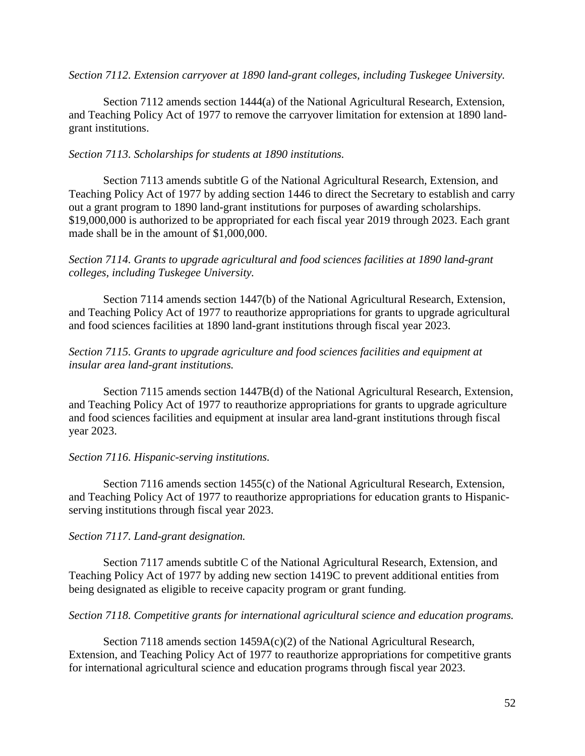*Section 7112. Extension carryover at 1890 land-grant colleges, including Tuskegee University.*

Section 7112 amends section 1444(a) of the National Agricultural Research, Extension, and Teaching Policy Act of 1977 to remove the carryover limitation for extension at 1890 land-grant institutions.

*Section 7113. Scholarships for students at 1890 institutions.*

Section 7113 amends subtitle G of the National Agricultural Research, Extension, and Teaching Policy Act of 1977 by adding section 1446 to direct the Secretary to establish and carry out a grant program to 1890 land-grant institutions for purposes of awarding scholarships. $19,000,000 is authorized to be appropriated for each fiscal year 2019 through 2023. Each grant made shall be in the amount of $1,000,000.

*Section 7114. Grants to upgrade agricultural and food sciences facilities at 1890 land-grant colleges, including Tuskegee University.*

Section 7114 amends section 1447(b) of the National Agricultural Research, Extension, and Teaching Policy Act of 1977 to reauthorize appropriations for grants to upgrade agricultural and food sciences facilities at 1890 land-grant institutions through fiscal year 2023.

*Section 7115. Grants to upgrade agriculture and food sciences facilities and equipment at insular area land-grant institutions.*

Section 7115 amends section 1447B(d) of the National Agricultural Research, Extension, and Teaching Policy Act of 1977 to reauthorize appropriations for grants to upgrade agriculture and food sciences facilities and equipment at insular area land-grant institutions through fiscal year 2023.

*Section 7116. Hispanic-serving institutions.*

Section 7116 amends section 1455(c) of the National Agricultural Research, Extension, and Teaching Policy Act of 1977 to reauthorize appropriations for education grants to Hispanic-serving institutions through fiscal year 2023.

*Section 7117. Land-grant designation.*

Section 7117 amends subtitle C of the National Agricultural Research, Extension, and Teaching Policy Act of 1977 by adding new section 1419C to prevent additional entities from being designated as eligible to receive capacity program or grant funding.

*Section 7118. Competitive grants for international agricultural science and education programs.*

Section 7118 amends section 1459A(c)(2) of the National Agricultural Research, Extension, and Teaching Policy Act of 1977 to reauthorize appropriations for competitive grants for international agricultural science and education programs through fiscal year 2023.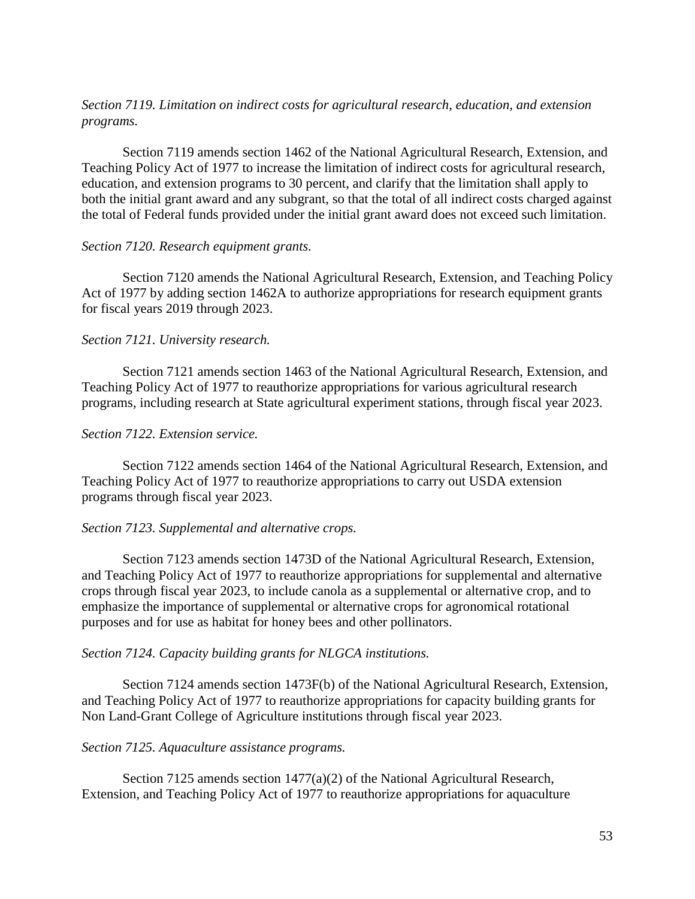*Section 7119. Limitation on indirect costs for agricultural research, education, and extension programs.*

Section 7119 amends section 1462 of the National Agricultural Research, Extension, and Teaching Policy Act of 1977 to increase the limitation of indirect costs for agricultural research, education, and extension programs to 30 percent, and clarify that the limitation shall apply to both the initial grant award and any subgrant, so that the total of all indirect costs charged against the total of Federal funds provided under the initial grant award does not exceed such limitation.

*Section 7120. Research equipment grants.*

Section 7120 amends the National Agricultural Research, Extension, and Teaching Policy Act of 1977 by adding section 1462A to authorize appropriations for research equipment grants for fiscal years 2019 through 2023.

*Section 7121. University research.*

Section 7121 amends section 1463 of the National Agricultural Research, Extension, and Teaching Policy Act of 1977 to reauthorize appropriations for various agricultural research programs, including research at State agricultural experiment stations, through fiscal year 2023.

*Section 7122. Extension service.*

Section 7122 amends section 1464 of the National Agricultural Research, Extension, and Teaching Policy Act of 1977 to reauthorize appropriations to carry out USDA extension programs through fiscal year 2023.

*Section 7123. Supplemental and alternative crops.*

Section 7123 amends section 1473D of the National Agricultural Research, Extension, and Teaching Policy Act of 1977 to reauthorize appropriations for supplemental and alternative crops through fiscal year 2023, to include canola as a supplemental or alternative crop, and to emphasize the importance of supplemental or alternative crops for agronomical rotational purposes and for use as habitat for honey bees and other pollinators.

*Section 7124. Capacity building grants for NLGCA institutions.*

Section 7124 amends section 1473F(b) of the National Agricultural Research, Extension, and Teaching Policy Act of 1977 to reauthorize appropriations for capacity building grants for Non Land-Grant College of Agriculture institutions through fiscal year 2023.

*Section 7125. Aquaculture assistance programs.*

Section 7125 amends section 1477(a)(2) of the National Agricultural Research, Extension, and Teaching Policy Act of 1977 to reauthorize appropriations for aquaculture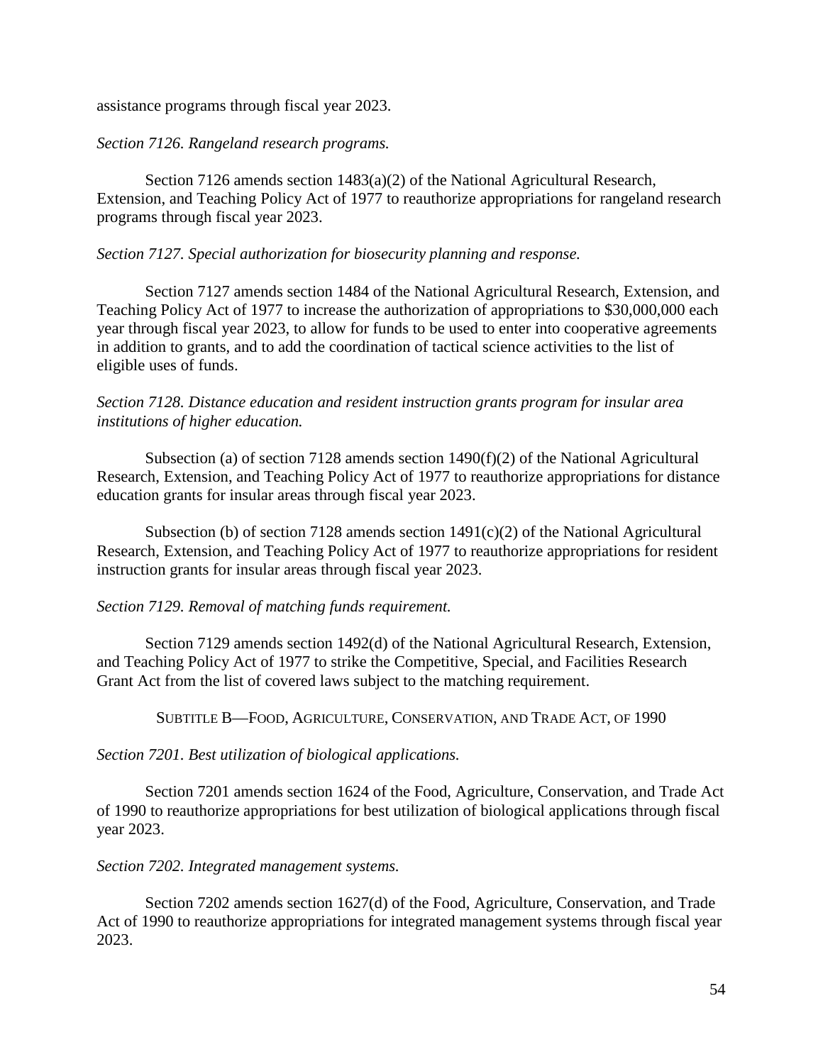assistance programs through fiscal year 2023.

*Section 7126. Rangeland research programs.*

Section 7126 amends section 1483(a)(2) of the National Agricultural Research, Extension, and Teaching Policy Act of 1977 to reauthorize appropriations for rangeland research programs through fiscal year 2023.

*Section 7127. Special authorization for biosecurity planning and response.*

Section 7127 amends section 1484 of the National Agricultural Research, Extension, and Teaching Policy Act of 1977 to increase the authorization of appropriations to $30,000,000 each year through fiscal year 2023, to allow for funds to be used to enter into cooperative agreements in addition to grants, and to add the coordination of tactical science activities to the list of eligible uses of funds.

*Section 7128. Distance education and resident instruction grants program for insular area institutions of higher education.*

Subsection (a) of section 7128 amends section 1490(f)(2) of the National Agricultural Research, Extension, and Teaching Policy Act of 1977 to reauthorize appropriations for distance education grants for insular areas through fiscal year 2023.

Subsection (b) of section 7128 amends section 1491(c)(2) of the National Agricultural Research, Extension, and Teaching Policy Act of 1977 to reauthorize appropriations for resident instruction grants for insular areas through fiscal year 2023.

*Section 7129. Removal of matching funds requirement.*

Section 7129 amends section 1492(d) of the National Agricultural Research, Extension, and Teaching Policy Act of 1977 to strike the Competitive, Special, and Facilities Research Grant Act from the list of covered laws subject to the matching requirement.

## SUBTITLE B—FOOD, AGRICULTURE, CONSERVATION, AND TRADE ACT, OF 1990

*Section 7201. Best utilization of biological applications.*

Section 7201 amends section 1624 of the Food, Agriculture, Conservation, and Trade Act of 1990 to reauthorize appropriations for best utilization of biological applications through fiscal year 2023.

*Section 7202. Integrated management systems.*

Section 7202 amends section 1627(d) of the Food, Agriculture, Conservation, and Trade Act of 1990 to reauthorize appropriations for integrated management systems through fiscal year 2023.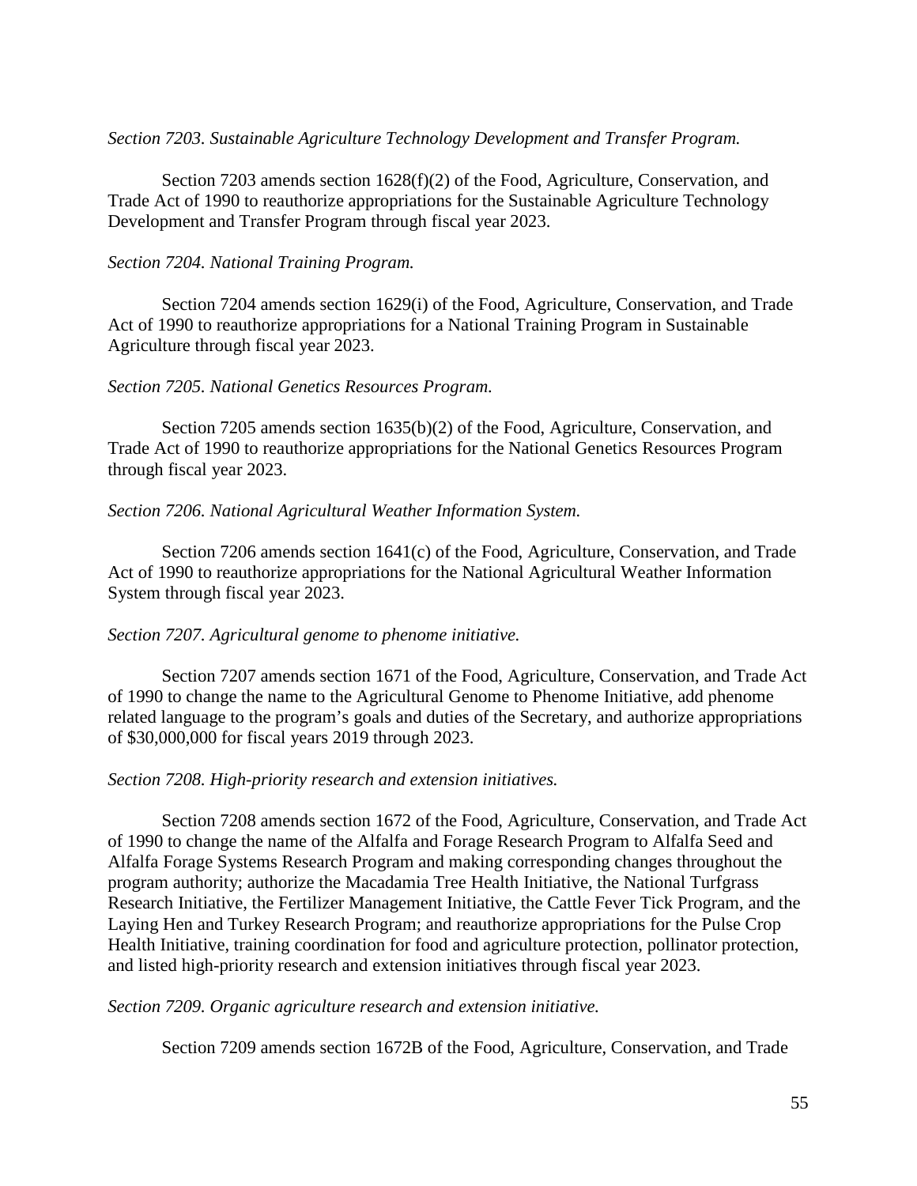*Section 7203. Sustainable Agriculture Technology Development and Transfer Program.*

Section 7203 amends section 1628(f)(2) of the Food, Agriculture, Conservation, and Trade Act of 1990 to reauthorize appropriations for the Sustainable Agriculture Technology Development and Transfer Program through fiscal year 2023.

*Section 7204. National Training Program.*

Section 7204 amends section 1629(i) of the Food, Agriculture, Conservation, and Trade Act of 1990 to reauthorize appropriations for a National Training Program in Sustainable Agriculture through fiscal year 2023.

*Section 7205. National Genetics Resources Program.*

Section 7205 amends section 1635(b)(2) of the Food, Agriculture, Conservation, and Trade Act of 1990 to reauthorize appropriations for the National Genetics Resources Program through fiscal year 2023.

*Section 7206. National Agricultural Weather Information System.*

Section 7206 amends section 1641(c) of the Food, Agriculture, Conservation, and Trade Act of 1990 to reauthorize appropriations for the National Agricultural Weather Information System through fiscal year 2023.

*Section 7207. Agricultural genome to phenome initiative.*

Section 7207 amends section 1671 of the Food, Agriculture, Conservation, and Trade Act of 1990 to change the name to the Agricultural Genome to Phenome Initiative, add phenome related language to the program's goals and duties of the Secretary, and authorize appropriations of $30,000,000 for fiscal years 2019 through 2023.

*Section 7208. High-priority research and extension initiatives.*

Section 7208 amends section 1672 of the Food, Agriculture, Conservation, and Trade Act of 1990 to change the name of the Alfalfa and Forage Research Program to Alfalfa Seed and Alfalfa Forage Systems Research Program and making corresponding changes throughout the program authority; authorize the Macadamia Tree Health Initiative, the National Turfgrass Research Initiative, the Fertilizer Management Initiative, the Cattle Fever Tick Program, and the Laying Hen and Turkey Research Program; and reauthorize appropriations for the Pulse Crop Health Initiative, training coordination for food and agriculture protection, pollinator protection, and listed high-priority research and extension initiatives through fiscal year 2023.

*Section 7209. Organic agriculture research and extension initiative.*

Section 7209 amends section 1672B of the Food, Agriculture, Conservation, and Trade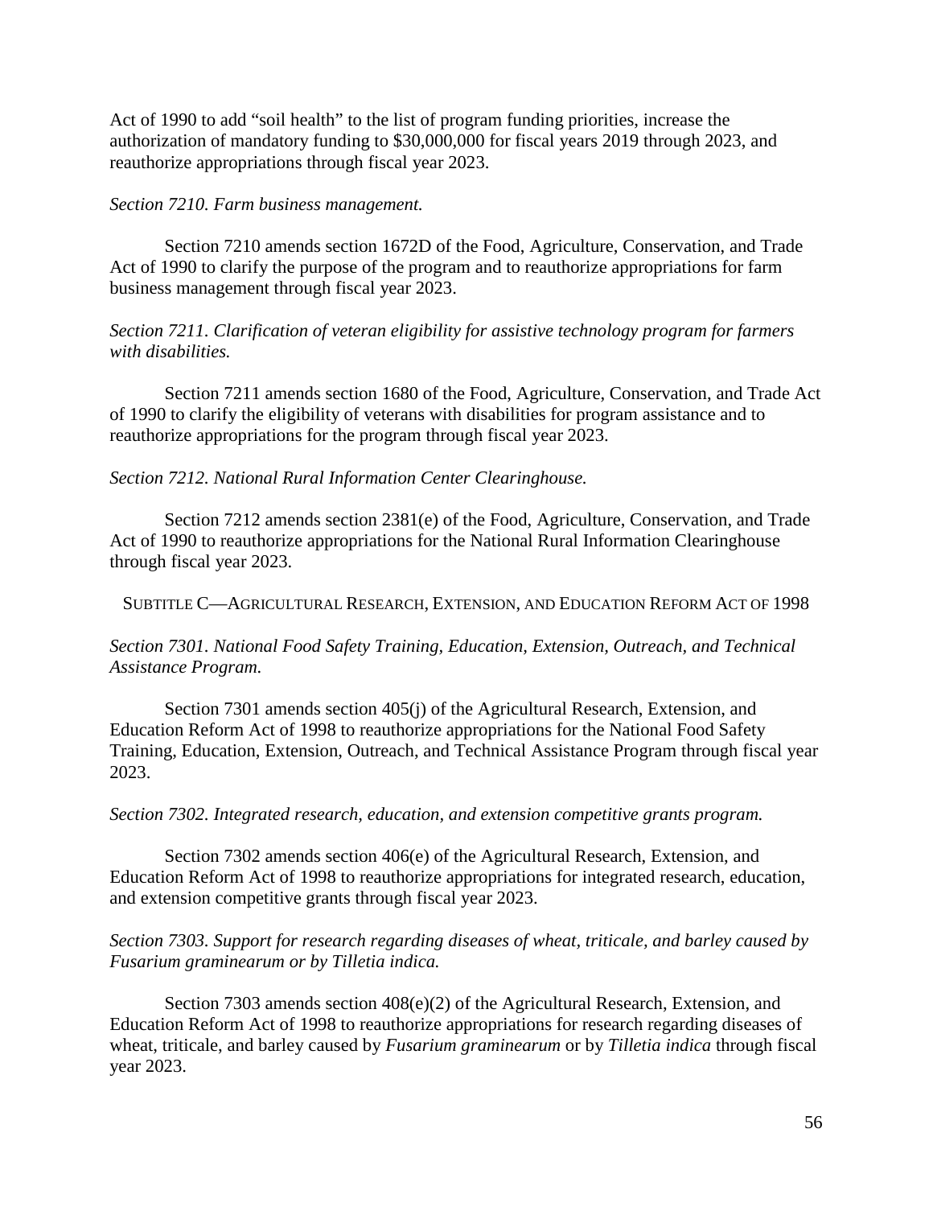Act of 1990 to add "soil health" to the list of program funding priorities, increase the authorization of mandatory funding to $30,000,000 for fiscal years 2019 through 2023, and reauthorize appropriations through fiscal year 2023.

*Section 7210. Farm business management.*

Section 7210 amends section 1672D of the Food, Agriculture, Conservation, and Trade Act of 1990 to clarify the purpose of the program and to reauthorize appropriations for farm business management through fiscal year 2023.

*Section 7211. Clarification of veteran eligibility for assistive technology program for farmers with disabilities.*

Section 7211 amends section 1680 of the Food, Agriculture, Conservation, and Trade Act of 1990 to clarify the eligibility of veterans with disabilities for program assistance and to reauthorize appropriations for the program through fiscal year 2023.

*Section 7212. National Rural Information Center Clearinghouse.*

Section 7212 amends section 2381(e) of the Food, Agriculture, Conservation, and Trade Act of 1990 to reauthorize appropriations for the National Rural Information Clearinghouse through fiscal year 2023.

## SUBTITLE C—AGRICULTURAL RESEARCH, EXTENSION, AND EDUCATION REFORM ACT OF 1998

*Section 7301. National Food Safety Training, Education, Extension, Outreach, and Technical Assistance Program.*

Section 7301 amends section 405(j) of the Agricultural Research, Extension, and Education Reform Act of 1998 to reauthorize appropriations for the National Food Safety Training, Education, Extension, Outreach, and Technical Assistance Program through fiscal year 2023.

*Section 7302. Integrated research, education, and extension competitive grants program.*

Section 7302 amends section 406(e) of the Agricultural Research, Extension, and Education Reform Act of 1998 to reauthorize appropriations for integrated research, education, and extension competitive grants through fiscal year 2023.

*Section 7303. Support for research regarding diseases of wheat, triticale, and barley caused by Fusarium graminearum or by Tilletia indica.*

Section 7303 amends section 408(e)(2) of the Agricultural Research, Extension, and Education Reform Act of 1998 to reauthorize appropriations for research regarding diseases of wheat, triticale, and barley caused by *Fusarium graminearum* or by *Tilletia indica* through fiscal year 2023.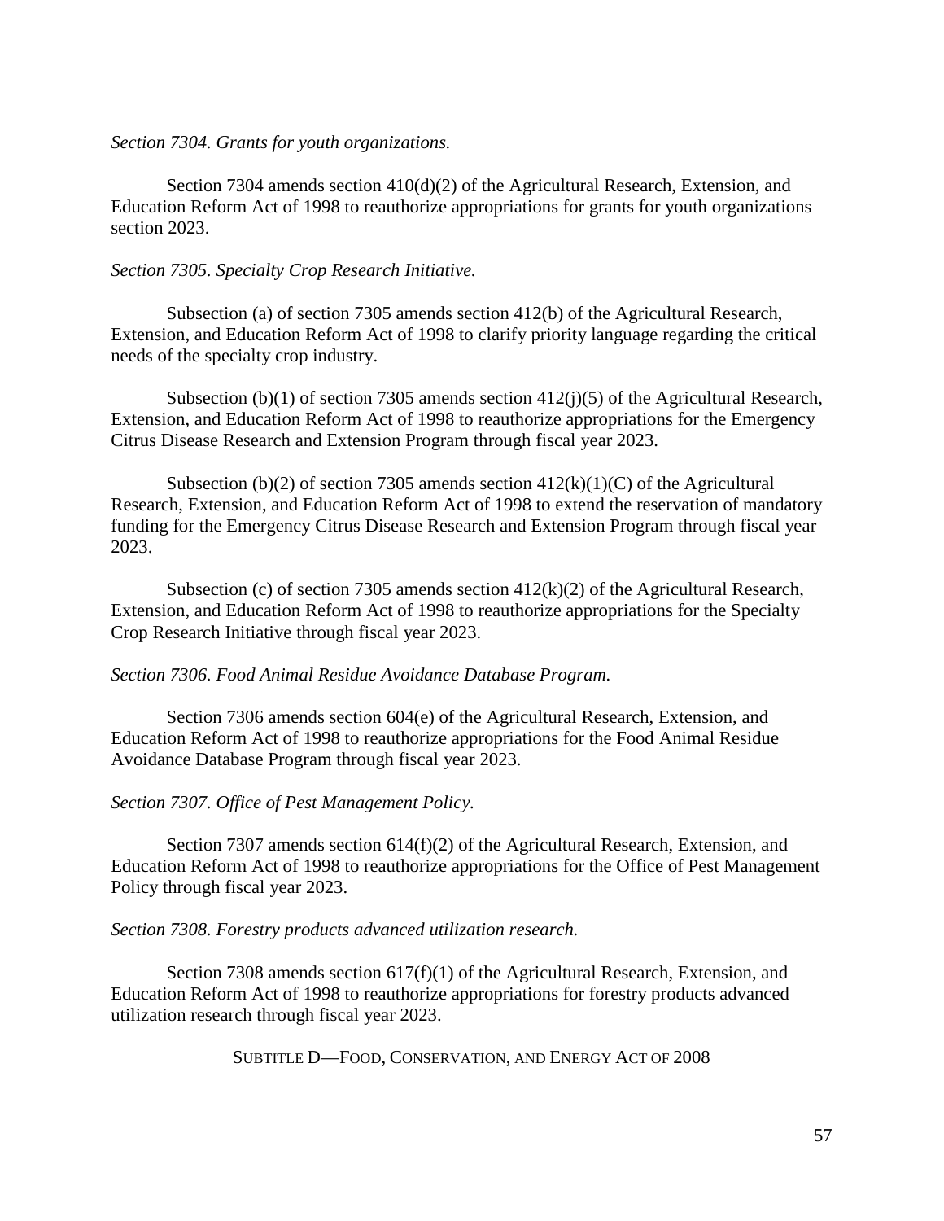*Section 7304. Grants for youth organizations.*

Section 7304 amends section 410(d)(2) of the Agricultural Research, Extension, and Education Reform Act of 1998 to reauthorize appropriations for grants for youth organizations section 2023.

*Section 7305. Specialty Crop Research Initiative.*

Subsection (a) of section 7305 amends section 412(b) of the Agricultural Research, Extension, and Education Reform Act of 1998 to clarify priority language regarding the critical needs of the specialty crop industry.

Subsection (b)(1) of section 7305 amends section 412(j)(5) of the Agricultural Research, Extension, and Education Reform Act of 1998 to reauthorize appropriations for the Emergency Citrus Disease Research and Extension Program through fiscal year 2023.

Subsection (b)(2) of section 7305 amends section 412(k)(1)(C) of the Agricultural Research, Extension, and Education Reform Act of 1998 to extend the reservation of mandatory funding for the Emergency Citrus Disease Research and Extension Program through fiscal year 2023.

Subsection (c) of section 7305 amends section 412(k)(2) of the Agricultural Research, Extension, and Education Reform Act of 1998 to reauthorize appropriations for the Specialty Crop Research Initiative through fiscal year 2023.

*Section 7306. Food Animal Residue Avoidance Database Program.*

Section 7306 amends section 604(e) of the Agricultural Research, Extension, and Education Reform Act of 1998 to reauthorize appropriations for the Food Animal Residue Avoidance Database Program through fiscal year 2023.

*Section 7307. Office of Pest Management Policy.*

Section 7307 amends section 614(f)(2) of the Agricultural Research, Extension, and Education Reform Act of 1998 to reauthorize appropriations for the Office of Pest Management Policy through fiscal year 2023.

*Section 7308. Forestry products advanced utilization research.*

Section 7308 amends section 617(f)(1) of the Agricultural Research, Extension, and Education Reform Act of 1998 to reauthorize appropriations for forestry products advanced utilization research through fiscal year 2023.

## SUBTITLE D—FOOD, CONSERVATION, AND ENERGY ACT OF 2008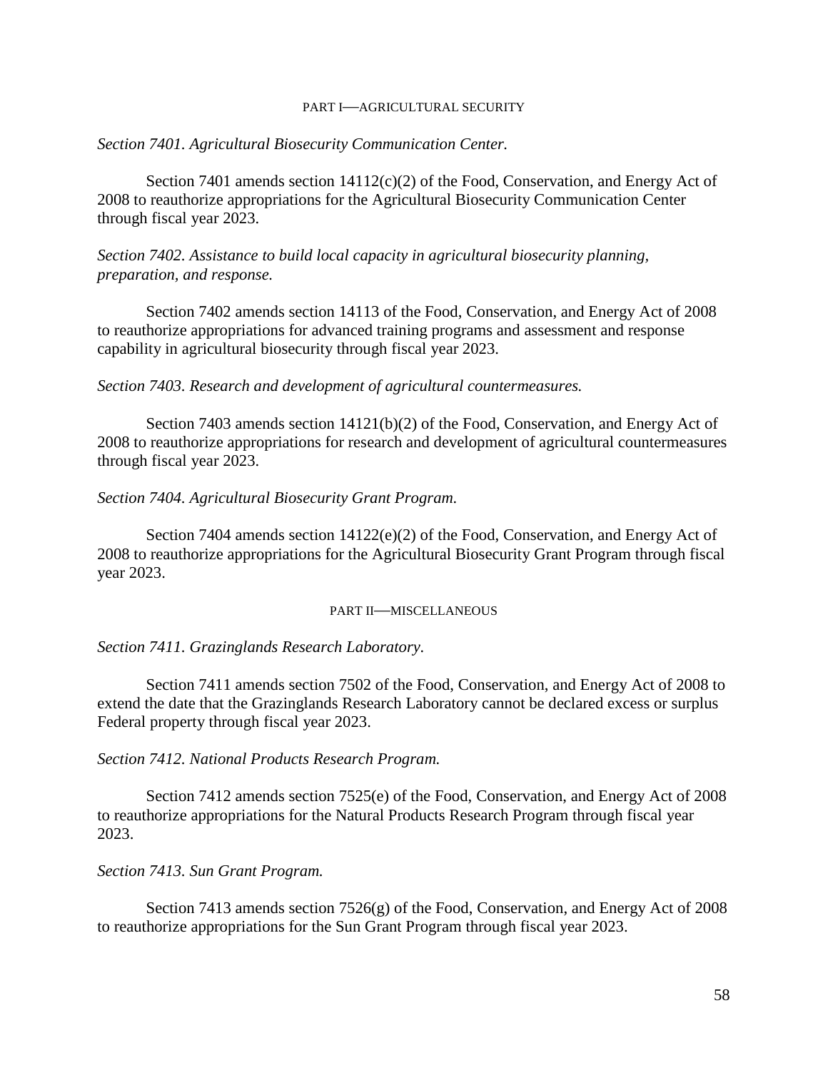## PART I—AGRICULTURAL SECURITY

*Section 7401. Agricultural Biosecurity Communication Center.*

Section 7401 amends section 14112(c)(2) of the Food, Conservation, and Energy Act of 2008 to reauthorize appropriations for the Agricultural Biosecurity Communication Center through fiscal year 2023.

*Section 7402. Assistance to build local capacity in agricultural biosecurity planning, preparation, and response.*

Section 7402 amends section 14113 of the Food, Conservation, and Energy Act of 2008 to reauthorize appropriations for advanced training programs and assessment and response capability in agricultural biosecurity through fiscal year 2023.

*Section 7403. Research and development of agricultural countermeasures.*

Section 7403 amends section 14121(b)(2) of the Food, Conservation, and Energy Act of 2008 to reauthorize appropriations for research and development of agricultural countermeasures through fiscal year 2023.

*Section 7404. Agricultural Biosecurity Grant Program.*

Section 7404 amends section 14122(e)(2) of the Food, Conservation, and Energy Act of 2008 to reauthorize appropriations for the Agricultural Biosecurity Grant Program through fiscal year 2023.

## PART II—MISCELLANEOUS

*Section 7411. Grazinglands Research Laboratory.*

Section 7411 amends section 7502 of the Food, Conservation, and Energy Act of 2008 to extend the date that the Grazinglands Research Laboratory cannot be declared excess or surplus Federal property through fiscal year 2023.

*Section 7412. National Products Research Program.*

Section 7412 amends section 7525(e) of the Food, Conservation, and Energy Act of 2008 to reauthorize appropriations for the Natural Products Research Program through fiscal year 2023.

*Section 7413. Sun Grant Program.*

Section 7413 amends section 7526(g) of the Food, Conservation, and Energy Act of 2008 to reauthorize appropriations for the Sun Grant Program through fiscal year 2023.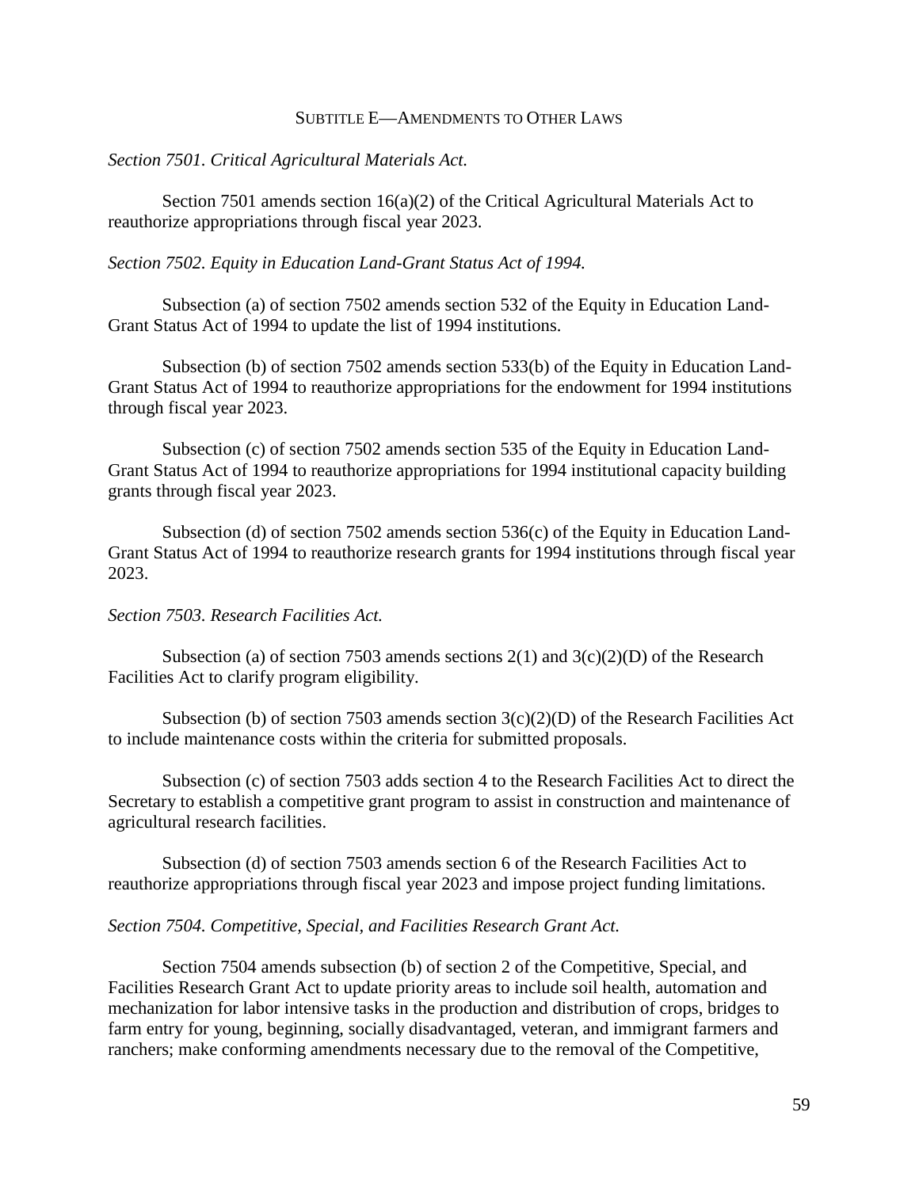## Subtitle E—Amendments to Other Laws

*Section 7501. Critical Agricultural Materials Act.*

Section 7501 amends section 16(a)(2) of the Critical Agricultural Materials Act to reauthorize appropriations through fiscal year 2023.

*Section 7502. Equity in Education Land-Grant Status Act of 1994.*

Subsection (a) of section 7502 amends section 532 of the Equity in Education Land-Grant Status Act of 1994 to update the list of 1994 institutions.

Subsection (b) of section 7502 amends section 533(b) of the Equity in Education Land-Grant Status Act of 1994 to reauthorize appropriations for the endowment for 1994 institutions through fiscal year 2023.

Subsection (c) of section 7502 amends section 535 of the Equity in Education Land-Grant Status Act of 1994 to reauthorize appropriations for 1994 institutional capacity building grants through fiscal year 2023.

Subsection (d) of section 7502 amends section 536(c) of the Equity in Education Land-Grant Status Act of 1994 to reauthorize research grants for 1994 institutions through fiscal year 2023.

*Section 7503. Research Facilities Act.*

Subsection (a) of section 7503 amends sections 2(1) and 3(c)(2)(D) of the Research Facilities Act to clarify program eligibility.

Subsection (b) of section 7503 amends section 3(c)(2)(D) of the Research Facilities Act to include maintenance costs within the criteria for submitted proposals.

Subsection (c) of section 7503 adds section 4 to the Research Facilities Act to direct the Secretary to establish a competitive grant program to assist in construction and maintenance of agricultural research facilities.

Subsection (d) of section 7503 amends section 6 of the Research Facilities Act to reauthorize appropriations through fiscal year 2023 and impose project funding limitations.

*Section 7504. Competitive, Special, and Facilities Research Grant Act.*

Section 7504 amends subsection (b) of section 2 of the Competitive, Special, and Facilities Research Grant Act to update priority areas to include soil health, automation and mechanization for labor intensive tasks in the production and distribution of crops, bridges to farm entry for young, beginning, socially disadvantaged, veteran, and immigrant farmers and ranchers; make conforming amendments necessary due to the removal of the Competitive,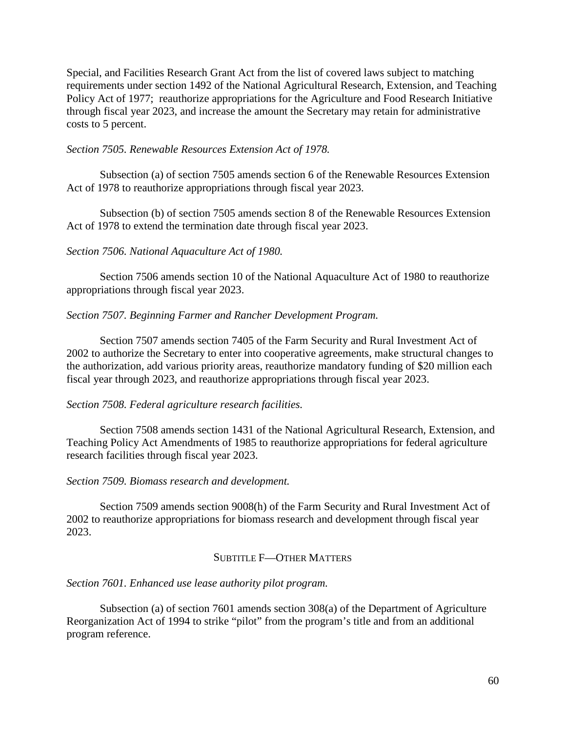Special, and Facilities Research Grant Act from the list of covered laws subject to matching requirements under section 1492 of the National Agricultural Research, Extension, and Teaching Policy Act of 1977; reauthorize appropriations for the Agriculture and Food Research Initiative through fiscal year 2023, and increase the amount the Secretary may retain for administrative costs to 5 percent.

*Section 7505. Renewable Resources Extension Act of 1978.*

Subsection (a) of section 7505 amends section 6 of the Renewable Resources Extension Act of 1978 to reauthorize appropriations through fiscal year 2023.

Subsection (b) of section 7505 amends section 8 of the Renewable Resources Extension Act of 1978 to extend the termination date through fiscal year 2023.

*Section 7506. National Aquaculture Act of 1980.*

Section 7506 amends section 10 of the National Aquaculture Act of 1980 to reauthorize appropriations through fiscal year 2023.

*Section 7507. Beginning Farmer and Rancher Development Program.*

Section 7507 amends section 7405 of the Farm Security and Rural Investment Act of 2002 to authorize the Secretary to enter into cooperative agreements, make structural changes to the authorization, add various priority areas, reauthorize mandatory funding of $20 million each fiscal year through 2023, and reauthorize appropriations through fiscal year 2023.

*Section 7508. Federal agriculture research facilities.*

Section 7508 amends section 1431 of the National Agricultural Research, Extension, and Teaching Policy Act Amendments of 1985 to reauthorize appropriations for federal agriculture research facilities through fiscal year 2023.

*Section 7509. Biomass research and development.*

Section 7509 amends section 9008(h) of the Farm Security and Rural Investment Act of 2002 to reauthorize appropriations for biomass research and development through fiscal year 2023.

## SUBTITLE F—OTHER MATTERS

*Section 7601. Enhanced use lease authority pilot program.*

Subsection (a) of section 7601 amends section 308(a) of the Department of Agriculture Reorganization Act of 1994 to strike "pilot" from the program's title and from an additional program reference.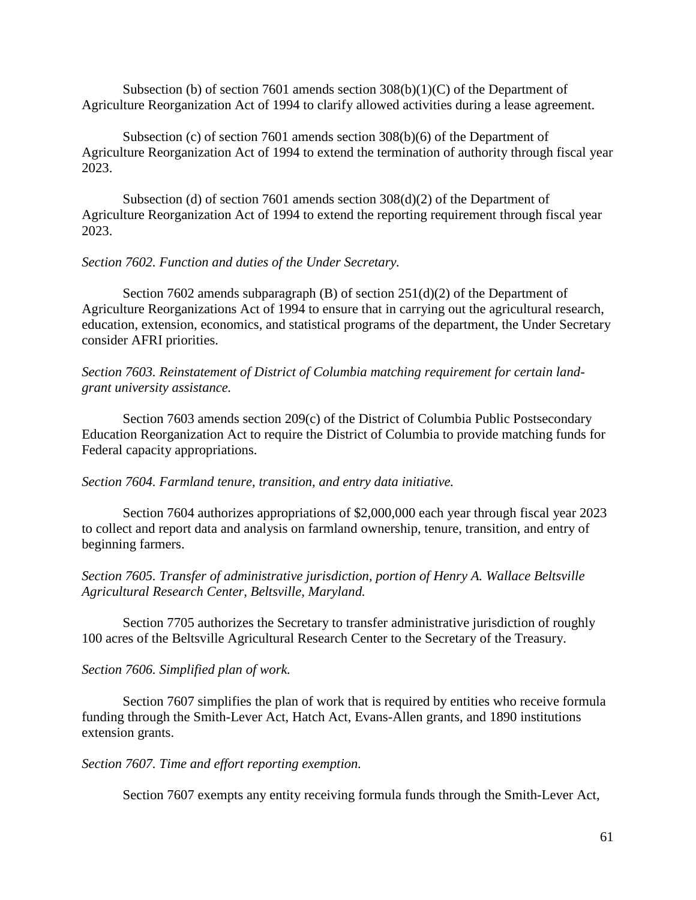Subsection (b) of section 7601 amends section 308(b)(1)(C) of the Department of Agriculture Reorganization Act of 1994 to clarify allowed activities during a lease agreement.

Subsection (c) of section 7601 amends section 308(b)(6) of the Department of Agriculture Reorganization Act of 1994 to extend the termination of authority through fiscal year 2023.

Subsection (d) of section 7601 amends section 308(d)(2) of the Department of Agriculture Reorganization Act of 1994 to extend the reporting requirement through fiscal year 2023.

*Section 7602. Function and duties of the Under Secretary.*

Section 7602 amends subparagraph (B) of section 251(d)(2) of the Department of Agriculture Reorganizations Act of 1994 to ensure that in carrying out the agricultural research, education, extension, economics, and statistical programs of the department, the Under Secretary consider AFRI priorities.

*Section 7603. Reinstatement of District of Columbia matching requirement for certain land-grant university assistance.*

Section 7603 amends section 209(c) of the District of Columbia Public Postsecondary Education Reorganization Act to require the District of Columbia to provide matching funds for Federal capacity appropriations.

*Section 7604. Farmland tenure, transition, and entry data initiative.*

Section 7604 authorizes appropriations of $2,000,000 each year through fiscal year 2023 to collect and report data and analysis on farmland ownership, tenure, transition, and entry of beginning farmers.

*Section 7605. Transfer of administrative jurisdiction, portion of Henry A. Wallace Beltsville Agricultural Research Center, Beltsville, Maryland.*

Section 7705 authorizes the Secretary to transfer administrative jurisdiction of roughly 100 acres of the Beltsville Agricultural Research Center to the Secretary of the Treasury.

*Section 7606. Simplified plan of work.*

Section 7607 simplifies the plan of work that is required by entities who receive formula funding through the Smith-Lever Act, Hatch Act, Evans-Allen grants, and 1890 institutions extension grants.

*Section 7607. Time and effort reporting exemption.*

Section 7607 exempts any entity receiving formula funds through the Smith-Lever Act,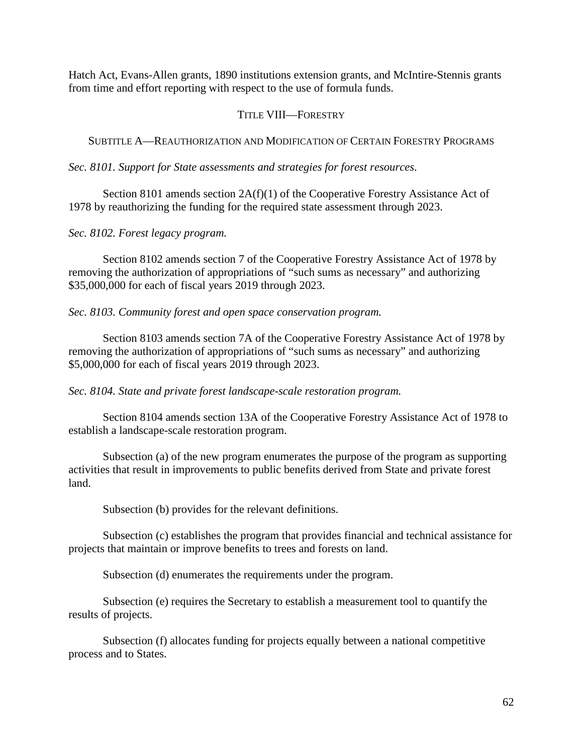Hatch Act, Evans-Allen grants, 1890 institutions extension grants, and McIntire-Stennis grants from time and effort reporting with respect to the use of formula funds.

## TITLE VIII—FORESTRY

### SUBTITLE A—REAUTHORIZATION AND MODIFICATION OF CERTAIN FORESTRY PROGRAMS

*Sec. 8101. Support for State assessments and strategies for forest resources.*

Section 8101 amends section 2A(f)(1) of the Cooperative Forestry Assistance Act of 1978 by reauthorizing the funding for the required state assessment through 2023.

*Sec. 8102. Forest legacy program.*

Section 8102 amends section 7 of the Cooperative Forestry Assistance Act of 1978 by removing the authorization of appropriations of "such sums as necessary" and authorizing $35,000,000 for each of fiscal years 2019 through 2023.

*Sec. 8103. Community forest and open space conservation program.*

Section 8103 amends section 7A of the Cooperative Forestry Assistance Act of 1978 by removing the authorization of appropriations of "such sums as necessary" and authorizing $5,000,000 for each of fiscal years 2019 through 2023.

*Sec. 8104. State and private forest landscape-scale restoration program.*

Section 8104 amends section 13A of the Cooperative Forestry Assistance Act of 1978 to establish a landscape-scale restoration program.

Subsection (a) of the new program enumerates the purpose of the program as supporting activities that result in improvements to public benefits derived from State and private forest land.

Subsection (b) provides for the relevant definitions.

Subsection (c) establishes the program that provides financial and technical assistance for projects that maintain or improve benefits to trees and forests on land.

Subsection (d) enumerates the requirements under the program.

Subsection (e) requires the Secretary to establish a measurement tool to quantify the results of projects.

Subsection (f) allocates funding for projects equally between a national competitive process and to States.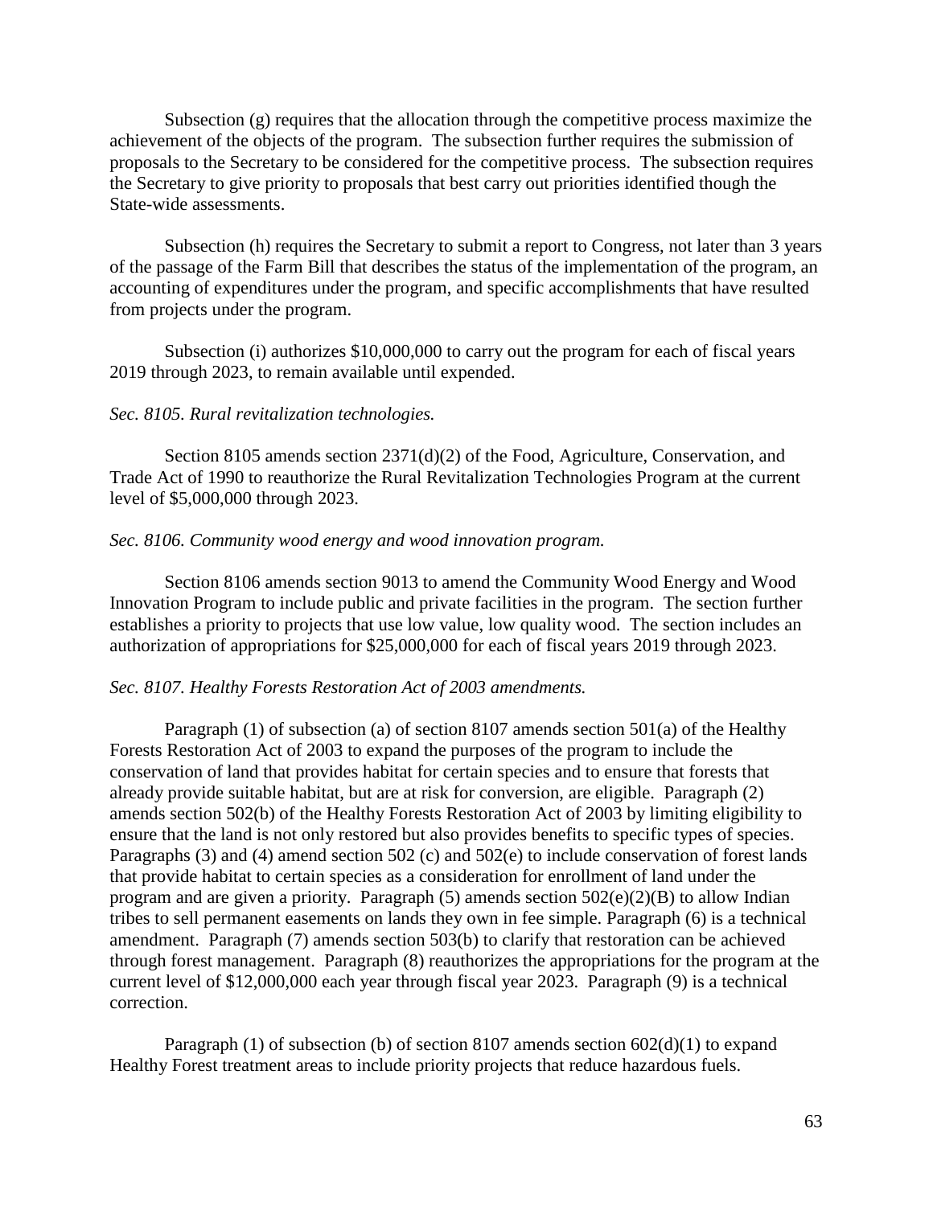Subsection (g) requires that the allocation through the competitive process maximize the achievement of the objects of the program. The subsection further requires the submission of proposals to the Secretary to be considered for the competitive process. The subsection requires the Secretary to give priority to proposals that best carry out priorities identified though the State-wide assessments.

Subsection (h) requires the Secretary to submit a report to Congress, not later than 3 years of the passage of the Farm Bill that describes the status of the implementation of the program, an accounting of expenditures under the program, and specific accomplishments that have resulted from projects under the program.

Subsection (i) authorizes $10,000,000 to carry out the program for each of fiscal years 2019 through 2023, to remain available until expended.

*Sec. 8105. Rural revitalization technologies.*

Section 8105 amends section 2371(d)(2) of the Food, Agriculture, Conservation, and Trade Act of 1990 to reauthorize the Rural Revitalization Technologies Program at the current level of $5,000,000 through 2023.

*Sec. 8106. Community wood energy and wood innovation program.*

Section 8106 amends section 9013 to amend the Community Wood Energy and Wood Innovation Program to include public and private facilities in the program. The section further establishes a priority to projects that use low value, low quality wood. The section includes an authorization of appropriations for $25,000,000 for each of fiscal years 2019 through 2023.

*Sec. 8107. Healthy Forests Restoration Act of 2003 amendments.*

Paragraph (1) of subsection (a) of section 8107 amends section 501(a) of the Healthy Forests Restoration Act of 2003 to expand the purposes of the program to include the conservation of land that provides habitat for certain species and to ensure that forests that already provide suitable habitat, but are at risk for conversion, are eligible. Paragraph (2) amends section 502(b) of the Healthy Forests Restoration Act of 2003 by limiting eligibility to ensure that the land is not only restored but also provides benefits to specific types of species. Paragraphs (3) and (4) amend section 502 (c) and 502(e) to include conservation of forest lands that provide habitat to certain species as a consideration for enrollment of land under the program and are given a priority. Paragraph (5) amends section 502(e)(2)(B) to allow Indian tribes to sell permanent easements on lands they own in fee simple. Paragraph (6) is a technical amendment. Paragraph (7) amends section 503(b) to clarify that restoration can be achieved through forest management. Paragraph (8) reauthorizes the appropriations for the program at the current level of $12,000,000 each year through fiscal year 2023. Paragraph (9) is a technical correction.

Paragraph (1) of subsection (b) of section 8107 amends section 602(d)(1) to expand Healthy Forest treatment areas to include priority projects that reduce hazardous fuels.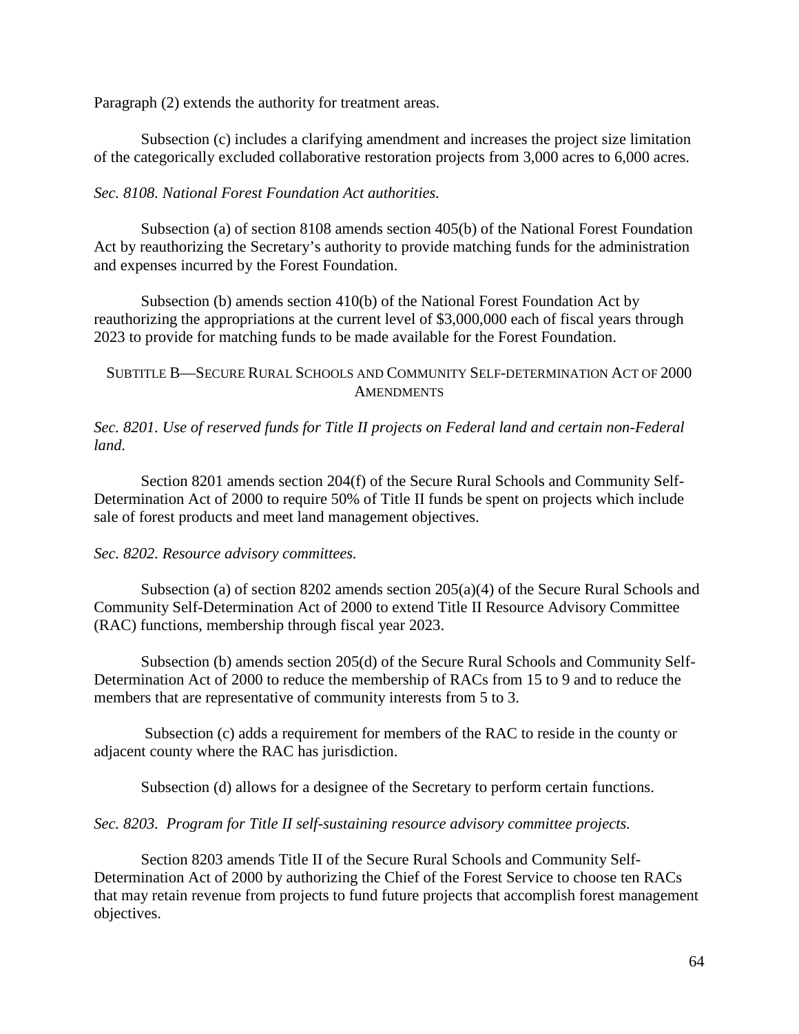Paragraph (2) extends the authority for treatment areas.

Subsection (c) includes a clarifying amendment and increases the project size limitation of the categorically excluded collaborative restoration projects from 3,000 acres to 6,000 acres.

*Sec. 8108. National Forest Foundation Act authorities.*

Subsection (a) of section 8108 amends section 405(b) of the National Forest Foundation Act by reauthorizing the Secretary's authority to provide matching funds for the administration and expenses incurred by the Forest Foundation.

Subsection (b) amends section 410(b) of the National Forest Foundation Act by reauthorizing the appropriations at the current level of $3,000,000 each of fiscal years through 2023 to provide for matching funds to be made available for the Forest Foundation.

## SUBTITLE B—SECURE RURAL SCHOOLS AND COMMUNITY SELF-DETERMINATION ACT OF 2000 AMENDMENTS

*Sec. 8201. Use of reserved funds for Title II projects on Federal land and certain non-Federal land.*

Section 8201 amends section 204(f) of the Secure Rural Schools and Community Self-Determination Act of 2000 to require 50% of Title II funds be spent on projects which include sale of forest products and meet land management objectives.

*Sec. 8202. Resource advisory committees.*

Subsection (a) of section 8202 amends section 205(a)(4) of the Secure Rural Schools and Community Self-Determination Act of 2000 to extend Title II Resource Advisory Committee (RAC) functions, membership through fiscal year 2023.

Subsection (b) amends section 205(d) of the Secure Rural Schools and Community Self-Determination Act of 2000 to reduce the membership of RACs from 15 to 9 and to reduce the members that are representative of community interests from 5 to 3.

Subsection (c) adds a requirement for members of the RAC to reside in the county or adjacent county where the RAC has jurisdiction.

Subsection (d) allows for a designee of the Secretary to perform certain functions.

*Sec. 8203. Program for Title II self-sustaining resource advisory committee projects.*

Section 8203 amends Title II of the Secure Rural Schools and Community Self-Determination Act of 2000 by authorizing the Chief of the Forest Service to choose ten RACs that may retain revenue from projects to fund future projects that accomplish forest management objectives.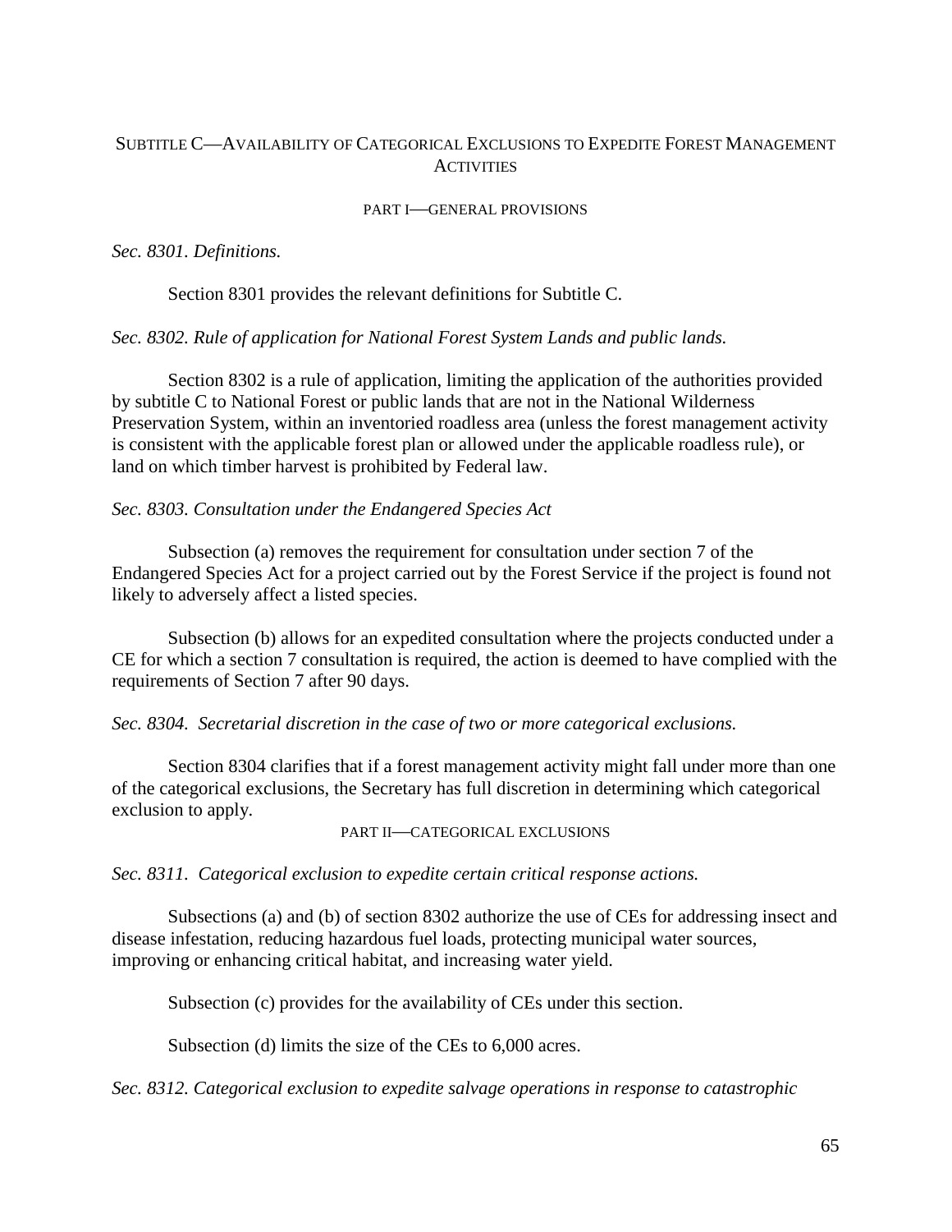## Subtitle C—Availability of Categorical Exclusions to Expedite Forest Management Activities

### Part I—General Provisions

*Sec. 8301. Definitions.*

Section 8301 provides the relevant definitions for Subtitle C.

*Sec. 8302. Rule of application for National Forest System Lands and public lands.*

Section 8302 is a rule of application, limiting the application of the authorities provided by subtitle C to National Forest or public lands that are not in the National Wilderness Preservation System, within an inventoried roadless area (unless the forest management activity is consistent with the applicable forest plan or allowed under the applicable roadless rule), or land on which timber harvest is prohibited by Federal law.

*Sec. 8303. Consultation under the Endangered Species Act*

Subsection (a) removes the requirement for consultation under section 7 of the Endangered Species Act for a project carried out by the Forest Service if the project is found not likely to adversely affect a listed species.

Subsection (b) allows for an expedited consultation where the projects conducted under a CE for which a section 7 consultation is required, the action is deemed to have complied with the requirements of Section 7 after 90 days.

*Sec. 8304. Secretarial discretion in the case of two or more categorical exclusions.*

Section 8304 clarifies that if a forest management activity might fall under more than one of the categorical exclusions, the Secretary has full discretion in determining which categorical exclusion to apply.

### Part II—Categorical Exclusions

*Sec. 8311. Categorical exclusion to expedite certain critical response actions.*

Subsections (a) and (b) of section 8302 authorize the use of CEs for addressing insect and disease infestation, reducing hazardous fuel loads, protecting municipal water sources, improving or enhancing critical habitat, and increasing water yield.

Subsection (c) provides for the availability of CEs under this section.

Subsection (d) limits the size of the CEs to 6,000 acres.

*Sec. 8312. Categorical exclusion to expedite salvage operations in response to catastrophic*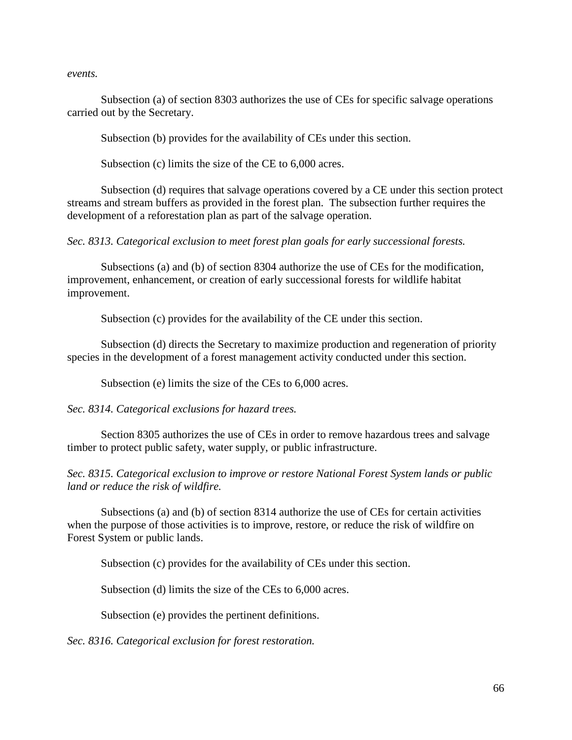*events.*

Subsection (a) of section 8303 authorizes the use of CEs for specific salvage operations carried out by the Secretary.

Subsection (b) provides for the availability of CEs under this section.

Subsection (c) limits the size of the CE to 6,000 acres.

Subsection (d) requires that salvage operations covered by a CE under this section protect streams and stream buffers as provided in the forest plan. The subsection further requires the development of a reforestation plan as part of the salvage operation.

*Sec. 8313. Categorical exclusion to meet forest plan goals for early successional forests.*

Subsections (a) and (b) of section 8304 authorize the use of CEs for the modification, improvement, enhancement, or creation of early successional forests for wildlife habitat improvement.

Subsection (c) provides for the availability of the CE under this section.

Subsection (d) directs the Secretary to maximize production and regeneration of priority species in the development of a forest management activity conducted under this section.

Subsection (e) limits the size of the CEs to 6,000 acres.

*Sec. 8314. Categorical exclusions for hazard trees.*

Section 8305 authorizes the use of CEs in order to remove hazardous trees and salvage timber to protect public safety, water supply, or public infrastructure.

*Sec. 8315. Categorical exclusion to improve or restore National Forest System lands or public land or reduce the risk of wildfire.*

Subsections (a) and (b) of section 8314 authorize the use of CEs for certain activities when the purpose of those activities is to improve, restore, or reduce the risk of wildfire on Forest System or public lands.

Subsection (c) provides for the availability of CEs under this section.

Subsection (d) limits the size of the CEs to 6,000 acres.

Subsection (e) provides the pertinent definitions.

*Sec. 8316. Categorical exclusion for forest restoration.*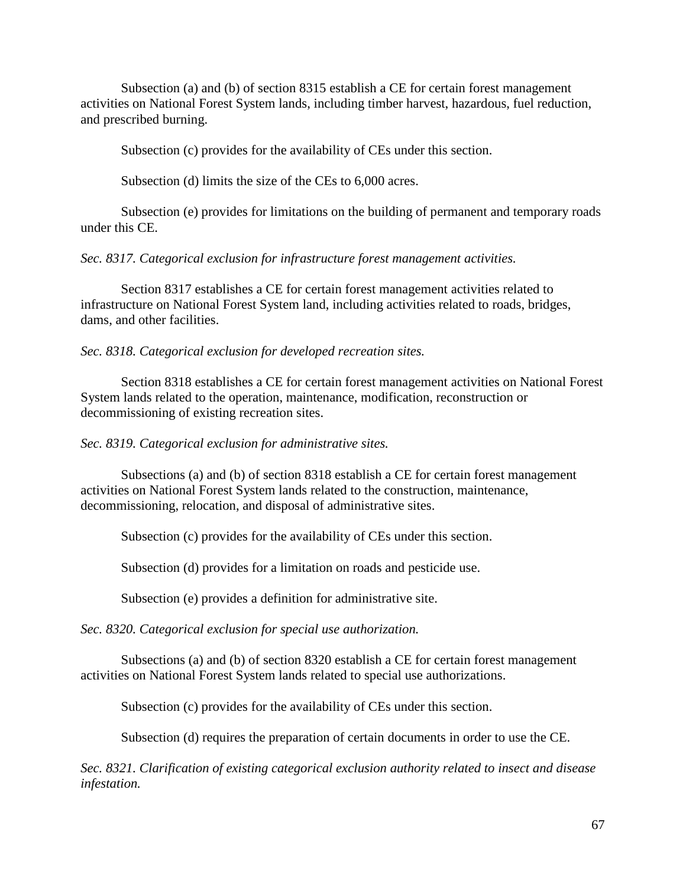Subsection (a) and (b) of section 8315 establish a CE for certain forest management activities on National Forest System lands, including timber harvest, hazardous, fuel reduction, and prescribed burning.

Subsection (c) provides for the availability of CEs under this section.

Subsection (d) limits the size of the CEs to 6,000 acres.

Subsection (e) provides for limitations on the building of permanent and temporary roads under this CE.

*Sec. 8317. Categorical exclusion for infrastructure forest management activities.*

Section 8317 establishes a CE for certain forest management activities related to infrastructure on National Forest System land, including activities related to roads, bridges, dams, and other facilities.

*Sec. 8318. Categorical exclusion for developed recreation sites.*

Section 8318 establishes a CE for certain forest management activities on National Forest System lands related to the operation, maintenance, modification, reconstruction or decommissioning of existing recreation sites.

*Sec. 8319. Categorical exclusion for administrative sites.*

Subsections (a) and (b) of section 8318 establish a CE for certain forest management activities on National Forest System lands related to the construction, maintenance, decommissioning, relocation, and disposal of administrative sites.

Subsection (c) provides for the availability of CEs under this section.

Subsection (d) provides for a limitation on roads and pesticide use.

Subsection (e) provides a definition for administrative site.

*Sec. 8320. Categorical exclusion for special use authorization.*

Subsections (a) and (b) of section 8320 establish a CE for certain forest management activities on National Forest System lands related to special use authorizations.

Subsection (c) provides for the availability of CEs under this section.

Subsection (d) requires the preparation of certain documents in order to use the CE.

*Sec. 8321. Clarification of existing categorical exclusion authority related to insect and disease infestation.*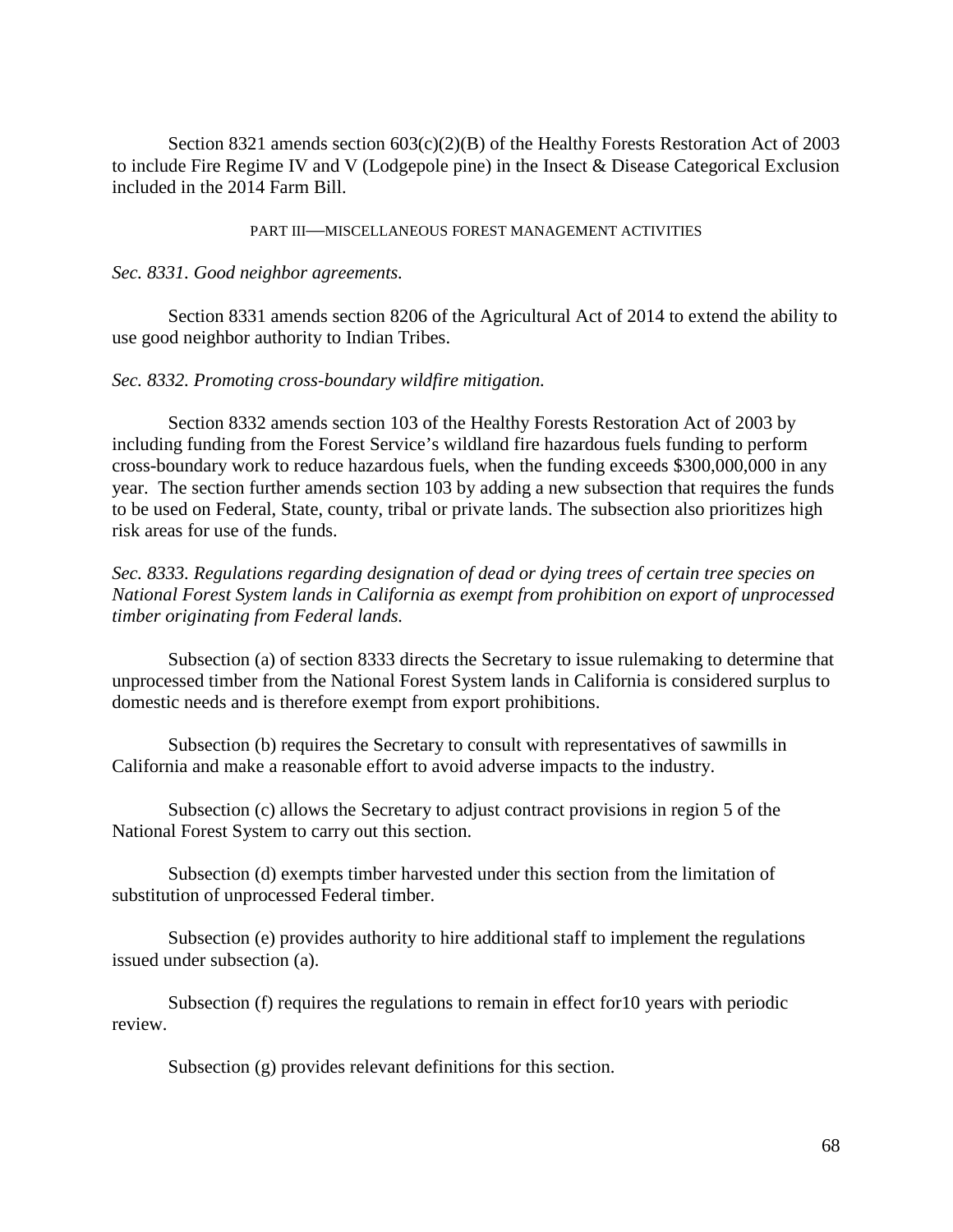Section 8321 amends section 603(c)(2)(B) of the Healthy Forests Restoration Act of 2003 to include Fire Regime IV and V (Lodgepole pine) in the Insect & Disease Categorical Exclusion included in the 2014 Farm Bill.

PART III—MISCELLANEOUS FOREST MANAGEMENT ACTIVITIES

*Sec. 8331. Good neighbor agreements.*

Section 8331 amends section 8206 of the Agricultural Act of 2014 to extend the ability to use good neighbor authority to Indian Tribes.

*Sec. 8332. Promoting cross-boundary wildfire mitigation.*

Section 8332 amends section 103 of the Healthy Forests Restoration Act of 2003 by including funding from the Forest Service's wildland fire hazardous fuels funding to perform cross-boundary work to reduce hazardous fuels, when the funding exceeds $300,000,000 in any year. The section further amends section 103 by adding a new subsection that requires the funds to be used on Federal, State, county, tribal or private lands. The subsection also prioritizes high risk areas for use of the funds.

*Sec. 8333. Regulations regarding designation of dead or dying trees of certain tree species on National Forest System lands in California as exempt from prohibition on export of unprocessed timber originating from Federal lands.*

Subsection (a) of section 8333 directs the Secretary to issue rulemaking to determine that unprocessed timber from the National Forest System lands in California is considered surplus to domestic needs and is therefore exempt from export prohibitions.

Subsection (b) requires the Secretary to consult with representatives of sawmills in California and make a reasonable effort to avoid adverse impacts to the industry.

Subsection (c) allows the Secretary to adjust contract provisions in region 5 of the National Forest System to carry out this section.

Subsection (d) exempts timber harvested under this section from the limitation of substitution of unprocessed Federal timber.

Subsection (e) provides authority to hire additional staff to implement the regulations issued under subsection (a).

Subsection (f) requires the regulations to remain in effect for10 years with periodic review.

Subsection (g) provides relevant definitions for this section.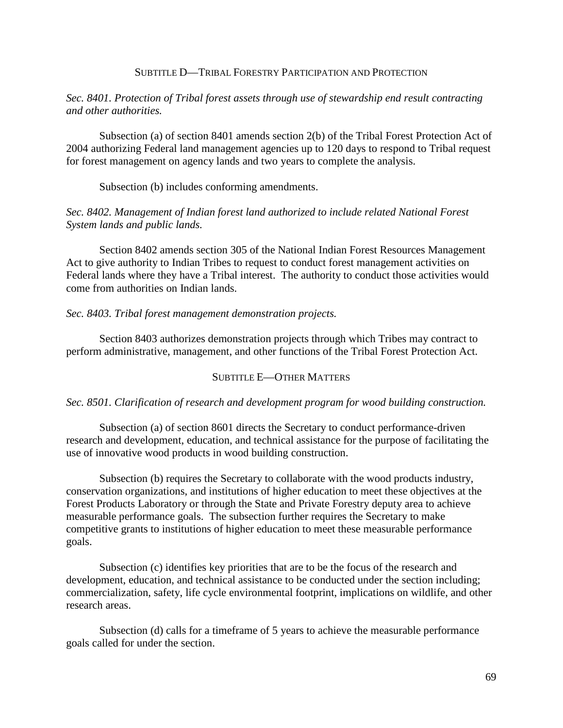## Subtitle D—Tribal Forestry Participation and Protection

*Sec. 8401. Protection of Tribal forest assets through use of stewardship end result contracting and other authorities.*

Subsection (a) of section 8401 amends section 2(b) of the Tribal Forest Protection Act of 2004 authorizing Federal land management agencies up to 120 days to respond to Tribal request for forest management on agency lands and two years to complete the analysis.

Subsection (b) includes conforming amendments.

*Sec. 8402. Management of Indian forest land authorized to include related National Forest System lands and public lands.*

Section 8402 amends section 305 of the National Indian Forest Resources Management Act to give authority to Indian Tribes to request to conduct forest management activities on Federal lands where they have a Tribal interest. The authority to conduct those activities would come from authorities on Indian lands.

*Sec. 8403. Tribal forest management demonstration projects.*

Section 8403 authorizes demonstration projects through which Tribes may contract to perform administrative, management, and other functions of the Tribal Forest Protection Act.

## Subtitle E—Other Matters

*Sec. 8501. Clarification of research and development program for wood building construction.*

Subsection (a) of section 8601 directs the Secretary to conduct performance-driven research and development, education, and technical assistance for the purpose of facilitating the use of innovative wood products in wood building construction.

Subsection (b) requires the Secretary to collaborate with the wood products industry, conservation organizations, and institutions of higher education to meet these objectives at the Forest Products Laboratory or through the State and Private Forestry deputy area to achieve measurable performance goals. The subsection further requires the Secretary to make competitive grants to institutions of higher education to meet these measurable performance goals.

Subsection (c) identifies key priorities that are to be the focus of the research and development, education, and technical assistance to be conducted under the section including; commercialization, safety, life cycle environmental footprint, implications on wildlife, and other research areas.

Subsection (d) calls for a timeframe of 5 years to achieve the measurable performance goals called for under the section.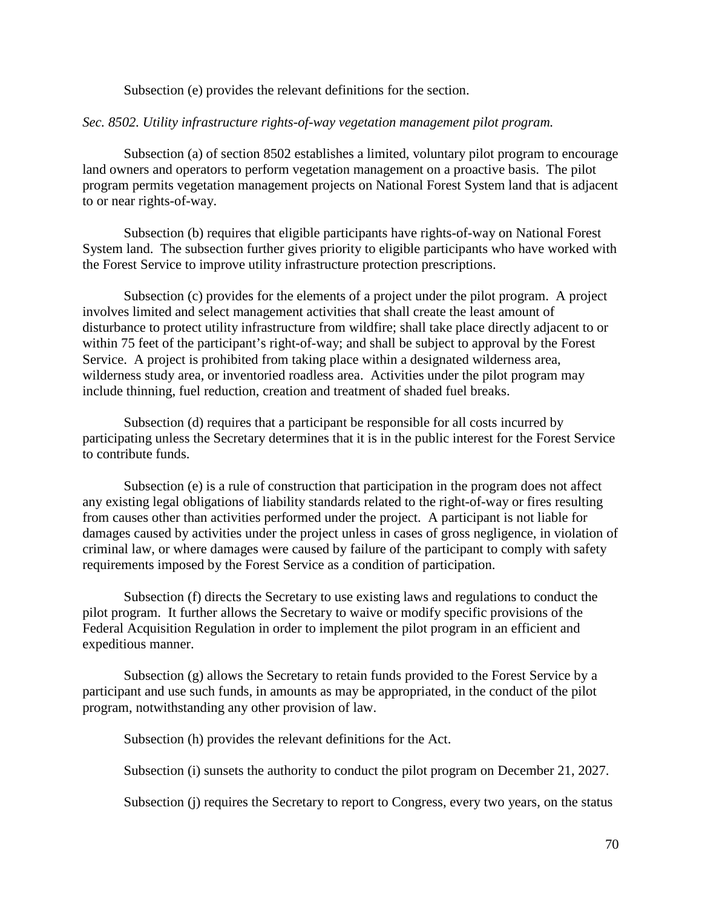Subsection (e) provides the relevant definitions for the section.

*Sec. 8502. Utility infrastructure rights-of-way vegetation management pilot program.*

Subsection (a) of section 8502 establishes a limited, voluntary pilot program to encourage land owners and operators to perform vegetation management on a proactive basis. The pilot program permits vegetation management projects on National Forest System land that is adjacent to or near rights-of-way.

Subsection (b) requires that eligible participants have rights-of-way on National Forest System land. The subsection further gives priority to eligible participants who have worked with the Forest Service to improve utility infrastructure protection prescriptions.

Subsection (c) provides for the elements of a project under the pilot program. A project involves limited and select management activities that shall create the least amount of disturbance to protect utility infrastructure from wildfire; shall take place directly adjacent to or within 75 feet of the participant's right-of-way; and shall be subject to approval by the Forest Service. A project is prohibited from taking place within a designated wilderness area, wilderness study area, or inventoried roadless area. Activities under the pilot program may include thinning, fuel reduction, creation and treatment of shaded fuel breaks.

Subsection (d) requires that a participant be responsible for all costs incurred by participating unless the Secretary determines that it is in the public interest for the Forest Service to contribute funds.

Subsection (e) is a rule of construction that participation in the program does not affect any existing legal obligations of liability standards related to the right-of-way or fires resulting from causes other than activities performed under the project. A participant is not liable for damages caused by activities under the project unless in cases of gross negligence, in violation of criminal law, or where damages were caused by failure of the participant to comply with safety requirements imposed by the Forest Service as a condition of participation.

Subsection (f) directs the Secretary to use existing laws and regulations to conduct the pilot program. It further allows the Secretary to waive or modify specific provisions of the Federal Acquisition Regulation in order to implement the pilot program in an efficient and expeditious manner.

Subsection (g) allows the Secretary to retain funds provided to the Forest Service by a participant and use such funds, in amounts as may be appropriated, in the conduct of the pilot program, notwithstanding any other provision of law.

Subsection (h) provides the relevant definitions for the Act.

Subsection (i) sunsets the authority to conduct the pilot program on December 21, 2027.

Subsection (j) requires the Secretary to report to Congress, every two years, on the status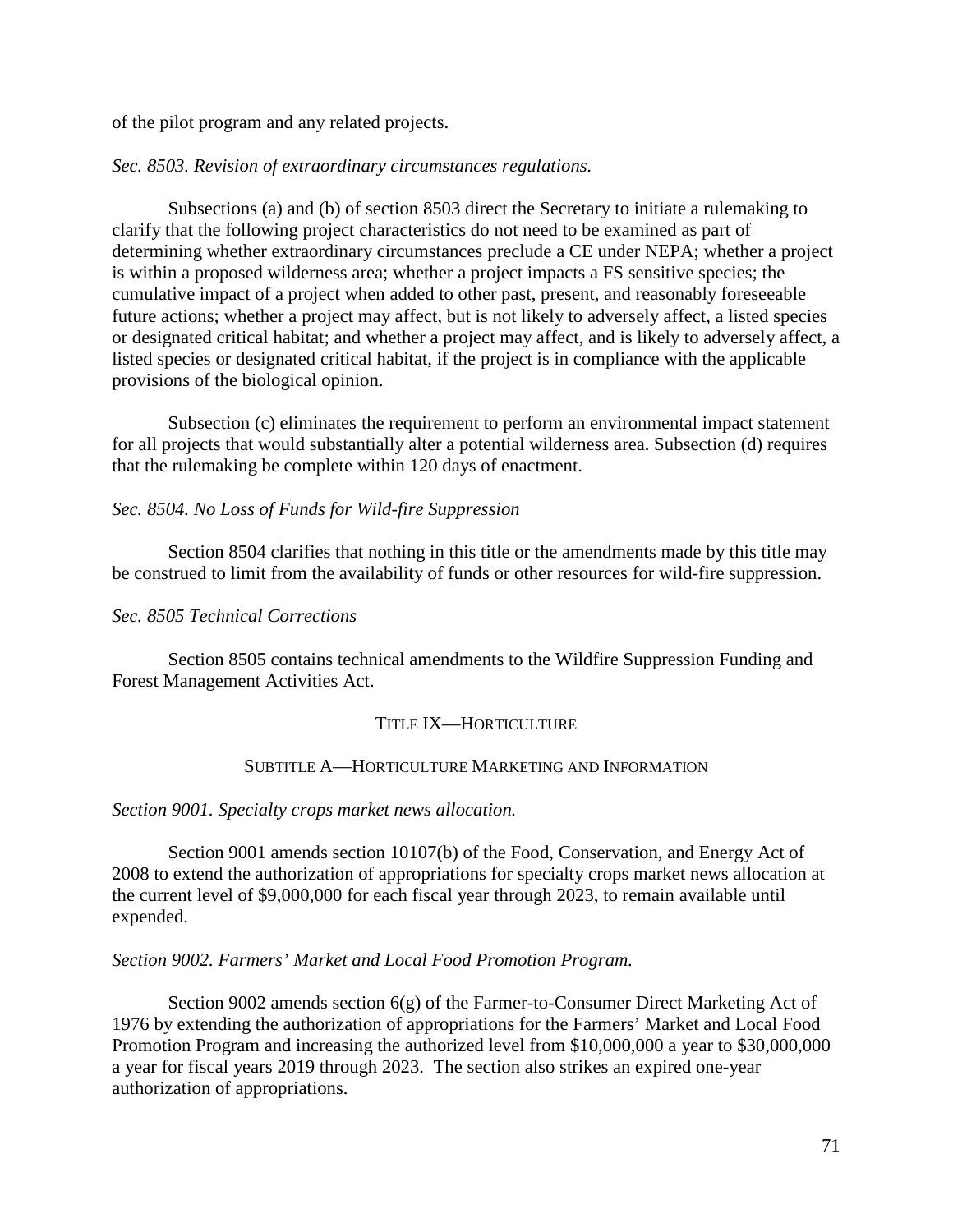of the pilot program and any related projects.

*Sec. 8503. Revision of extraordinary circumstances regulations.*

Subsections (a) and (b) of section 8503 direct the Secretary to initiate a rulemaking to clarify that the following project characteristics do not need to be examined as part of determining whether extraordinary circumstances preclude a CE under NEPA; whether a project is within a proposed wilderness area; whether a project impacts a FS sensitive species; the cumulative impact of a project when added to other past, present, and reasonably foreseeable future actions; whether a project may affect, but is not likely to adversely affect, a listed species or designated critical habitat; and whether a project may affect, and is likely to adversely affect, a listed species or designated critical habitat, if the project is in compliance with the applicable provisions of the biological opinion.

Subsection (c) eliminates the requirement to perform an environmental impact statement for all projects that would substantially alter a potential wilderness area. Subsection (d) requires that the rulemaking be complete within 120 days of enactment.

*Sec. 8504. No Loss of Funds for Wild-fire Suppression*

Section 8504 clarifies that nothing in this title or the amendments made by this title may be construed to limit from the availability of funds or other resources for wild-fire suppression.

*Sec. 8505 Technical Corrections*

Section 8505 contains technical amendments to the Wildfire Suppression Funding and Forest Management Activities Act.

## TITLE IX—HORTICULTURE

### SUBTITLE A—HORTICULTURE MARKETING AND INFORMATION

*Section 9001. Specialty crops market news allocation.*

Section 9001 amends section 10107(b) of the Food, Conservation, and Energy Act of 2008 to extend the authorization of appropriations for specialty crops market news allocation at the current level of $9,000,000 for each fiscal year through 2023, to remain available until expended.

*Section 9002. Farmers' Market and Local Food Promotion Program.*

Section 9002 amends section 6(g) of the Farmer-to-Consumer Direct Marketing Act of 1976 by extending the authorization of appropriations for the Farmers' Market and Local Food Promotion Program and increasing the authorized level from $10,000,000 a year to $30,000,000 a year for fiscal years 2019 through 2023. The section also strikes an expired one-year authorization of appropriations.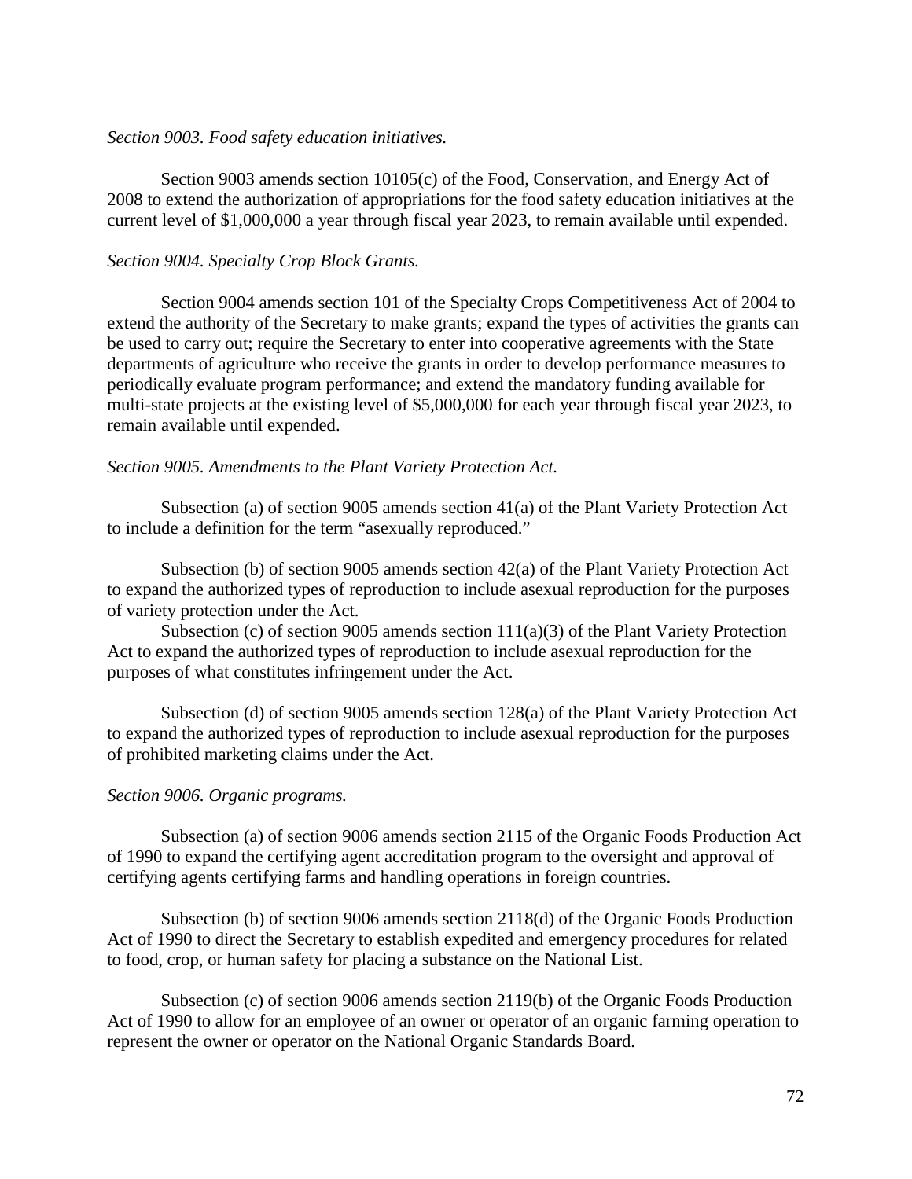*Section 9003. Food safety education initiatives.*

Section 9003 amends section 10105(c) of the Food, Conservation, and Energy Act of 2008 to extend the authorization of appropriations for the food safety education initiatives at the current level of $1,000,000 a year through fiscal year 2023, to remain available until expended.

*Section 9004. Specialty Crop Block Grants.*

Section 9004 amends section 101 of the Specialty Crops Competitiveness Act of 2004 to extend the authority of the Secretary to make grants; expand the types of activities the grants can be used to carry out; require the Secretary to enter into cooperative agreements with the State departments of agriculture who receive the grants in order to develop performance measures to periodically evaluate program performance; and extend the mandatory funding available for multi-state projects at the existing level of $5,000,000 for each year through fiscal year 2023, to remain available until expended.

*Section 9005. Amendments to the Plant Variety Protection Act.*

Subsection (a) of section 9005 amends section 41(a) of the Plant Variety Protection Act to include a definition for the term "asexually reproduced."

Subsection (b) of section 9005 amends section 42(a) of the Plant Variety Protection Act to expand the authorized types of reproduction to include asexual reproduction for the purposes of variety protection under the Act.

Subsection (c) of section 9005 amends section 111(a)(3) of the Plant Variety Protection Act to expand the authorized types of reproduction to include asexual reproduction for the purposes of what constitutes infringement under the Act.

Subsection (d) of section 9005 amends section 128(a) of the Plant Variety Protection Act to expand the authorized types of reproduction to include asexual reproduction for the purposes of prohibited marketing claims under the Act.

*Section 9006. Organic programs.*

Subsection (a) of section 9006 amends section 2115 of the Organic Foods Production Act of 1990 to expand the certifying agent accreditation program to the oversight and approval of certifying agents certifying farms and handling operations in foreign countries.

Subsection (b) of section 9006 amends section 2118(d) of the Organic Foods Production Act of 1990 to direct the Secretary to establish expedited and emergency procedures for related to food, crop, or human safety for placing a substance on the National List.

Subsection (c) of section 9006 amends section 2119(b) of the Organic Foods Production Act of 1990 to allow for an employee of an owner or operator of an organic farming operation to represent the owner or operator on the National Organic Standards Board.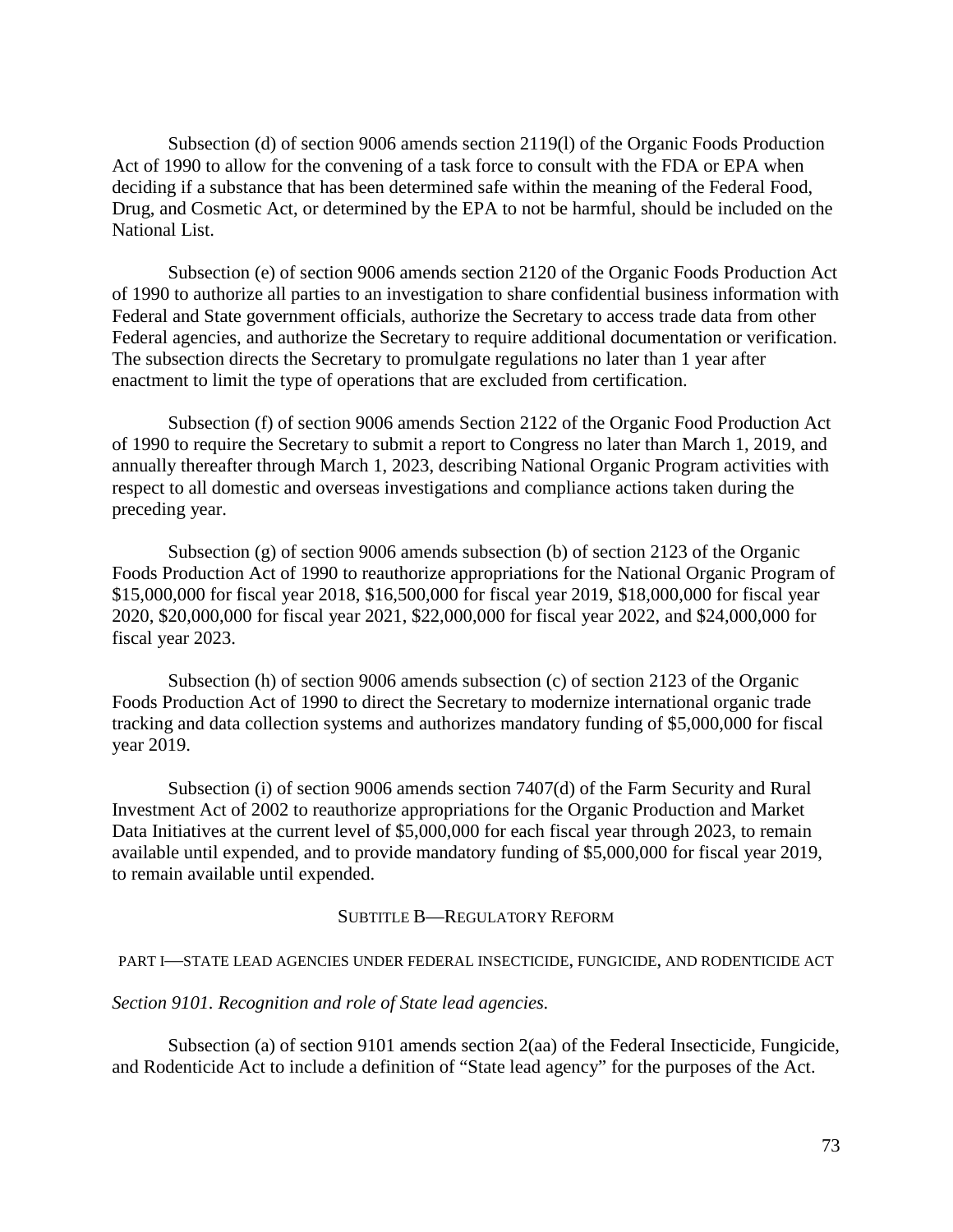Subsection (d) of section 9006 amends section 2119(l) of the Organic Foods Production Act of 1990 to allow for the convening of a task force to consult with the FDA or EPA when deciding if a substance that has been determined safe within the meaning of the Federal Food, Drug, and Cosmetic Act, or determined by the EPA to not be harmful, should be included on the National List.

Subsection (e) of section 9006 amends section 2120 of the Organic Foods Production Act of 1990 to authorize all parties to an investigation to share confidential business information with Federal and State government officials, authorize the Secretary to access trade data from other Federal agencies, and authorize the Secretary to require additional documentation or verification. The subsection directs the Secretary to promulgate regulations no later than 1 year after enactment to limit the type of operations that are excluded from certification.

Subsection (f) of section 9006 amends Section 2122 of the Organic Food Production Act of 1990 to require the Secretary to submit a report to Congress no later than March 1, 2019, and annually thereafter through March 1, 2023, describing National Organic Program activities with respect to all domestic and overseas investigations and compliance actions taken during the preceding year.

Subsection (g) of section 9006 amends subsection (b) of section 2123 of the Organic Foods Production Act of 1990 to reauthorize appropriations for the National Organic Program of $15,000,000 for fiscal year 2018, $16,500,000 for fiscal year 2019, $18,000,000 for fiscal year 2020, $20,000,000 for fiscal year 2021, $22,000,000 for fiscal year 2022, and $24,000,000 for fiscal year 2023.

Subsection (h) of section 9006 amends subsection (c) of section 2123 of the Organic Foods Production Act of 1990 to direct the Secretary to modernize international organic trade tracking and data collection systems and authorizes mandatory funding of $5,000,000 for fiscal year 2019.

Subsection (i) of section 9006 amends section 7407(d) of the Farm Security and Rural Investment Act of 2002 to reauthorize appropriations for the Organic Production and Market Data Initiatives at the current level of $5,000,000 for each fiscal year through 2023, to remain available until expended, and to provide mandatory funding of $5,000,000 for fiscal year 2019, to remain available until expended.

## SUBTITLE B—REGULATORY REFORM

### PART I—STATE LEAD AGENCIES UNDER FEDERAL INSECTICIDE, FUNGICIDE, AND RODENTICIDE ACT

*Section 9101. Recognition and role of State lead agencies.*

Subsection (a) of section 9101 amends section 2(aa) of the Federal Insecticide, Fungicide, and Rodenticide Act to include a definition of "State lead agency" for the purposes of the Act.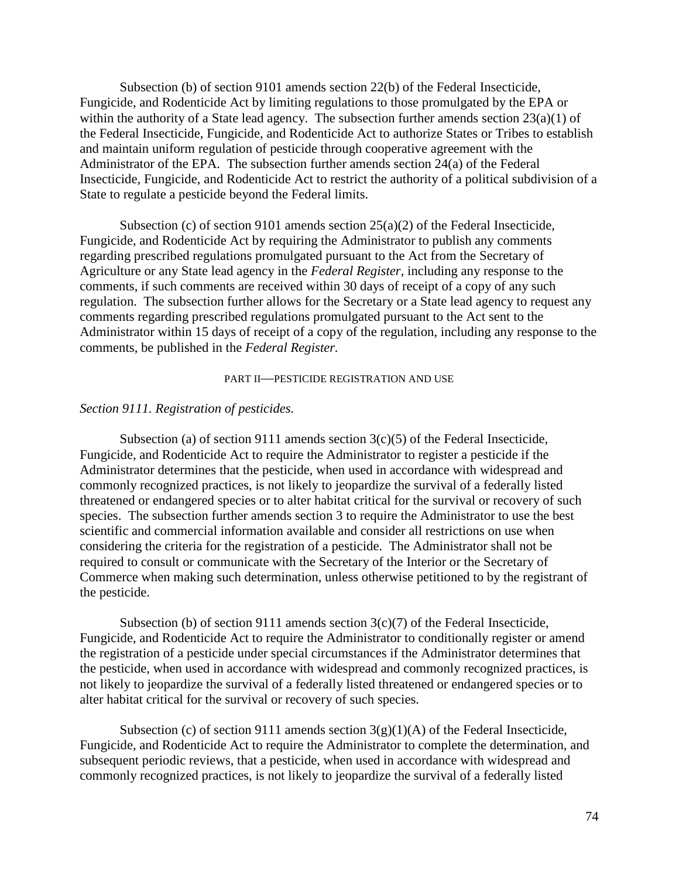Subsection (b) of section 9101 amends section 22(b) of the Federal Insecticide, Fungicide, and Rodenticide Act by limiting regulations to those promulgated by the EPA or within the authority of a State lead agency. The subsection further amends section 23(a)(1) of the Federal Insecticide, Fungicide, and Rodenticide Act to authorize States or Tribes to establish and maintain uniform regulation of pesticide through cooperative agreement with the Administrator of the EPA. The subsection further amends section 24(a) of the Federal Insecticide, Fungicide, and Rodenticide Act to restrict the authority of a political subdivision of a State to regulate a pesticide beyond the Federal limits.

Subsection (c) of section 9101 amends section 25(a)(2) of the Federal Insecticide, Fungicide, and Rodenticide Act by requiring the Administrator to publish any comments regarding prescribed regulations promulgated pursuant to the Act from the Secretary of Agriculture or any State lead agency in the *Federal Register*, including any response to the comments, if such comments are received within 30 days of receipt of a copy of any such regulation. The subsection further allows for the Secretary or a State lead agency to request any comments regarding prescribed regulations promulgated pursuant to the Act sent to the Administrator within 15 days of receipt of a copy of the regulation, including any response to the comments, be published in the *Federal Register*.

## PART II—PESTICIDE REGISTRATION AND USE

*Section 9111. Registration of pesticides.*

Subsection (a) of section 9111 amends section 3(c)(5) of the Federal Insecticide, Fungicide, and Rodenticide Act to require the Administrator to register a pesticide if the Administrator determines that the pesticide, when used in accordance with widespread and commonly recognized practices, is not likely to jeopardize the survival of a federally listed threatened or endangered species or to alter habitat critical for the survival or recovery of such species. The subsection further amends section 3 to require the Administrator to use the best scientific and commercial information available and consider all restrictions on use when considering the criteria for the registration of a pesticide. The Administrator shall not be required to consult or communicate with the Secretary of the Interior or the Secretary of Commerce when making such determination, unless otherwise petitioned to by the registrant of the pesticide.

Subsection (b) of section 9111 amends section 3(c)(7) of the Federal Insecticide, Fungicide, and Rodenticide Act to require the Administrator to conditionally register or amend the registration of a pesticide under special circumstances if the Administrator determines that the pesticide, when used in accordance with widespread and commonly recognized practices, is not likely to jeopardize the survival of a federally listed threatened or endangered species or to alter habitat critical for the survival or recovery of such species.

Subsection (c) of section 9111 amends section 3(g)(1)(A) of the Federal Insecticide, Fungicide, and Rodenticide Act to require the Administrator to complete the determination, and subsequent periodic reviews, that a pesticide, when used in accordance with widespread and commonly recognized practices, is not likely to jeopardize the survival of a federally listed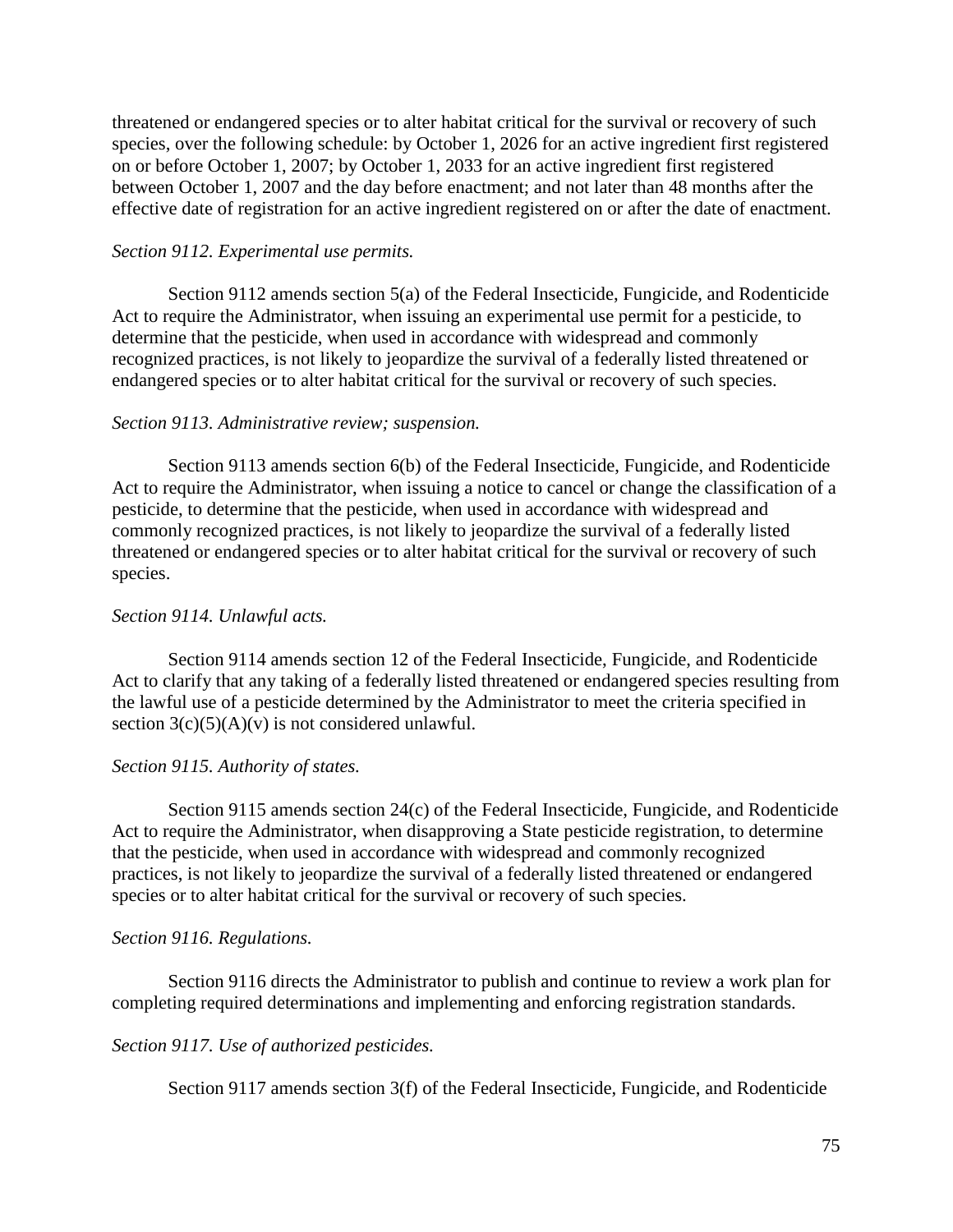threatened or endangered species or to alter habitat critical for the survival or recovery of such species, over the following schedule: by October 1, 2026 for an active ingredient first registered on or before October 1, 2007; by October 1, 2033 for an active ingredient first registered between October 1, 2007 and the day before enactment; and not later than 48 months after the effective date of registration for an active ingredient registered on or after the date of enactment.

*Section 9112. Experimental use permits.*

Section 9112 amends section 5(a) of the Federal Insecticide, Fungicide, and Rodenticide Act to require the Administrator, when issuing an experimental use permit for a pesticide, to determine that the pesticide, when used in accordance with widespread and commonly recognized practices, is not likely to jeopardize the survival of a federally listed threatened or endangered species or to alter habitat critical for the survival or recovery of such species.

*Section 9113. Administrative review; suspension.*

Section 9113 amends section 6(b) of the Federal Insecticide, Fungicide, and Rodenticide Act to require the Administrator, when issuing a notice to cancel or change the classification of a pesticide, to determine that the pesticide, when used in accordance with widespread and commonly recognized practices, is not likely to jeopardize the survival of a federally listed threatened or endangered species or to alter habitat critical for the survival or recovery of such species.

*Section 9114. Unlawful acts.*

Section 9114 amends section 12 of the Federal Insecticide, Fungicide, and Rodenticide Act to clarify that any taking of a federally listed threatened or endangered species resulting from the lawful use of a pesticide determined by the Administrator to meet the criteria specified in section 3(c)(5)(A)(v) is not considered unlawful.

*Section 9115. Authority of states.*

Section 9115 amends section 24(c) of the Federal Insecticide, Fungicide, and Rodenticide Act to require the Administrator, when disapproving a State pesticide registration, to determine that the pesticide, when used in accordance with widespread and commonly recognized practices, is not likely to jeopardize the survival of a federally listed threatened or endangered species or to alter habitat critical for the survival or recovery of such species.

*Section 9116. Regulations.*

Section 9116 directs the Administrator to publish and continue to review a work plan for completing required determinations and implementing and enforcing registration standards.

*Section 9117. Use of authorized pesticides.*

Section 9117 amends section 3(f) of the Federal Insecticide, Fungicide, and Rodenticide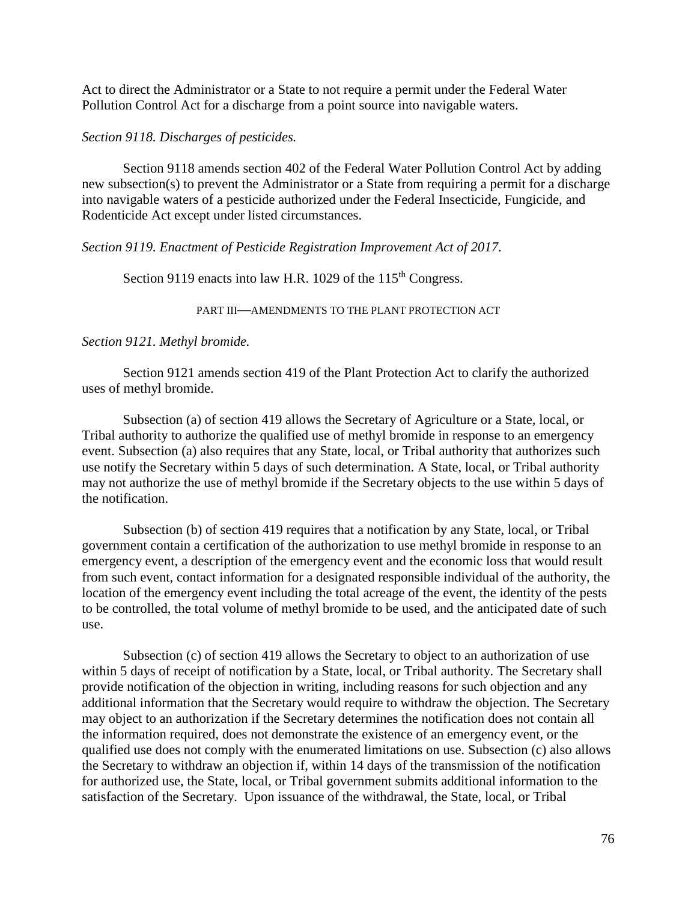Act to direct the Administrator or a State to not require a permit under the Federal Water Pollution Control Act for a discharge from a point source into navigable waters.

*Section 9118. Discharges of pesticides.*

Section 9118 amends section 402 of the Federal Water Pollution Control Act by adding new subsection(s) to prevent the Administrator or a State from requiring a permit for a discharge into navigable waters of a pesticide authorized under the Federal Insecticide, Fungicide, and Rodenticide Act except under listed circumstances.

*Section 9119. Enactment of Pesticide Registration Improvement Act of 2017.*

Section 9119 enacts into law H.R. 1029 of the 115th Congress.

PART III—AMENDMENTS TO THE PLANT PROTECTION ACT

*Section 9121. Methyl bromide.*

Section 9121 amends section 419 of the Plant Protection Act to clarify the authorized uses of methyl bromide.

Subsection (a) of section 419 allows the Secretary of Agriculture or a State, local, or Tribal authority to authorize the qualified use of methyl bromide in response to an emergency event. Subsection (a) also requires that any State, local, or Tribal authority that authorizes such use notify the Secretary within 5 days of such determination. A State, local, or Tribal authority may not authorize the use of methyl bromide if the Secretary objects to the use within 5 days of the notification.

Subsection (b) of section 419 requires that a notification by any State, local, or Tribal government contain a certification of the authorization to use methyl bromide in response to an emergency event, a description of the emergency event and the economic loss that would result from such event, contact information for a designated responsible individual of the authority, the location of the emergency event including the total acreage of the event, the identity of the pests to be controlled, the total volume of methyl bromide to be used, and the anticipated date of such use.

Subsection (c) of section 419 allows the Secretary to object to an authorization of use within 5 days of receipt of notification by a State, local, or Tribal authority. The Secretary shall provide notification of the objection in writing, including reasons for such objection and any additional information that the Secretary would require to withdraw the objection. The Secretary may object to an authorization if the Secretary determines the notification does not contain all the information required, does not demonstrate the existence of an emergency event, or the qualified use does not comply with the enumerated limitations on use. Subsection (c) also allows the Secretary to withdraw an objection if, within 14 days of the transmission of the notification for authorized use, the State, local, or Tribal government submits additional information to the satisfaction of the Secretary. Upon issuance of the withdrawal, the State, local, or Tribal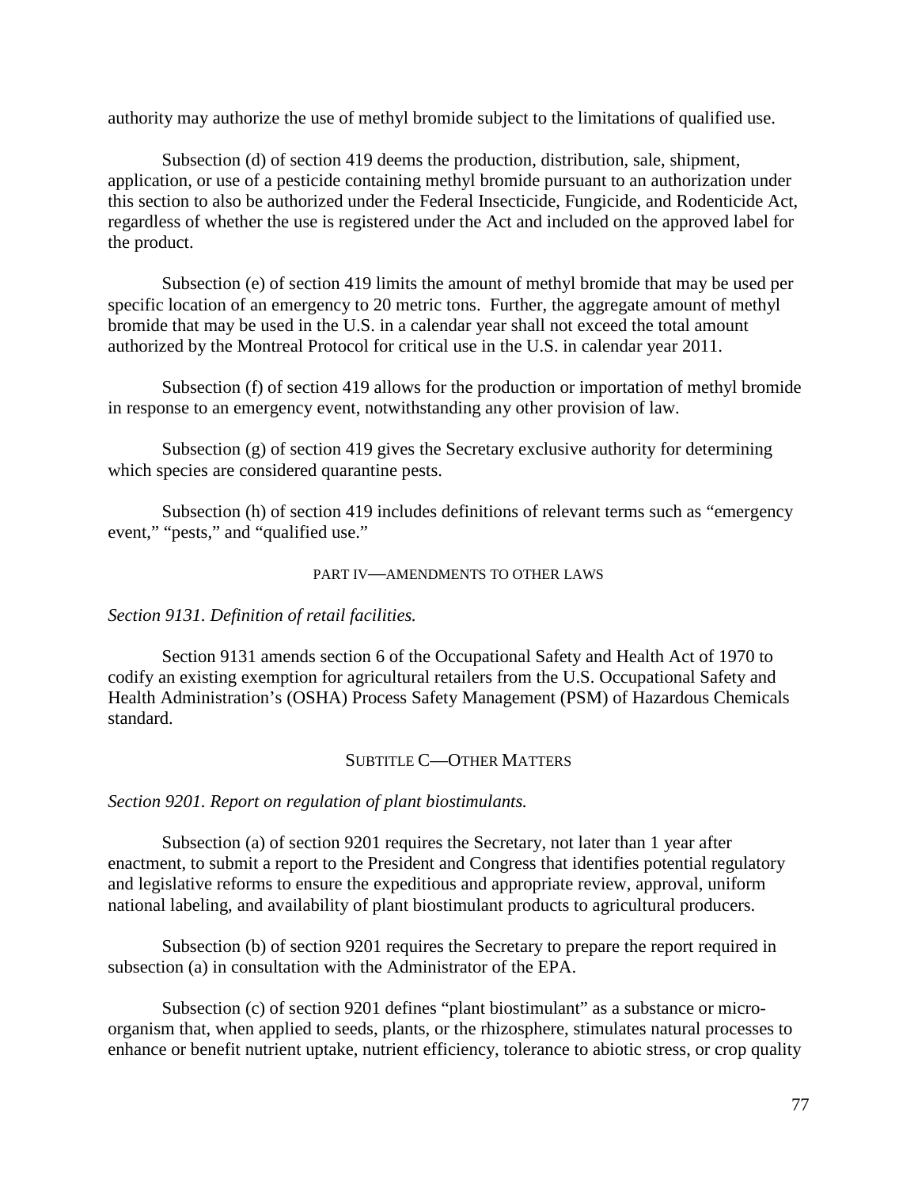authority may authorize the use of methyl bromide subject to the limitations of qualified use.

Subsection (d) of section 419 deems the production, distribution, sale, shipment, application, or use of a pesticide containing methyl bromide pursuant to an authorization under this section to also be authorized under the Federal Insecticide, Fungicide, and Rodenticide Act, regardless of whether the use is registered under the Act and included on the approved label for the product.

Subsection (e) of section 419 limits the amount of methyl bromide that may be used per specific location of an emergency to 20 metric tons. Further, the aggregate amount of methyl bromide that may be used in the U.S. in a calendar year shall not exceed the total amount authorized by the Montreal Protocol for critical use in the U.S. in calendar year 2011.

Subsection (f) of section 419 allows for the production or importation of methyl bromide in response to an emergency event, notwithstanding any other provision of law.

Subsection (g) of section 419 gives the Secretary exclusive authority for determining which species are considered quarantine pests.

Subsection (h) of section 419 includes definitions of relevant terms such as "emergency event," "pests," and "qualified use."

### PART IV—AMENDMENTS TO OTHER LAWS

*Section 9131. Definition of retail facilities.*

Section 9131 amends section 6 of the Occupational Safety and Health Act of 1970 to codify an existing exemption for agricultural retailers from the U.S. Occupational Safety and Health Administration's (OSHA) Process Safety Management (PSM) of Hazardous Chemicals standard.

## SUBTITLE C—OTHER MATTERS

*Section 9201. Report on regulation of plant biostimulants.*

Subsection (a) of section 9201 requires the Secretary, not later than 1 year after enactment, to submit a report to the President and Congress that identifies potential regulatory and legislative reforms to ensure the expeditious and appropriate review, approval, uniform national labeling, and availability of plant biostimulant products to agricultural producers.

Subsection (b) of section 9201 requires the Secretary to prepare the report required in subsection (a) in consultation with the Administrator of the EPA.

Subsection (c) of section 9201 defines "plant biostimulant" as a substance or micro-organism that, when applied to seeds, plants, or the rhizosphere, stimulates natural processes to enhance or benefit nutrient uptake, nutrient efficiency, tolerance to abiotic stress, or crop quality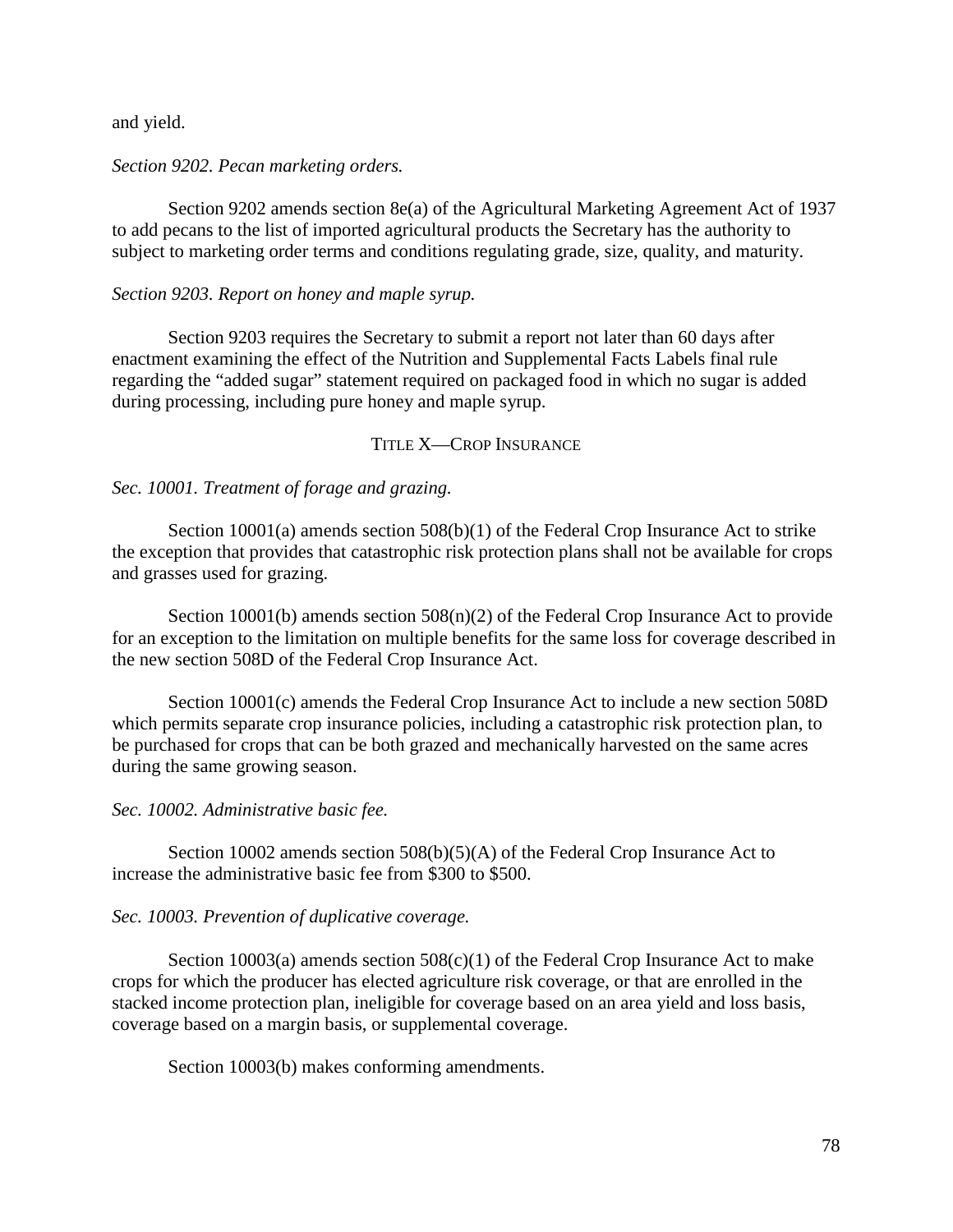and yield.

*Section 9202. Pecan marketing orders.*

Section 9202 amends section 8e(a) of the Agricultural Marketing Agreement Act of 1937 to add pecans to the list of imported agricultural products the Secretary has the authority to subject to marketing order terms and conditions regulating grade, size, quality, and maturity.

*Section 9203. Report on honey and maple syrup.*

Section 9203 requires the Secretary to submit a report not later than 60 days after enactment examining the effect of the Nutrition and Supplemental Facts Labels final rule regarding the "added sugar" statement required on packaged food in which no sugar is added during processing, including pure honey and maple syrup.

## TITLE X—CROP INSURANCE

*Sec. 10001. Treatment of forage and grazing.*

Section 10001(a) amends section 508(b)(1) of the Federal Crop Insurance Act to strike the exception that provides that catastrophic risk protection plans shall not be available for crops and grasses used for grazing.

Section 10001(b) amends section 508(n)(2) of the Federal Crop Insurance Act to provide for an exception to the limitation on multiple benefits for the same loss for coverage described in the new section 508D of the Federal Crop Insurance Act.

Section 10001(c) amends the Federal Crop Insurance Act to include a new section 508D which permits separate crop insurance policies, including a catastrophic risk protection plan, to be purchased for crops that can be both grazed and mechanically harvested on the same acres during the same growing season.

*Sec. 10002. Administrative basic fee.*

Section 10002 amends section 508(b)(5)(A) of the Federal Crop Insurance Act to increase the administrative basic fee from $300 to $500.

*Sec. 10003. Prevention of duplicative coverage.*

Section 10003(a) amends section 508(c)(1) of the Federal Crop Insurance Act to make crops for which the producer has elected agriculture risk coverage, or that are enrolled in the stacked income protection plan, ineligible for coverage based on an area yield and loss basis, coverage based on a margin basis, or supplemental coverage.

Section 10003(b) makes conforming amendments.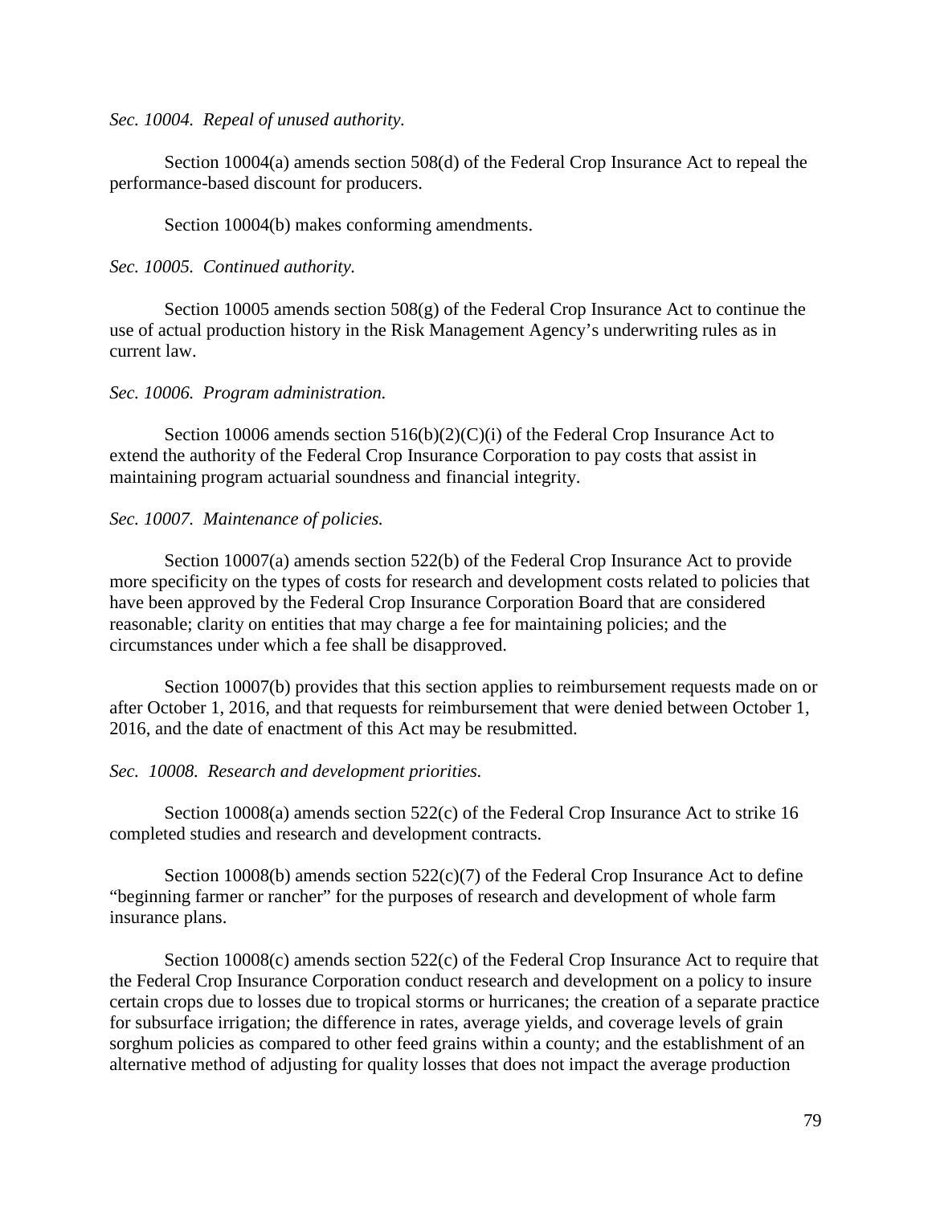*Sec. 10004. Repeal of unused authority.*

Section 10004(a) amends section 508(d) of the Federal Crop Insurance Act to repeal the performance-based discount for producers.

Section 10004(b) makes conforming amendments.

*Sec. 10005. Continued authority.*

Section 10005 amends section 508(g) of the Federal Crop Insurance Act to continue the use of actual production history in the Risk Management Agency's underwriting rules as in current law.

*Sec. 10006. Program administration.*

Section 10006 amends section 516(b)(2)(C)(i) of the Federal Crop Insurance Act to extend the authority of the Federal Crop Insurance Corporation to pay costs that assist in maintaining program actuarial soundness and financial integrity.

*Sec. 10007. Maintenance of policies.*

Section 10007(a) amends section 522(b) of the Federal Crop Insurance Act to provide more specificity on the types of costs for research and development costs related to policies that have been approved by the Federal Crop Insurance Corporation Board that are considered reasonable; clarity on entities that may charge a fee for maintaining policies; and the circumstances under which a fee shall be disapproved.

Section 10007(b) provides that this section applies to reimbursement requests made on or after October 1, 2016, and that requests for reimbursement that were denied between October 1, 2016, and the date of enactment of this Act may be resubmitted.

*Sec. 10008. Research and development priorities.*

Section 10008(a) amends section 522(c) of the Federal Crop Insurance Act to strike 16 completed studies and research and development contracts.

Section 10008(b) amends section 522(c)(7) of the Federal Crop Insurance Act to define "beginning farmer or rancher" for the purposes of research and development of whole farm insurance plans.

Section 10008(c) amends section 522(c) of the Federal Crop Insurance Act to require that the Federal Crop Insurance Corporation conduct research and development on a policy to insure certain crops due to losses due to tropical storms or hurricanes; the creation of a separate practice for subsurface irrigation; the difference in rates, average yields, and coverage levels of grain sorghum policies as compared to other feed grains within a county; and the establishment of an alternative method of adjusting for quality losses that does not impact the average production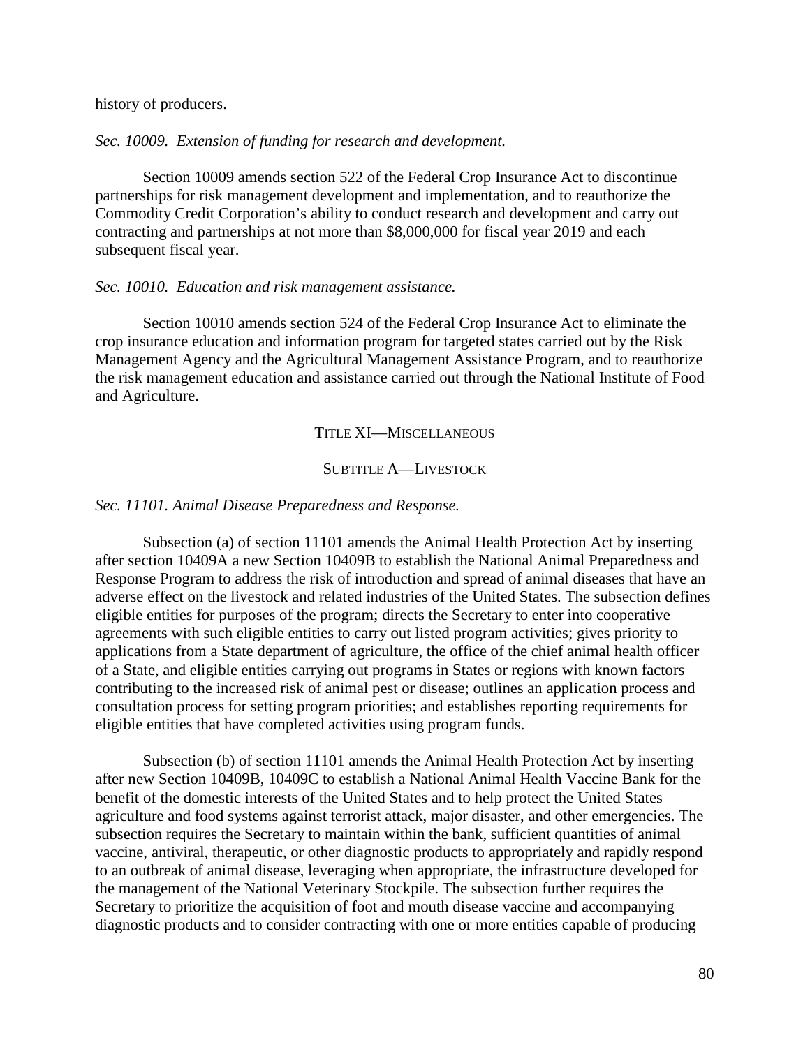history of producers.

*Sec. 10009. Extension of funding for research and development.*

Section 10009 amends section 522 of the Federal Crop Insurance Act to discontinue partnerships for risk management development and implementation, and to reauthorize the Commodity Credit Corporation's ability to conduct research and development and carry out contracting and partnerships at not more than $8,000,000 for fiscal year 2019 and each subsequent fiscal year.

*Sec. 10010. Education and risk management assistance.*

Section 10010 amends section 524 of the Federal Crop Insurance Act to eliminate the crop insurance education and information program for targeted states carried out by the Risk Management Agency and the Agricultural Management Assistance Program, and to reauthorize the risk management education and assistance carried out through the National Institute of Food and Agriculture.

## TITLE XI—MISCELLANEOUS

### SUBTITLE A—LIVESTOCK

*Sec. 11101. Animal Disease Preparedness and Response.*

Subsection (a) of section 11101 amends the Animal Health Protection Act by inserting after section 10409A a new Section 10409B to establish the National Animal Preparedness and Response Program to address the risk of introduction and spread of animal diseases that have an adverse effect on the livestock and related industries of the United States. The subsection defines eligible entities for purposes of the program; directs the Secretary to enter into cooperative agreements with such eligible entities to carry out listed program activities; gives priority to applications from a State department of agriculture, the office of the chief animal health officer of a State, and eligible entities carrying out programs in States or regions with known factors contributing to the increased risk of animal pest or disease; outlines an application process and consultation process for setting program priorities; and establishes reporting requirements for eligible entities that have completed activities using program funds.

Subsection (b) of section 11101 amends the Animal Health Protection Act by inserting after new Section 10409B, 10409C to establish a National Animal Health Vaccine Bank for the benefit of the domestic interests of the United States and to help protect the United States agriculture and food systems against terrorist attack, major disaster, and other emergencies. The subsection requires the Secretary to maintain within the bank, sufficient quantities of animal vaccine, antiviral, therapeutic, or other diagnostic products to appropriately and rapidly respond to an outbreak of animal disease, leveraging when appropriate, the infrastructure developed for the management of the National Veterinary Stockpile. The subsection further requires the Secretary to prioritize the acquisition of foot and mouth disease vaccine and accompanying diagnostic products and to consider contracting with one or more entities capable of producing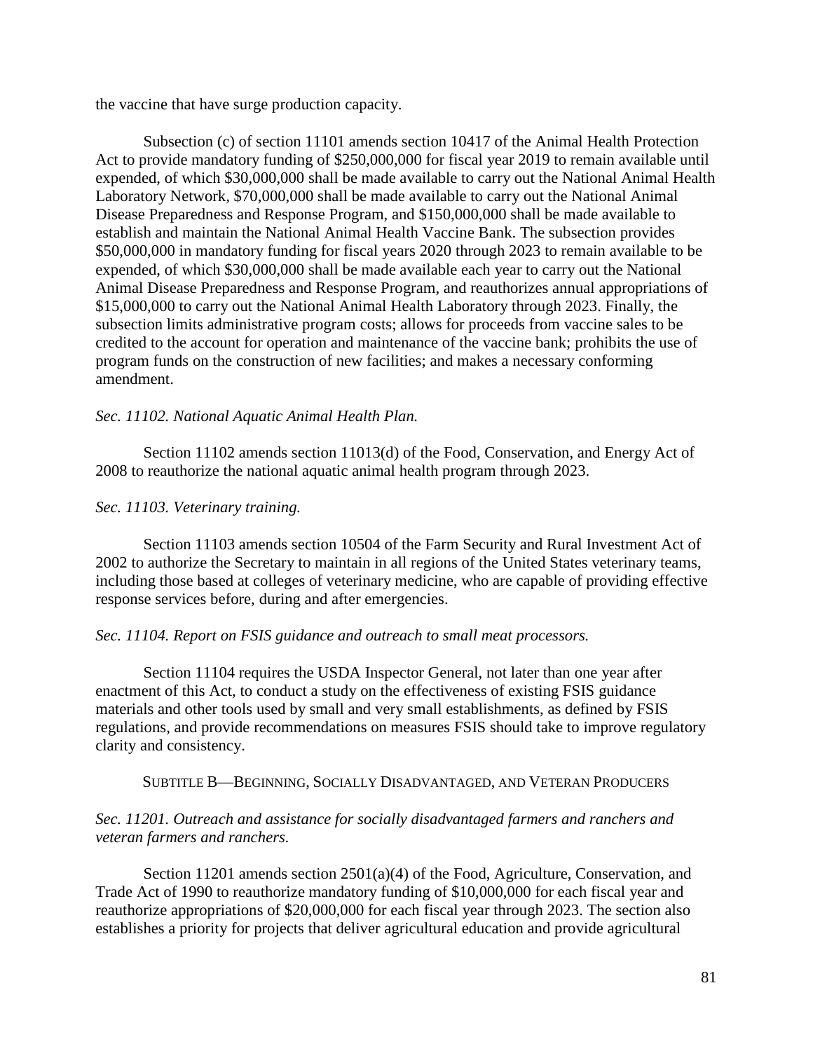the vaccine that have surge production capacity.

Subsection (c) of section 11101 amends section 10417 of the Animal Health Protection Act to provide mandatory funding of $250,000,000 for fiscal year 2019 to remain available until expended, of which $30,000,000 shall be made available to carry out the National Animal Health Laboratory Network, $70,000,000 shall be made available to carry out the National Animal Disease Preparedness and Response Program, and $150,000,000 shall be made available to establish and maintain the National Animal Health Vaccine Bank. The subsection provides $50,000,000 in mandatory funding for fiscal years 2020 through 2023 to remain available to be expended, of which $30,000,000 shall be made available each year to carry out the National Animal Disease Preparedness and Response Program, and reauthorizes annual appropriations of $15,000,000 to carry out the National Animal Health Laboratory through 2023. Finally, the subsection limits administrative program costs; allows for proceeds from vaccine sales to be credited to the account for operation and maintenance of the vaccine bank; prohibits the use of program funds on the construction of new facilities; and makes a necessary conforming amendment.

*Sec. 11102. National Aquatic Animal Health Plan.*

Section 11102 amends section 11013(d) of the Food, Conservation, and Energy Act of 2008 to reauthorize the national aquatic animal health program through 2023.

*Sec. 11103. Veterinary training.*

Section 11103 amends section 10504 of the Farm Security and Rural Investment Act of 2002 to authorize the Secretary to maintain in all regions of the United States veterinary teams, including those based at colleges of veterinary medicine, who are capable of providing effective response services before, during and after emergencies.

*Sec. 11104. Report on FSIS guidance and outreach to small meat processors.*

Section 11104 requires the USDA Inspector General, not later than one year after enactment of this Act, to conduct a study on the effectiveness of existing FSIS guidance materials and other tools used by small and very small establishments, as defined by FSIS regulations, and provide recommendations on measures FSIS should take to improve regulatory clarity and consistency.

## SUBTITLE B—BEGINNING, SOCIALLY DISADVANTAGED, AND VETERAN PRODUCERS

*Sec. 11201. Outreach and assistance for socially disadvantaged farmers and ranchers and veteran farmers and ranchers.*

Section 11201 amends section 2501(a)(4) of the Food, Agriculture, Conservation, and Trade Act of 1990 to reauthorize mandatory funding of $10,000,000 for each fiscal year and reauthorize appropriations of $20,000,000 for each fiscal year through 2023. The section also establishes a priority for projects that deliver agricultural education and provide agricultural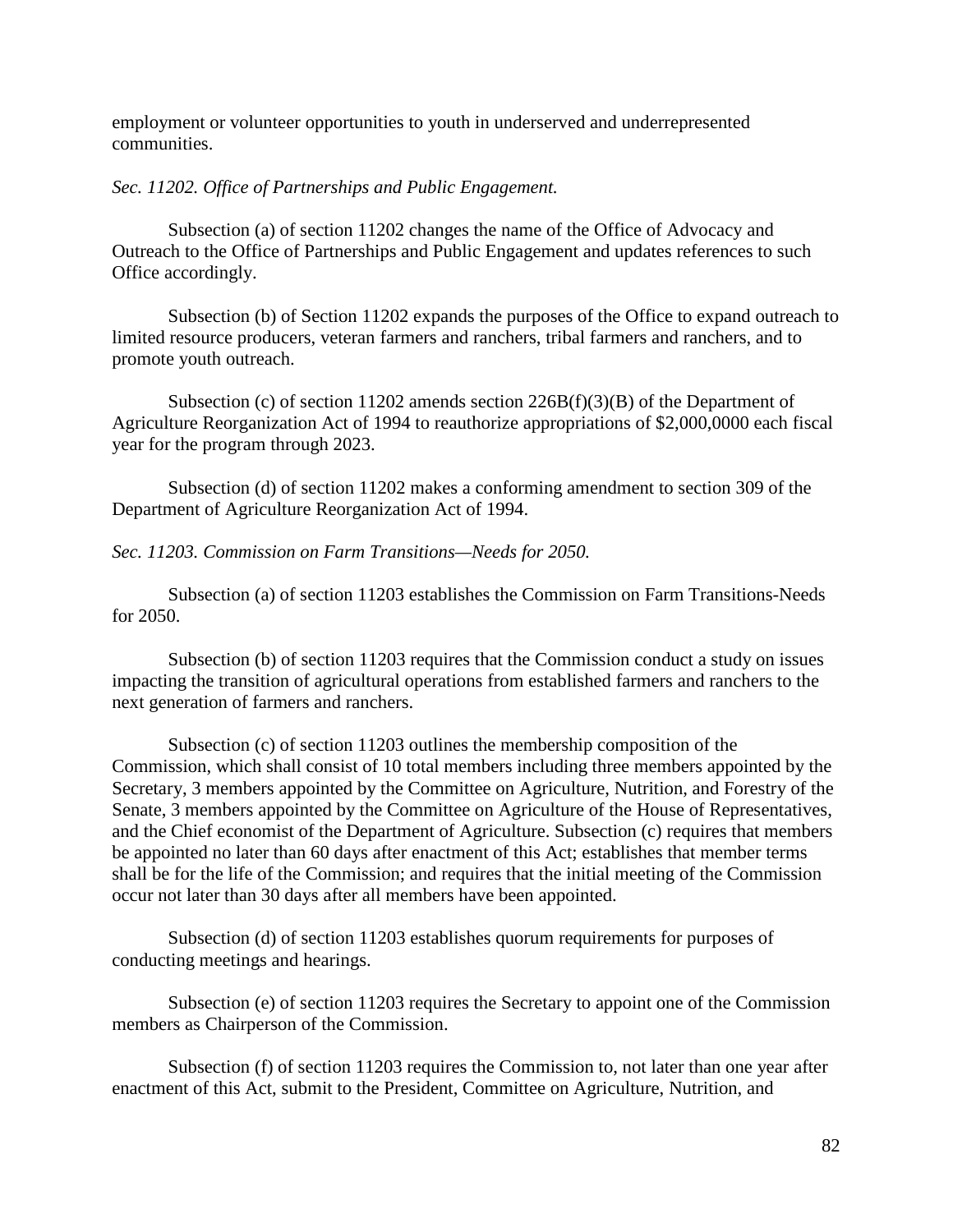employment or volunteer opportunities to youth in underserved and underrepresented communities.

*Sec. 11202. Office of Partnerships and Public Engagement.*

Subsection (a) of section 11202 changes the name of the Office of Advocacy and Outreach to the Office of Partnerships and Public Engagement and updates references to such Office accordingly.

Subsection (b) of Section 11202 expands the purposes of the Office to expand outreach to limited resource producers, veteran farmers and ranchers, tribal farmers and ranchers, and to promote youth outreach.

Subsection (c) of section 11202 amends section 226B(f)(3)(B) of the Department of Agriculture Reorganization Act of 1994 to reauthorize appropriations of $2,000,0000 each fiscal year for the program through 2023.

Subsection (d) of section 11202 makes a conforming amendment to section 309 of the Department of Agriculture Reorganization Act of 1994.

*Sec. 11203. Commission on Farm Transitions—Needs for 2050.*

Subsection (a) of section 11203 establishes the Commission on Farm Transitions-Needs for 2050.

Subsection (b) of section 11203 requires that the Commission conduct a study on issues impacting the transition of agricultural operations from established farmers and ranchers to the next generation of farmers and ranchers.

Subsection (c) of section 11203 outlines the membership composition of the Commission, which shall consist of 10 total members including three members appointed by the Secretary, 3 members appointed by the Committee on Agriculture, Nutrition, and Forestry of the Senate, 3 members appointed by the Committee on Agriculture of the House of Representatives, and the Chief economist of the Department of Agriculture. Subsection (c) requires that members be appointed no later than 60 days after enactment of this Act; establishes that member terms shall be for the life of the Commission; and requires that the initial meeting of the Commission occur not later than 30 days after all members have been appointed.

Subsection (d) of section 11203 establishes quorum requirements for purposes of conducting meetings and hearings.

Subsection (e) of section 11203 requires the Secretary to appoint one of the Commission members as Chairperson of the Commission.

Subsection (f) of section 11203 requires the Commission to, not later than one year after enactment of this Act, submit to the President, Committee on Agriculture, Nutrition, and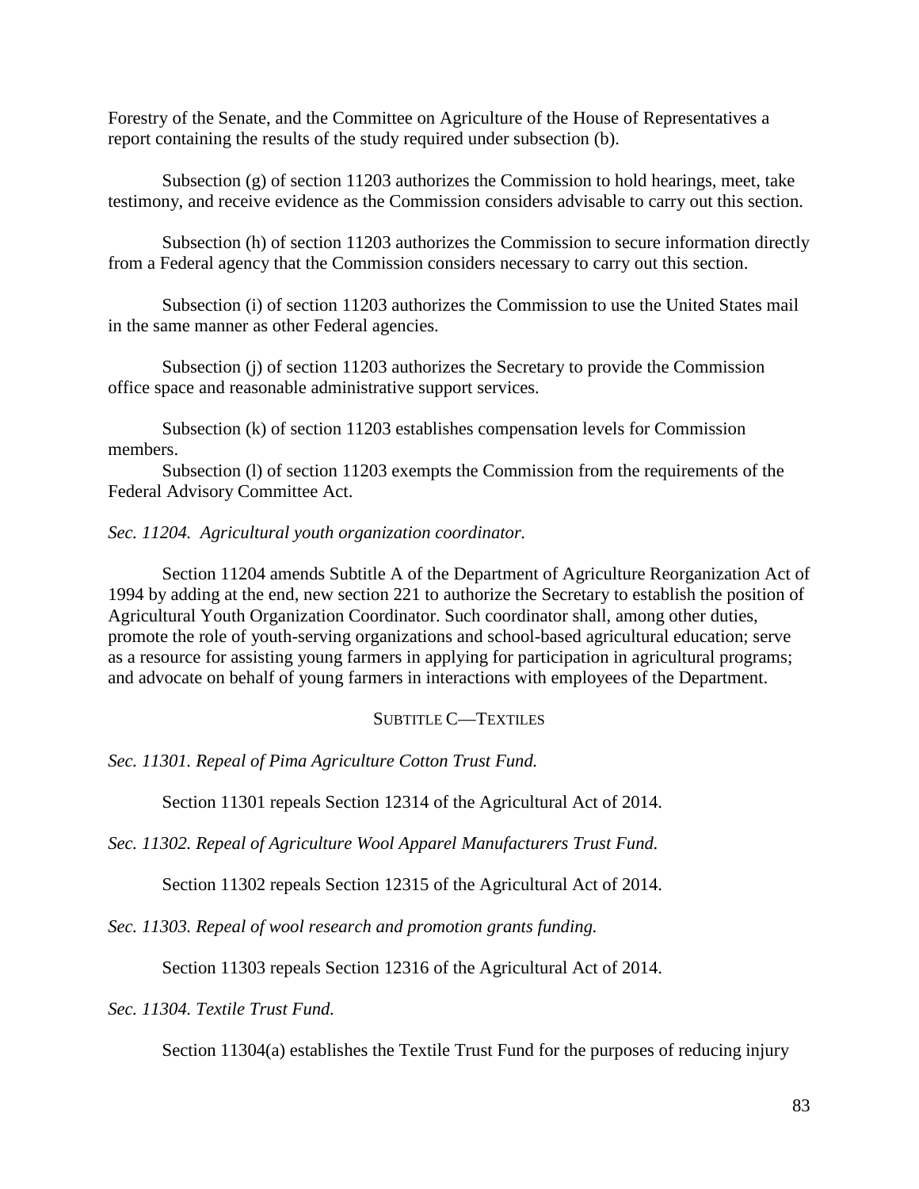Forestry of the Senate, and the Committee on Agriculture of the House of Representatives a report containing the results of the study required under subsection (b).

Subsection (g) of section 11203 authorizes the Commission to hold hearings, meet, take testimony, and receive evidence as the Commission considers advisable to carry out this section.

Subsection (h) of section 11203 authorizes the Commission to secure information directly from a Federal agency that the Commission considers necessary to carry out this section.

Subsection (i) of section 11203 authorizes the Commission to use the United States mail in the same manner as other Federal agencies.

Subsection (j) of section 11203 authorizes the Secretary to provide the Commission office space and reasonable administrative support services.

Subsection (k) of section 11203 establishes compensation levels for Commission members.

Subsection (l) of section 11203 exempts the Commission from the requirements of the Federal Advisory Committee Act.

*Sec. 11204. Agricultural youth organization coordinator.*

Section 11204 amends Subtitle A of the Department of Agriculture Reorganization Act of 1994 by adding at the end, new section 221 to authorize the Secretary to establish the position of Agricultural Youth Organization Coordinator. Such coordinator shall, among other duties, promote the role of youth-serving organizations and school-based agricultural education; serve as a resource for assisting young farmers in applying for participation in agricultural programs; and advocate on behalf of young farmers in interactions with employees of the Department.

## SUBTITLE C—TEXTILES

*Sec. 11301. Repeal of Pima Agriculture Cotton Trust Fund.*

Section 11301 repeals Section 12314 of the Agricultural Act of 2014.

*Sec. 11302. Repeal of Agriculture Wool Apparel Manufacturers Trust Fund.*

Section 11302 repeals Section 12315 of the Agricultural Act of 2014.

*Sec. 11303. Repeal of wool research and promotion grants funding.*

Section 11303 repeals Section 12316 of the Agricultural Act of 2014.

*Sec. 11304. Textile Trust Fund.*

Section 11304(a) establishes the Textile Trust Fund for the purposes of reducing injury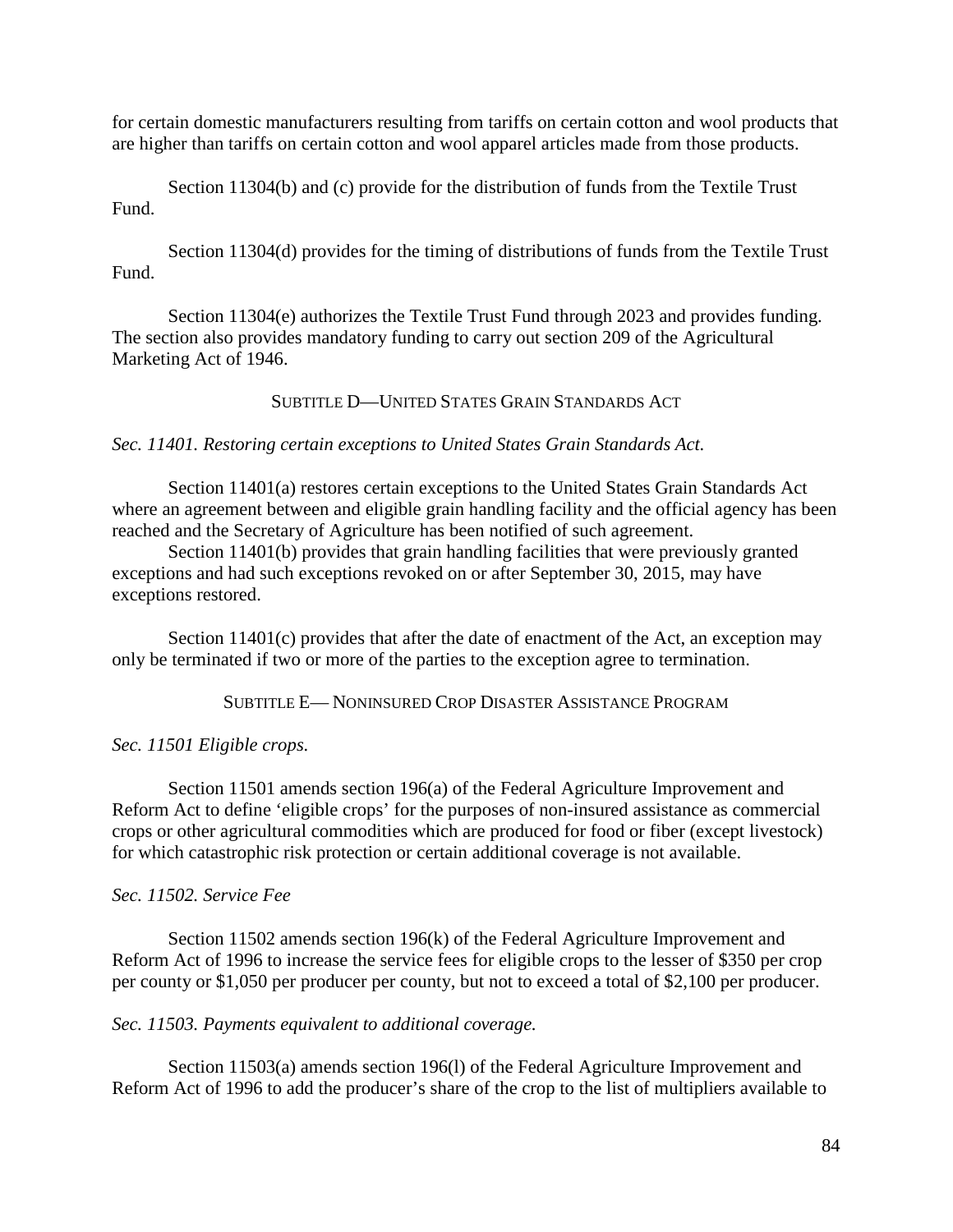for certain domestic manufacturers resulting from tariffs on certain cotton and wool products that are higher than tariffs on certain cotton and wool apparel articles made from those products.

Section 11304(b) and (c) provide for the distribution of funds from the Textile Trust Fund.

Section 11304(d) provides for the timing of distributions of funds from the Textile Trust Fund.

Section 11304(e) authorizes the Textile Trust Fund through 2023 and provides funding. The section also provides mandatory funding to carry out section 209 of the Agricultural Marketing Act of 1946.

### SUBTITLE D—UNITED STATES GRAIN STANDARDS ACT

*Sec. 11401. Restoring certain exceptions to United States Grain Standards Act.*

Section 11401(a) restores certain exceptions to the United States Grain Standards Act where an agreement between and eligible grain handling facility and the official agency has been reached and the Secretary of Agriculture has been notified of such agreement.

Section 11401(b) provides that grain handling facilities that were previously granted exceptions and had such exceptions revoked on or after September 30, 2015, may have exceptions restored.

Section 11401(c) provides that after the date of enactment of the Act, an exception may only be terminated if two or more of the parties to the exception agree to termination.

### SUBTITLE E— NONINSURED CROP DISASTER ASSISTANCE PROGRAM

*Sec. 11501 Eligible crops.*

Section 11501 amends section 196(a) of the Federal Agriculture Improvement and Reform Act to define 'eligible crops' for the purposes of non-insured assistance as commercial crops or other agricultural commodities which are produced for food or fiber (except livestock) for which catastrophic risk protection or certain additional coverage is not available.

*Sec. 11502. Service Fee*

Section 11502 amends section 196(k) of the Federal Agriculture Improvement and Reform Act of 1996 to increase the service fees for eligible crops to the lesser of $350 per crop per county or $1,050 per producer per county, but not to exceed a total of $2,100 per producer.

*Sec. 11503. Payments equivalent to additional coverage.*

Section 11503(a) amends section 196(l) of the Federal Agriculture Improvement and Reform Act of 1996 to add the producer's share of the crop to the list of multipliers available to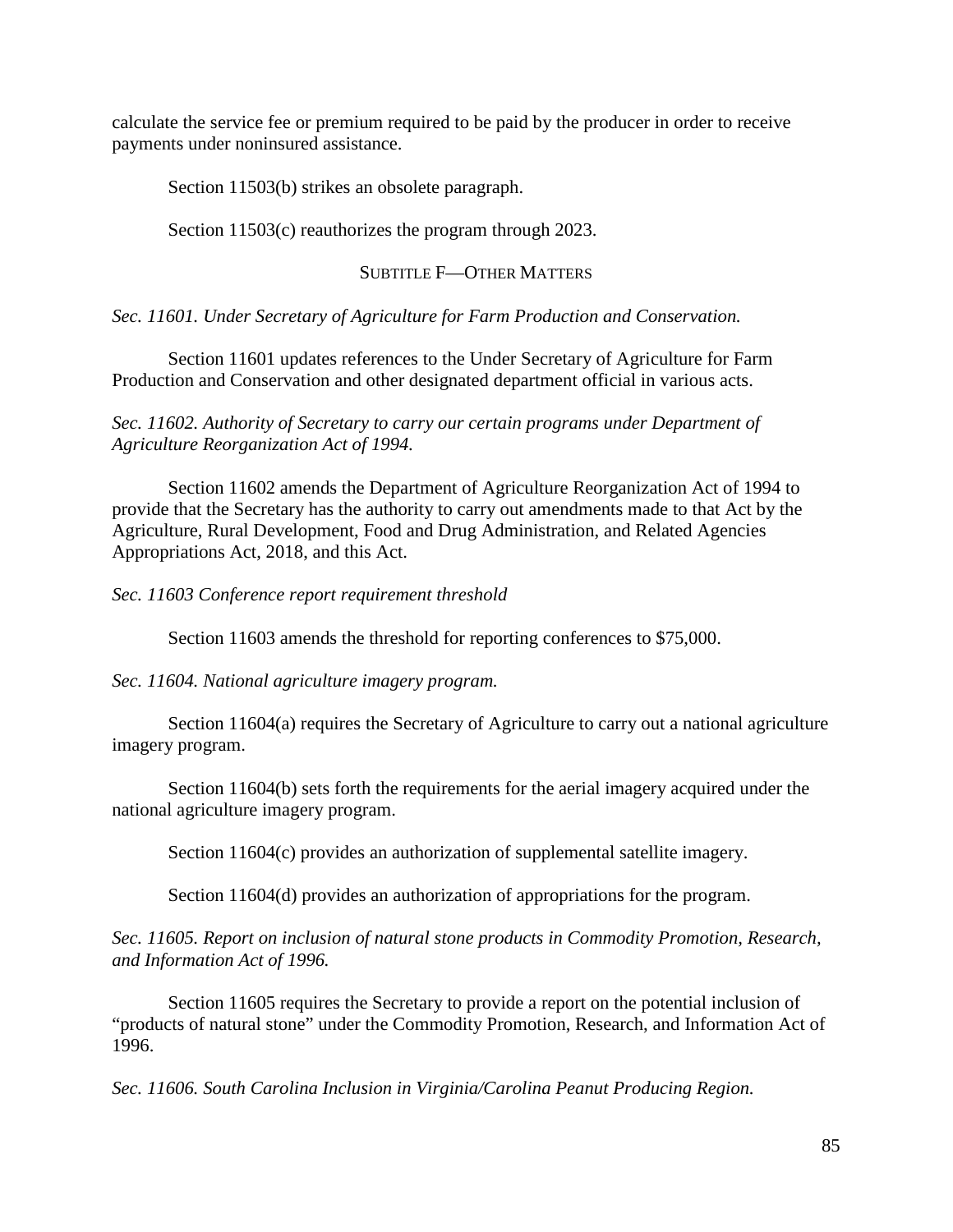calculate the service fee or premium required to be paid by the producer in order to receive payments under noninsured assistance.

Section 11503(b) strikes an obsolete paragraph.

Section 11503(c) reauthorizes the program through 2023.

## Subtitle F—Other Matters

*Sec. 11601. Under Secretary of Agriculture for Farm Production and Conservation.*

Section 11601 updates references to the Under Secretary of Agriculture for Farm Production and Conservation and other designated department official in various acts.

*Sec. 11602. Authority of Secretary to carry our certain programs under Department of Agriculture Reorganization Act of 1994.*

Section 11602 amends the Department of Agriculture Reorganization Act of 1994 to provide that the Secretary has the authority to carry out amendments made to that Act by the Agriculture, Rural Development, Food and Drug Administration, and Related Agencies Appropriations Act, 2018, and this Act.

*Sec. 11603 Conference report requirement threshold*

Section 11603 amends the threshold for reporting conferences to $75,000.

*Sec. 11604. National agriculture imagery program.*

Section 11604(a) requires the Secretary of Agriculture to carry out a national agriculture imagery program.

Section 11604(b) sets forth the requirements for the aerial imagery acquired under the national agriculture imagery program.

Section 11604(c) provides an authorization of supplemental satellite imagery.

Section 11604(d) provides an authorization of appropriations for the program.

*Sec. 11605. Report on inclusion of natural stone products in Commodity Promotion, Research, and Information Act of 1996.*

Section 11605 requires the Secretary to provide a report on the potential inclusion of "products of natural stone" under the Commodity Promotion, Research, and Information Act of 1996.

*Sec. 11606. South Carolina Inclusion in Virginia/Carolina Peanut Producing Region.*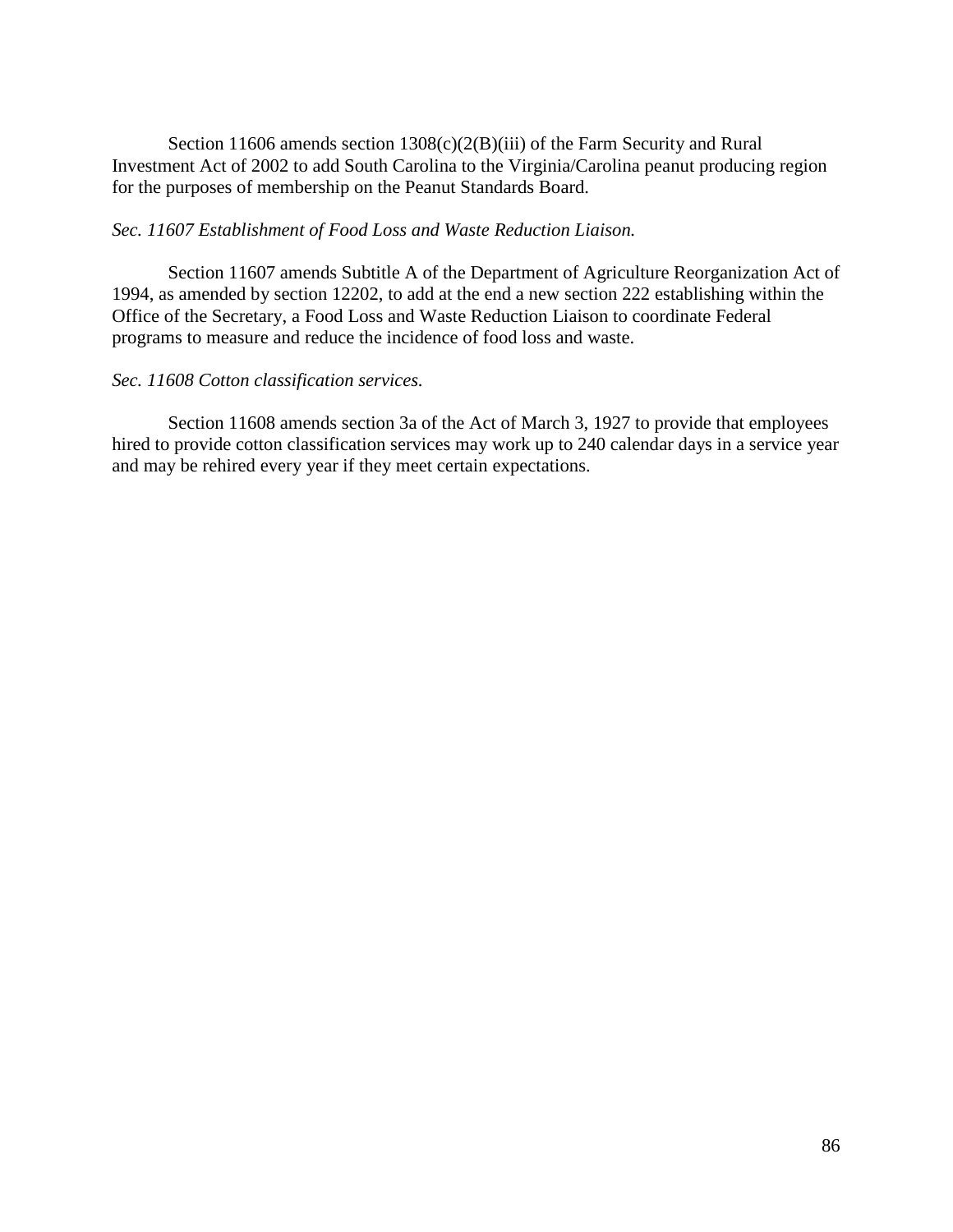Section 11606 amends section 1308(c)(2(B)(iii) of the Farm Security and Rural Investment Act of 2002 to add South Carolina to the Virginia/Carolina peanut producing region for the purposes of membership on the Peanut Standards Board.

*Sec. 11607 Establishment of Food Loss and Waste Reduction Liaison.*

Section 11607 amends Subtitle A of the Department of Agriculture Reorganization Act of 1994, as amended by section 12202, to add at the end a new section 222 establishing within the Office of the Secretary, a Food Loss and Waste Reduction Liaison to coordinate Federal programs to measure and reduce the incidence of food loss and waste.

*Sec. 11608 Cotton classification services.*

Section 11608 amends section 3a of the Act of March 3, 1927 to provide that employees hired to provide cotton classification services may work up to 240 calendar days in a service year and may be rehired every year if they meet certain expectations.